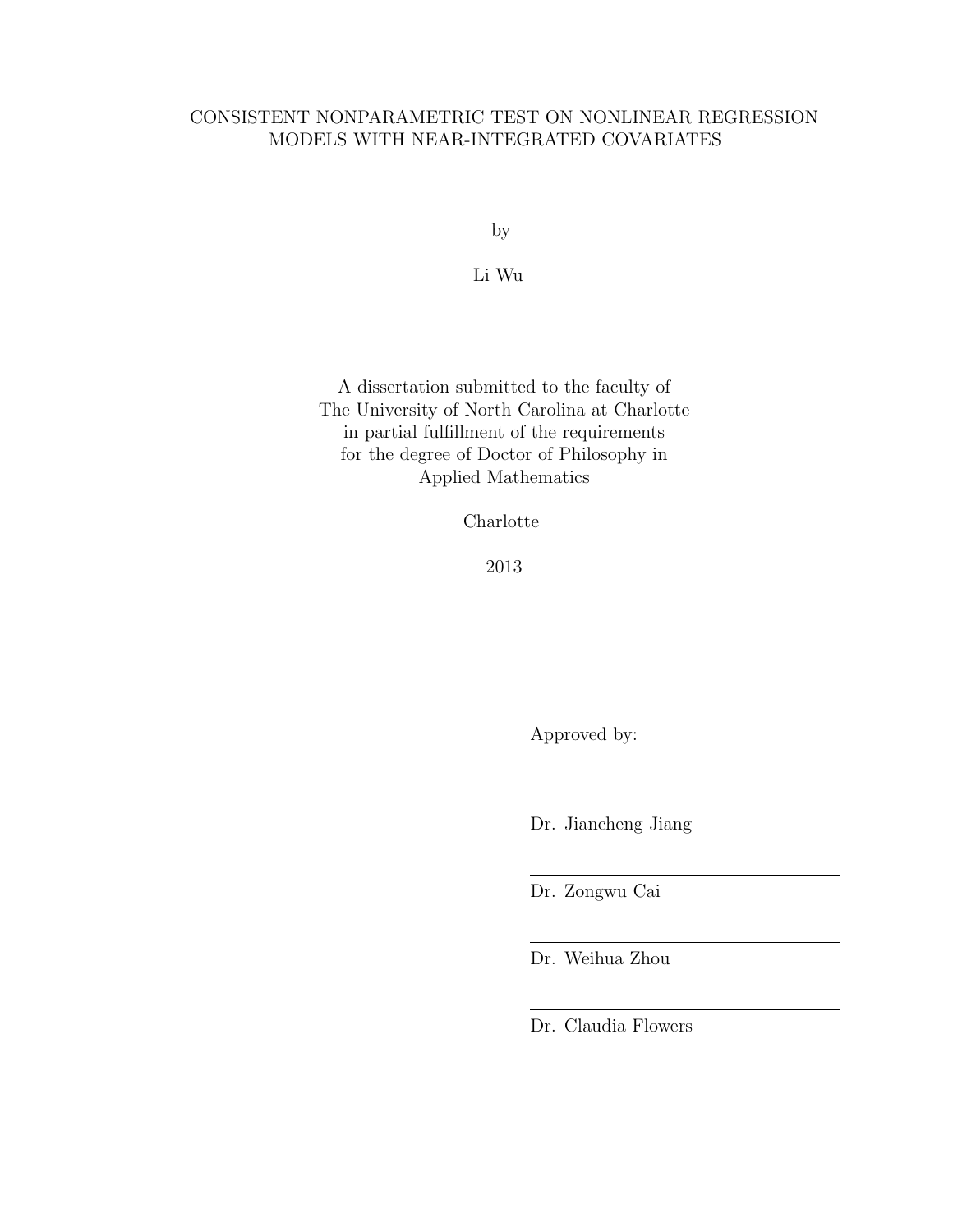# CONSISTENT NONPARAMETRIC TEST ON NONLINEAR REGRESSION MODELS WITH NEAR-INTEGRATED COVARIATES

by

Li Wu

A dissertation submitted to the faculty of
The University of North Carolina at Charlotte
in partial fulfillment of the requirements
for the degree of Doctor of Philosophy in
Applied Mathematics

Charlotte

2013

Approved by:

Dr. Jiancheng Jiang

Dr. Zongwu Cai

Dr. Weihua Zhou

Dr. Claudia Flowers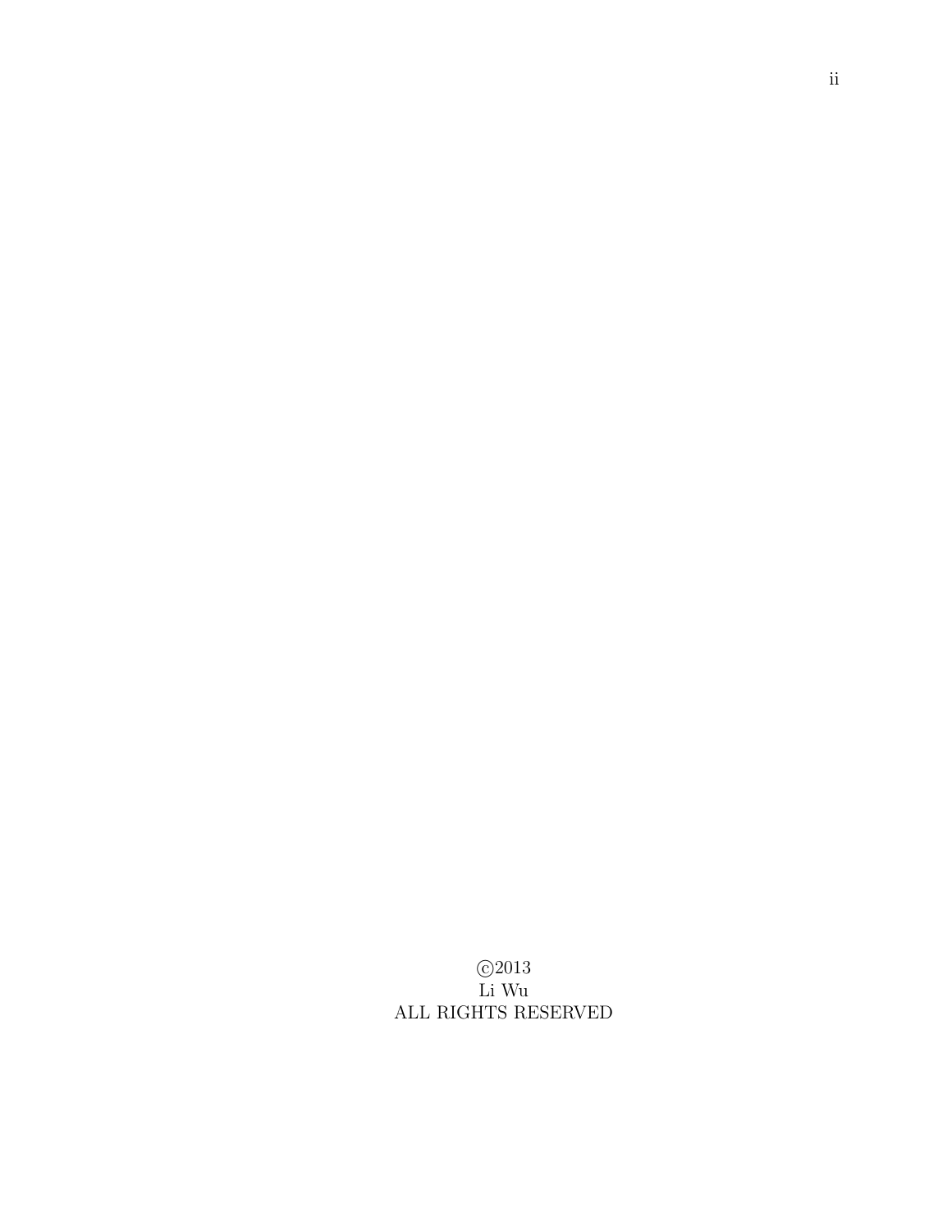©2013
Li Wu
ALL RIGHTS RESERVED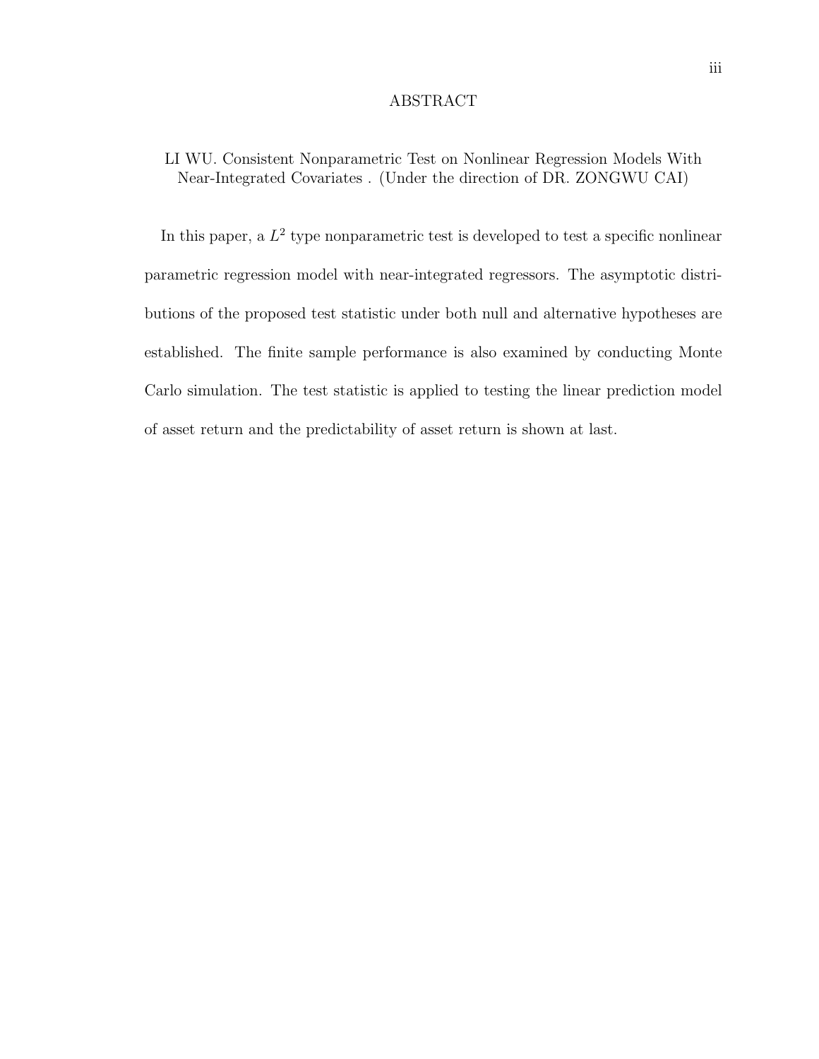# ABSTRACT

LI WU. Consistent Nonparametric Test on Nonlinear Regression Models With Near-Integrated Covariates . (Under the direction of DR. ZONGWU CAI)

In this paper, a $L^2$ type nonparametric test is developed to test a specific nonlinear parametric regression model with near-integrated regressors. The asymptotic distributions of the proposed test statistic under both null and alternative hypotheses are established. The finite sample performance is also examined by conducting Monte Carlo simulation. The test statistic is applied to testing the linear prediction model of asset return and the predictability of asset return is shown at last.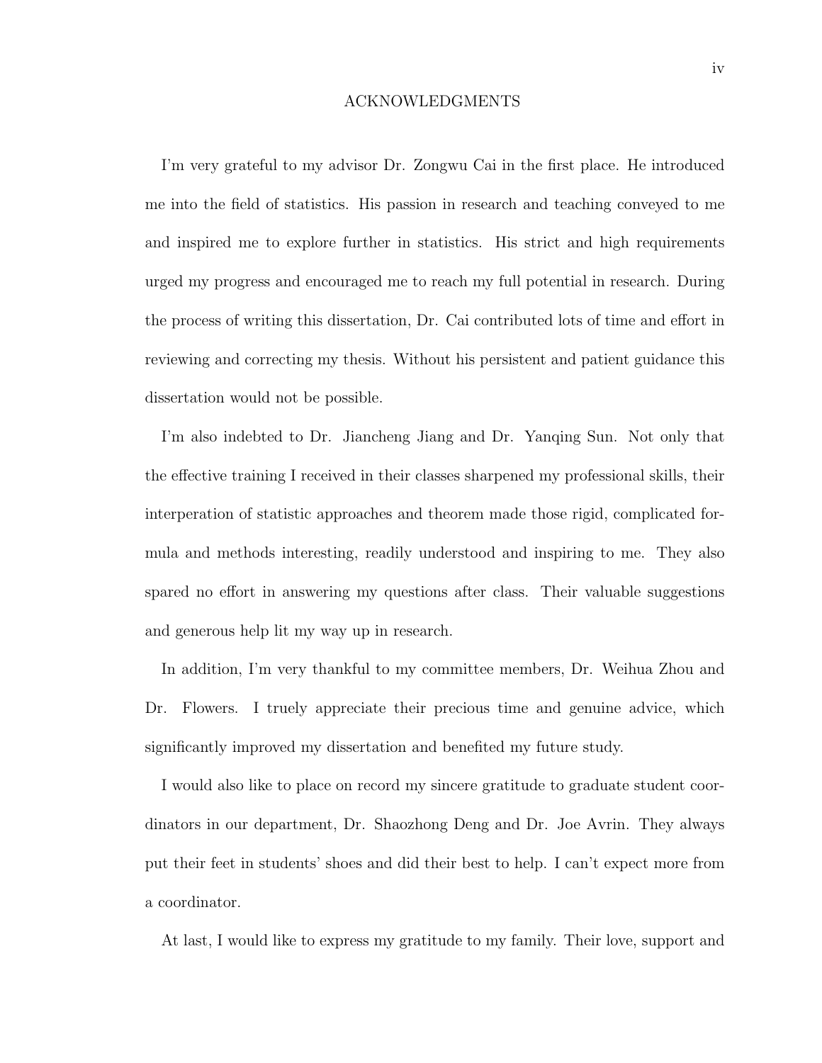# ACKNOWLEDGMENTS

I'm very grateful to my advisor Dr. Zongwu Cai in the first place. He introduced me into the field of statistics. His passion in research and teaching conveyed to me and inspired me to explore further in statistics. His strict and high requirements urged my progress and encouraged me to reach my full potential in research. During the process of writing this dissertation, Dr. Cai contributed lots of time and effort in reviewing and correcting my thesis. Without his persistent and patient guidance this dissertation would not be possible.

I'm also indebted to Dr. Jiancheng Jiang and Dr. Yanqing Sun. Not only that the effective training I received in their classes sharpened my professional skills, their interperation of statistic approaches and theorem made those rigid, complicated formula and methods interesting, readily understood and inspiring to me. They also spared no effort in answering my questions after class. Their valuable suggestions and generous help lit my way up in research.

In addition, I'm very thankful to my committee members, Dr. Weihua Zhou and Dr. Flowers. I truely appreciate their precious time and genuine advice, which significantly improved my dissertation and benefited my future study.

I would also like to place on record my sincere gratitude to graduate student coordinators in our department, Dr. Shaozhong Deng and Dr. Joe Avrin. They always put their feet in students' shoes and did their best to help. I can't expect more from a coordinator.

At last, I would like to express my gratitude to my family. Their love, support and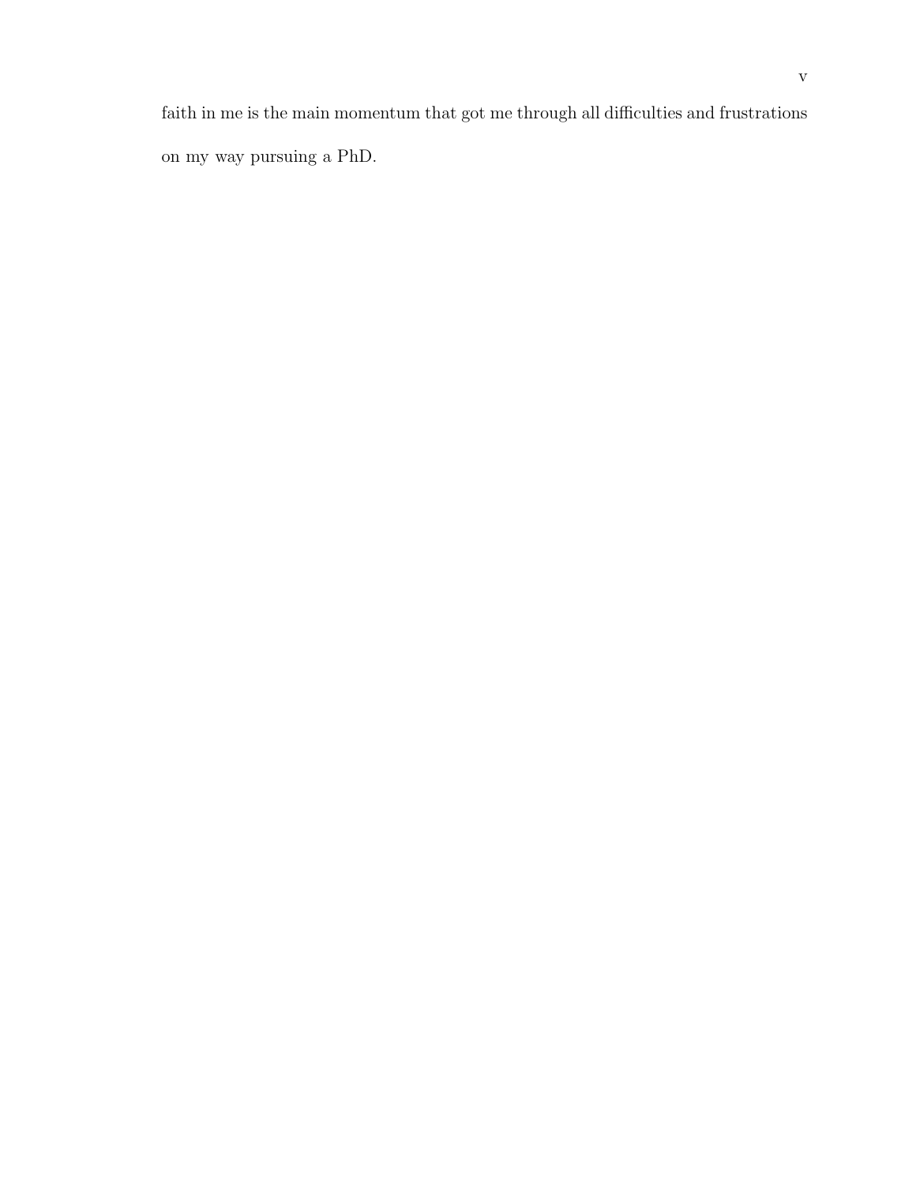faith in me is the main momentum that got me through all difficulties and frustrations on my way pursuing a PhD.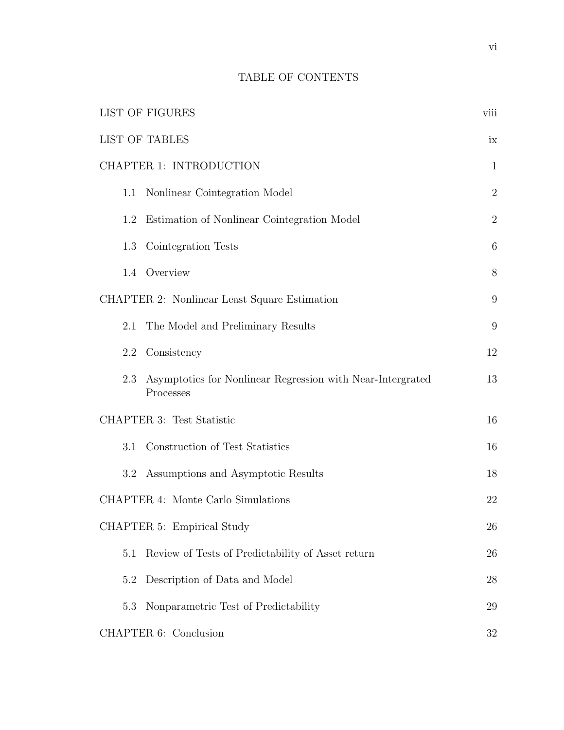# TABLE OF CONTENTS

LIST OF FIGURES viii

LIST OF TABLES ix

CHAPTER 1: INTRODUCTION 1

- 1.1 Nonlinear Cointegration Model 2
- 1.2 Estimation of Nonlinear Cointegration Model 2
- 1.3 Cointegration Tests 6
- 1.4 Overview 8

CHAPTER 2: Nonlinear Least Square Estimation 9

- 2.1 The Model and Preliminary Results 9
- 2.2 Consistency 12
- 2.3 Asymptotics for Nonlinear Regression with Near-Intergrated Processes 13

CHAPTER 3: Test Statistic 16

- 3.1 Construction of Test Statistics 16
- 3.2 Assumptions and Asymptotic Results 18

CHAPTER 4: Monte Carlo Simulations 22

CHAPTER 5: Empirical Study 26

- 5.1 Review of Tests of Predictability of Asset return 26
- 5.2 Description of Data and Model 28
- 5.3 Nonparametric Test of Predictability 29

CHAPTER 6: Conclusion 32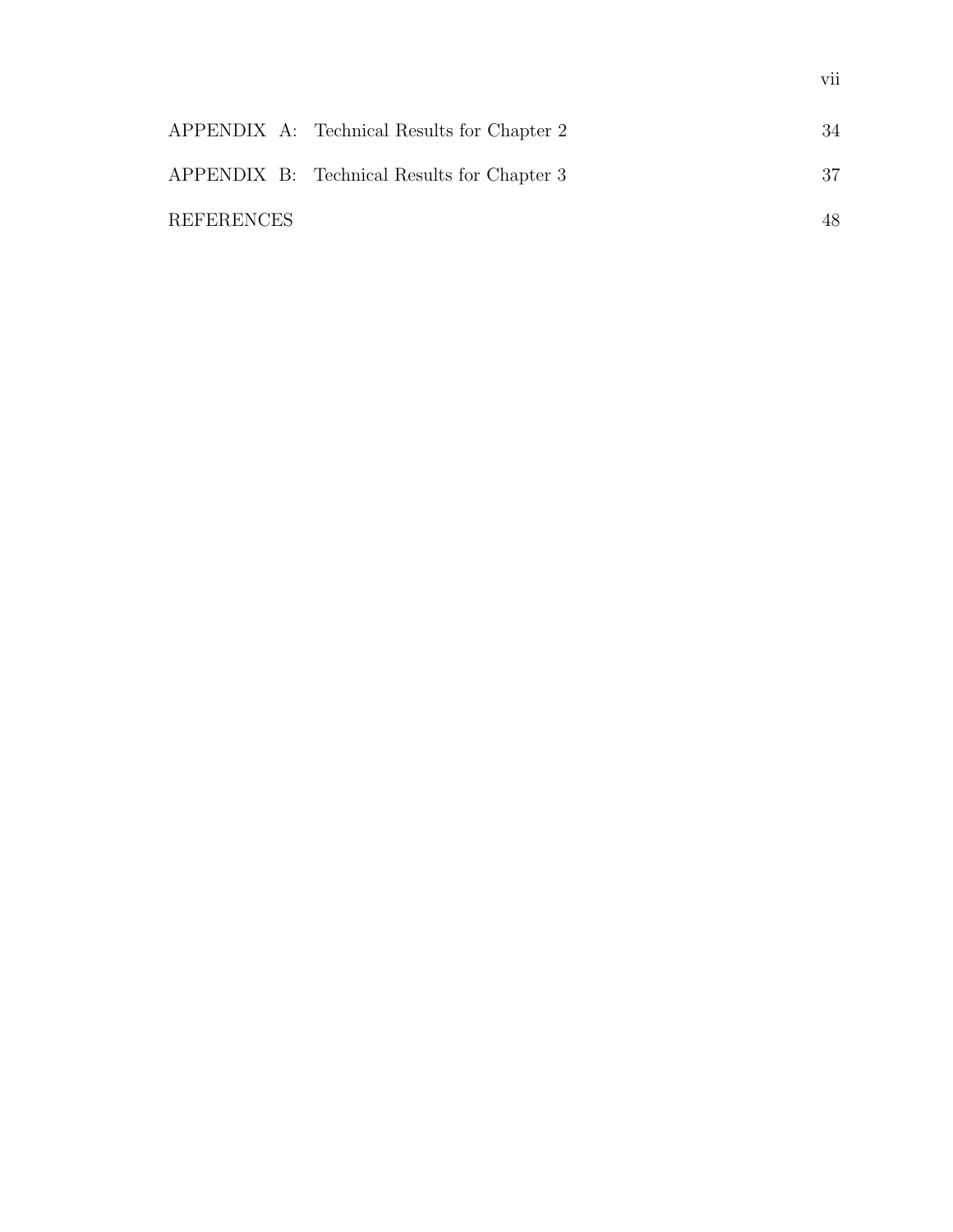APPENDIX A: Technical Results for Chapter 2 34

APPENDIX B: Technical Results for Chapter 3 37

REFERENCES 48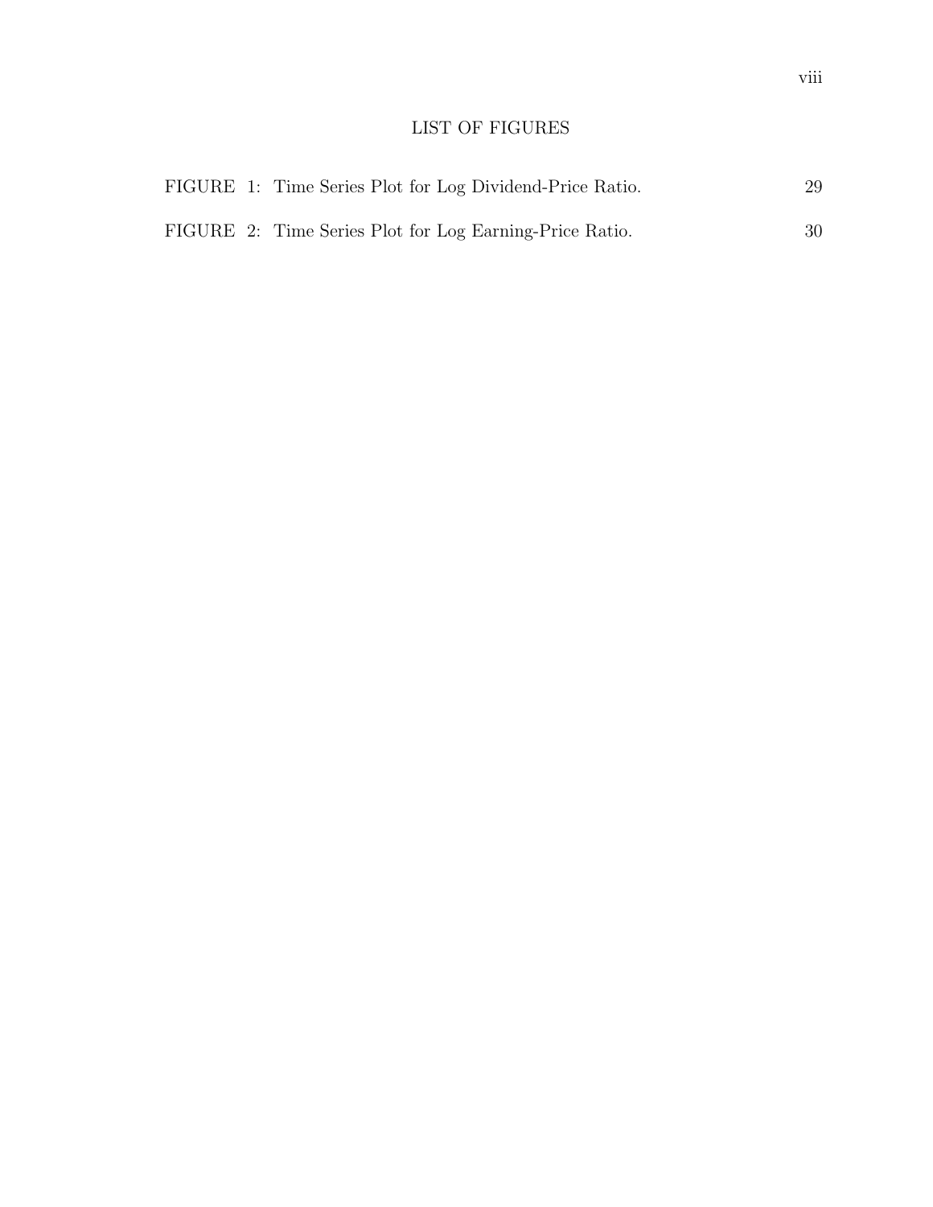# LIST OF FIGURES

FIGURE 1: Time Series Plot for Log Dividend-Price Ratio. 29

FIGURE 2: Time Series Plot for Log Earning-Price Ratio. 30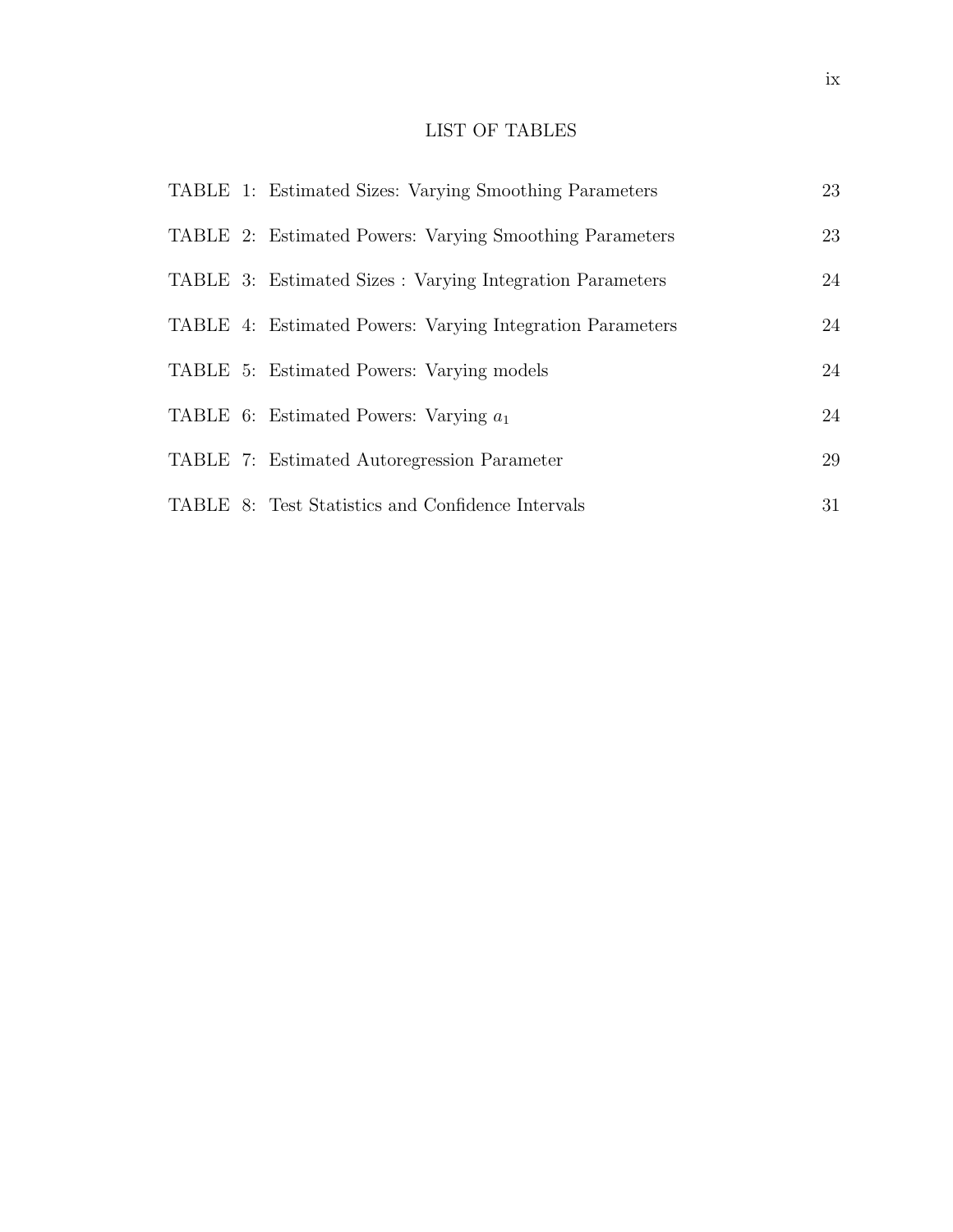# LIST OF TABLES

| | |
|---|---|
| TABLE 1: Estimated Sizes: Varying Smoothing Parameters | 23 |
| TABLE 2: Estimated Powers: Varying Smoothing Parameters | 23 |
| TABLE 3: Estimated Sizes : Varying Integration Parameters | 24 |
| TABLE 4: Estimated Powers: Varying Integration Parameters | 24 |
| TABLE 5: Estimated Powers: Varying models | 24 |
| TABLE 6: Estimated Powers: Varying $a_1$ | 24 |
| TABLE 7: Estimated Autoregression Parameter | 29 |
| TABLE 8: Test Statistics and Confidence Intervals | 31 |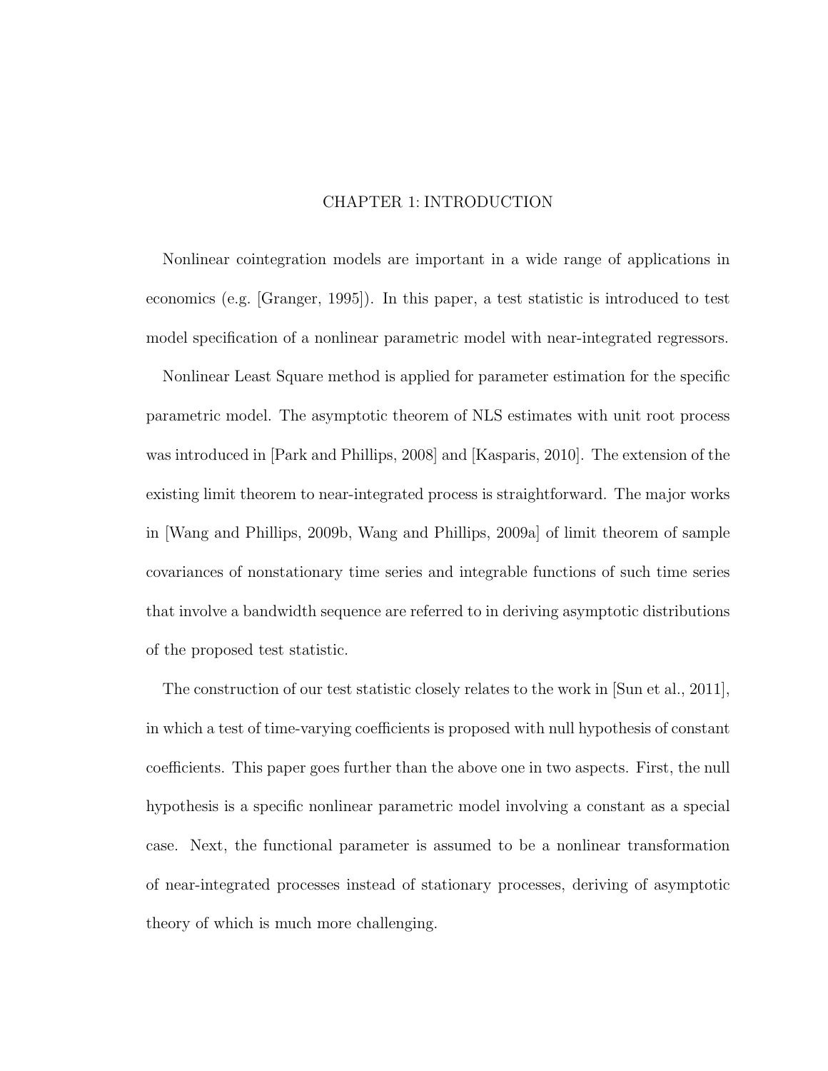# CHAPTER 1: INTRODUCTION

Nonlinear cointegration models are important in a wide range of applications in economics (e.g. [Granger, 1995]). In this paper, a test statistic is introduced to test model specification of a nonlinear parametric model with near-integrated regressors.

Nonlinear Least Square method is applied for parameter estimation for the specific parametric model. The asymptotic theorem of NLS estimates with unit root process was introduced in [Park and Phillips, 2008] and [Kasparis, 2010]. The extension of the existing limit theorem to near-integrated process is straightforward. The major works in [Wang and Phillips, 2009b, Wang and Phillips, 2009a] of limit theorem of sample covariances of nonstationary time series and integrable functions of such time series that involve a bandwidth sequence are referred to in deriving asymptotic distributions of the proposed test statistic.

The construction of our test statistic closely relates to the work in [Sun et al., 2011], in which a test of time-varying coefficients is proposed with null hypothesis of constant coefficients. This paper goes further than the above one in two aspects. First, the null hypothesis is a specific nonlinear parametric model involving a constant as a special case. Next, the functional parameter is assumed to be a nonlinear transformation of near-integrated processes instead of stationary processes, deriving of asymptotic theory of which is much more challenging.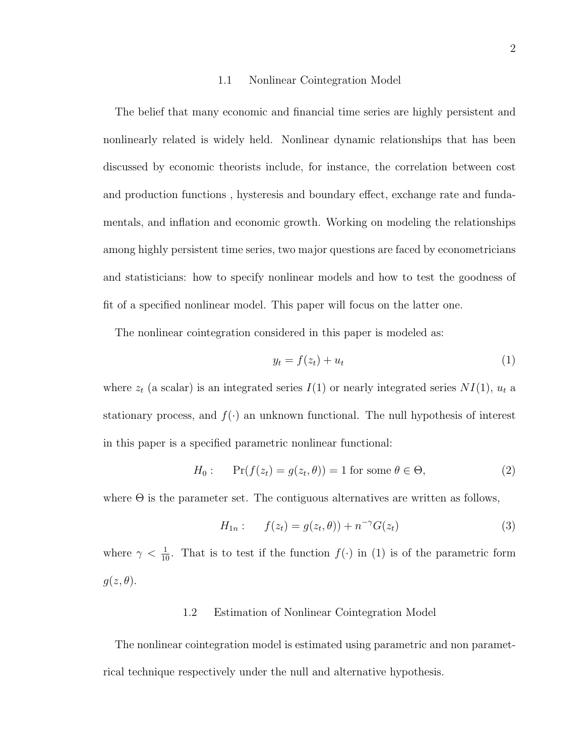### 1.1 Nonlinear Cointegration Model

The belief that many economic and financial time series are highly persistent and nonlinearly related is widely held. Nonlinear dynamic relationships that has been discussed by economic theorists include, for instance, the correlation between cost and production functions , hysteresis and boundary effect, exchange rate and fundamentals, and inflation and economic growth. Working on modeling the relationships among highly persistent time series, two major questions are faced by econometricians and statisticians: how to specify nonlinear models and how to test the goodness of fit of a specified nonlinear model. This paper will focus on the latter one.

The nonlinear cointegration considered in this paper is modeled as:

$$y_t = f(z_t) + u_t \tag{1}$$

where $z_t$ (a scalar) is an integrated series $I(1)$ or nearly integrated series $NI(1)$, $u_t$ a stationary process, and $f(\cdot)$ an unknown functional. The null hypothesis of interest in this paper is a specified parametric nonlinear functional:

$$H_0: \quad \Pr(f(z_t) = g(z_t, \theta)) = 1 \text{ for some } \theta \in \Theta, \tag{2}$$

where $\Theta$ is the parameter set. The contiguous alternatives are written as follows,

$$H_{1n}: \quad f(z_t) = g(z_t, \theta)) + n^{-\gamma} G(z_t) \tag{3}$$

where $\gamma < \frac{1}{10}$. That is to test if the function $f(\cdot)$ in (1) is of the parametric form $g(z, \theta)$.

### 1.2 Estimation of Nonlinear Cointegration Model

The nonlinear cointegration model is estimated using parametric and non parametrical technique respectively under the null and alternative hypothesis.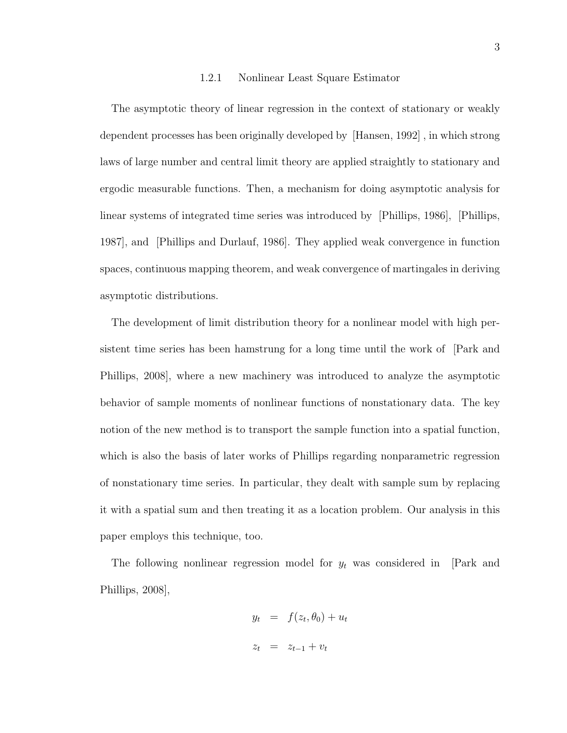### 1.2.1 Nonlinear Least Square Estimator

The asymptotic theory of linear regression in the context of stationary or weakly dependent processes has been originally developed by [Hansen, 1992] , in which strong laws of large number and central limit theory are applied straightly to stationary and ergodic measurable functions. Then, a mechanism for doing asymptotic analysis for linear systems of integrated time series was introduced by [Phillips, 1986], [Phillips, 1987], and [Phillips and Durlauf, 1986]. They applied weak convergence in function spaces, continuous mapping theorem, and weak convergence of martingales in deriving asymptotic distributions.

The development of limit distribution theory for a nonlinear model with high persistent time series has been hamstrung for a long time until the work of [Park and Phillips, 2008], where a new machinery was introduced to analyze the asymptotic behavior of sample moments of nonlinear functions of nonstationary data. The key notion of the new method is to transport the sample function into a spatial function, which is also the basis of later works of Phillips regarding nonparametric regression of nonstationary time series. In particular, they dealt with sample sum by replacing it with a spatial sum and then treating it as a location problem. Our analysis in this paper employs this technique, too.

The following nonlinear regression model for $y_t$ was considered in [Park and Phillips, 2008],

$$
\begin{aligned}
y_t &= f(z_t, \theta_0) + u_t \\
z_t &= z_{t-1} + v_t
\end{aligned}
$$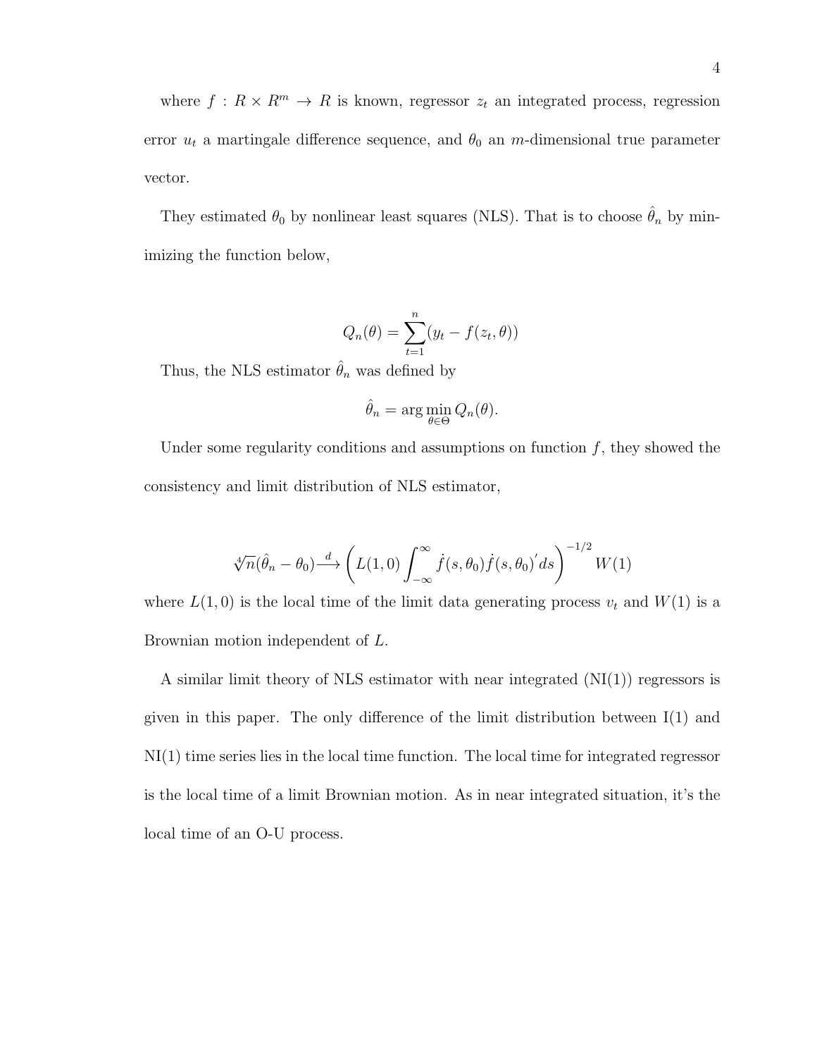where $f : R \times R^m \to R$ is known, regressor $z_t$ an integrated process, regression error $u_t$ a martingale difference sequence, and $\theta_0$ an $m$-dimensional true parameter vector.

They estimated $\theta_0$ by nonlinear least squares (NLS). That is to choose $\hat{\theta}_n$ by minimizing the function below,

$$Q_n(\theta) = \sum_{t=1}^{n} (y_t - f(z_t, \theta))$$

Thus, the NLS estimator $\hat{\theta}_n$ was defined by

$$\hat{\theta}_n = \arg\min_{\theta \in \Theta} Q_n(\theta).$$

Under some regularity conditions and assumptions on function $f$, they showed the consistency and limit distribution of NLS estimator,

$$\sqrt[4]{n}(\hat{\theta}_n - \theta_0) \xrightarrow{d} \left( L(1,0) \int_{-\infty}^{\infty} \dot{f}(s, \theta_0) \dot{f}(s, \theta_0)' ds \right)^{-1/2} W(1)$$

where $L(1,0)$ is the local time of the limit data generating process $v_t$ and $W(1)$ is a Brownian motion independent of $L$.

A similar limit theory of NLS estimator with near integrated (NI(1)) regressors is given in this paper. The only difference of the limit distribution between I(1) and NI(1) time series lies in the local time function. The local time for integrated regressor is the local time of a limit Brownian motion. As in near integrated situation, it's the local time of an O-U process.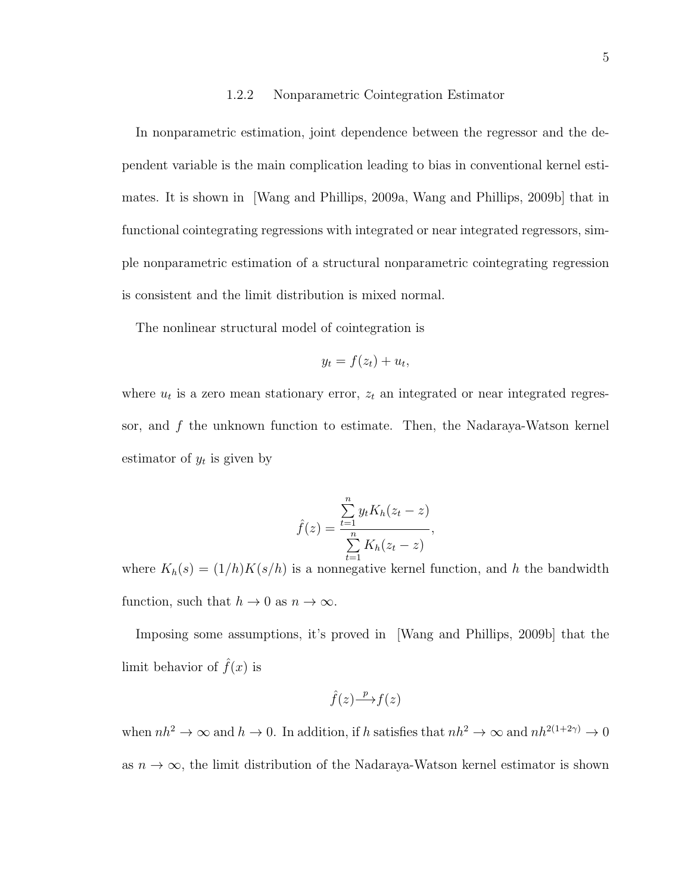### 1.2.2 Nonparametric Cointegration Estimator

In nonparametric estimation, joint dependence between the regressor and the dependent variable is the main complication leading to bias in conventional kernel estimates. It is shown in [Wang and Phillips, 2009a, Wang and Phillips, 2009b] that in functional cointegrating regressions with integrated or near integrated regressors, simple nonparametric estimation of a structural nonparametric cointegrating regression is consistent and the limit distribution is mixed normal.

The nonlinear structural model of cointegration is

$$y_t = f(z_t) + u_t,$$

where $u_t$ is a zero mean stationary error, $z_t$ an integrated or near integrated regressor, and $f$ the unknown function to estimate. Then, the Nadaraya-Watson kernel estimator of $y_t$ is given by

$$\hat{f}(z) = \frac{\sum_{t=1}^{n} y_t K_h(z_t - z)}{\sum_{t=1}^{n} K_h(z_t - z)},$$

where $K_h(s) = (1/h)K(s/h)$ is a nonnegative kernel function, and $h$ the bandwidth function, such that $h \to 0$ as $n \to \infty$.

Imposing some assumptions, it's proved in [Wang and Phillips, 2009b] that the limit behavior of $\hat{f}(x)$ is

$$\hat{f}(z) \xrightarrow{p} f(z)$$

when $nh^2 \to \infty$ and $h \to 0$. In addition, if $h$ satisfies that $nh^2 \to \infty$ and $nh^{2(1+2\gamma)} \to 0$ as $n \to \infty$, the limit distribution of the Nadaraya-Watson kernel estimator is shown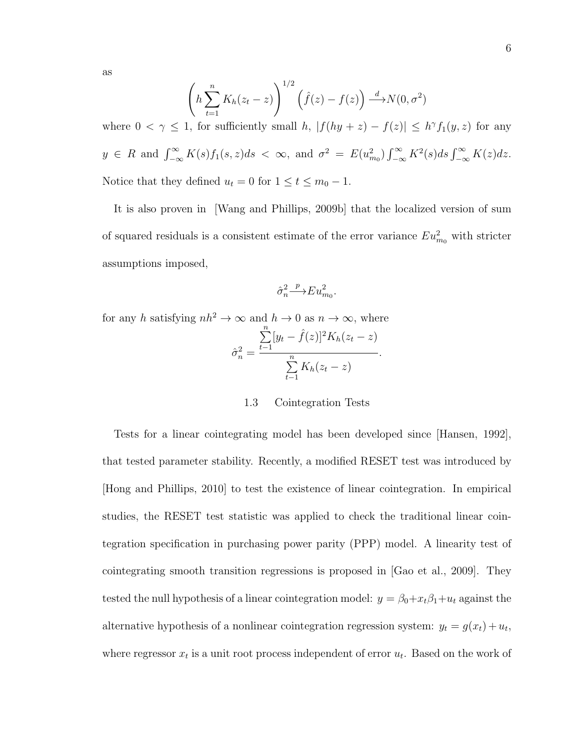as

$$\left(h\sum_{t=1}^{n}K_h(z_t-z)\right)^{1/2}\left(\hat{f}(z)-f(z)\right)\xrightarrow{d}N(0,\sigma^2)$$

where $0<\gamma\leq 1$, for sufficiently small $h$, $|f(hy+z)-f(z)|\leq h^{\gamma}f_1(y,z)$ for any $y\in R$ and $\int_{-\infty}^{\infty}K(s)f_1(s,z)ds<\infty$, and $\sigma^2=E(u_{m_0}^2)\int_{-\infty}^{\infty}K^2(s)ds\int_{-\infty}^{\infty}K(z)dz$. Notice that they defined $u_t=0$ for $1\leq t\leq m_0-1$.

It is also proven in [Wang and Phillips, 2009b] that the localized version of sum of squared residuals is a consistent estimate of the error variance $Eu_{m_0}^2$ with stricter assumptions imposed,

$$\hat{\sigma}_n^2\xrightarrow{p}Eu_{m_0}^2.$$

for any $h$ satisfying $nh^2\to\infty$ and $h\to 0$ as $n\to\infty$, where

$$\hat{\sigma}_n^2=\frac{\sum_{t-1}^{n}[y_t-\hat{f}(z)]^2K_h(z_t-z)}{\sum_{t-1}^{n}K_h(z_t-z)}.$$

### 1.3 Cointegration Tests

Tests for a linear cointegrating model has been developed since [Hansen, 1992], that tested parameter stability. Recently, a modified RESET test was introduced by [Hong and Phillips, 2010] to test the existence of linear cointegration. In empirical studies, the RESET test statistic was applied to check the traditional linear cointegration specification in purchasing power parity (PPP) model. A linearity test of cointegrating smooth transition regressions is proposed in [Gao et al., 2009]. They tested the null hypothesis of a linear cointegration model: $y=\beta_0+x_t\beta_1+u_t$ against the alternative hypothesis of a nonlinear cointegration regression system: $y_t=g(x_t)+u_t$, where regressor $x_t$ is a unit root process independent of error $u_t$. Based on the work of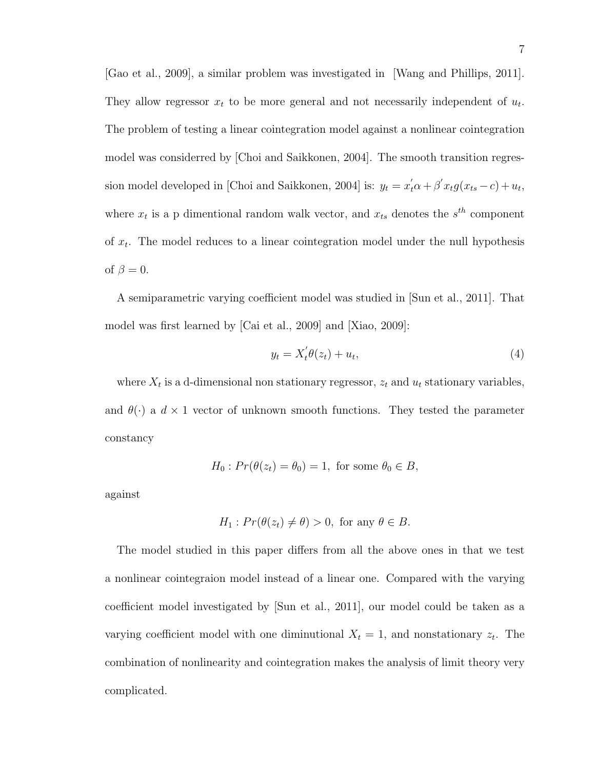[Gao et al., 2009], a similar problem was investigated in [Wang and Phillips, 2011]. They allow regressor $x_t$ to be more general and not necessarily independent of $u_t$. The problem of testing a linear cointegration model against a nonlinear cointegration model was considerred by [Choi and Saikkonen, 2004]. The smooth transition regression model developed in [Choi and Saikkonen, 2004] is: $y_t = x_t^{'}\alpha + \beta^{'} x_t g(x_{ts} - c) + u_t$, where $x_t$ is a p dimentional random walk vector, and $x_{ts}$ denotes the $s^{th}$ component of $x_t$. The model reduces to a linear cointegration model under the null hypothesis of $\beta = 0$.

A semiparametric varying coefficient model was studied in [Sun et al., 2011]. That model was first learned by [Cai et al., 2009] and [Xiao, 2009]:

$$y_t = X_t^{'}\theta(z_t) + u_t, \tag{4}$$

where $X_t$ is a d-dimensional non stationary regressor, $z_t$ and $u_t$ stationary variables, and $\theta(\cdot)$ a $d \times 1$ vector of unknown smooth functions. They tested the parameter constancy

$$H_0 : Pr(\theta(z_t) = \theta_0) = 1, \text{ for some } \theta_0 \in B,$$

against

$$H_1 : Pr(\theta(z_t) \neq \theta) > 0, \text{ for any } \theta \in B.$$

The model studied in this paper differs from all the above ones in that we test a nonlinear cointegraion model instead of a linear one. Compared with the varying coefficient model investigated by [Sun et al., 2011], our model could be taken as a varying coefficient model with one diminutional $X_t = 1$, and nonstationary $z_t$. The combination of nonlinearity and cointegration makes the analysis of limit theory very complicated.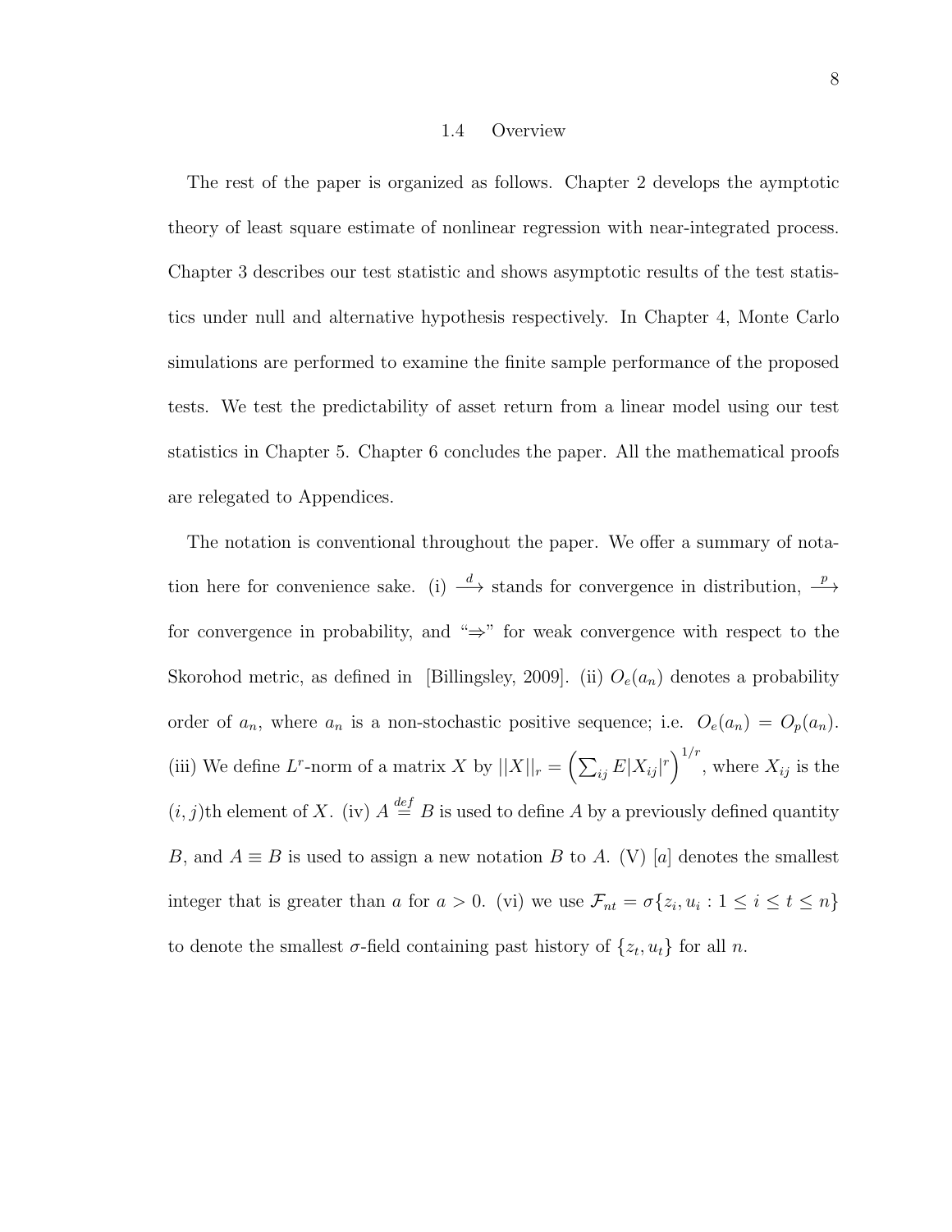## 1.4 Overview

The rest of the paper is organized as follows. Chapter 2 develops the aymptotic theory of least square estimate of nonlinear regression with near-integrated process. Chapter 3 describes our test statistic and shows asymptotic results of the test statistics under null and alternative hypothesis respectively. In Chapter 4, Monte Carlo simulations are performed to examine the finite sample performance of the proposed tests. We test the predictability of asset return from a linear model using our test statistics in Chapter 5. Chapter 6 concludes the paper. All the mathematical proofs are relegated to Appendices.

The notation is conventional throughout the paper. We offer a summary of notation here for convenience sake. (i) $\xrightarrow{d}$ stands for convergence in distribution, $\xrightarrow{p}$ for convergence in probability, and "$\Rightarrow$" for weak convergence with respect to the Skorohod metric, as defined in [Billingsley, 2009]. (ii) $O_e(a_n)$ denotes a probability order of $a_n$, where $a_n$ is a non-stochastic positive sequence; i.e. $O_e(a_n) = O_p(a_n)$. (iii) We define $L^r$-norm of a matrix $X$ by $||X||_r = \left(\sum_{ij} E|X_{ij}|^r\right)^{1/r}$, where $X_{ij}$ is the $(i, j)$th element of $X$. (iv) $A \overset{def}{=} B$ is used to define $A$ by a previously defined quantity $B$, and $A \equiv B$ is used to assign a new notation $B$ to $A$. (V) $[a]$ denotes the smallest integer that is greater than $a$ for $a > 0$. (vi) we use $\mathcal{F}_{nt} = \sigma\{z_i, u_i : 1 \leq i \leq t \leq n\}$ to denote the smallest $\sigma$-field containing past history of $\{z_t, u_t\}$ for all $n$.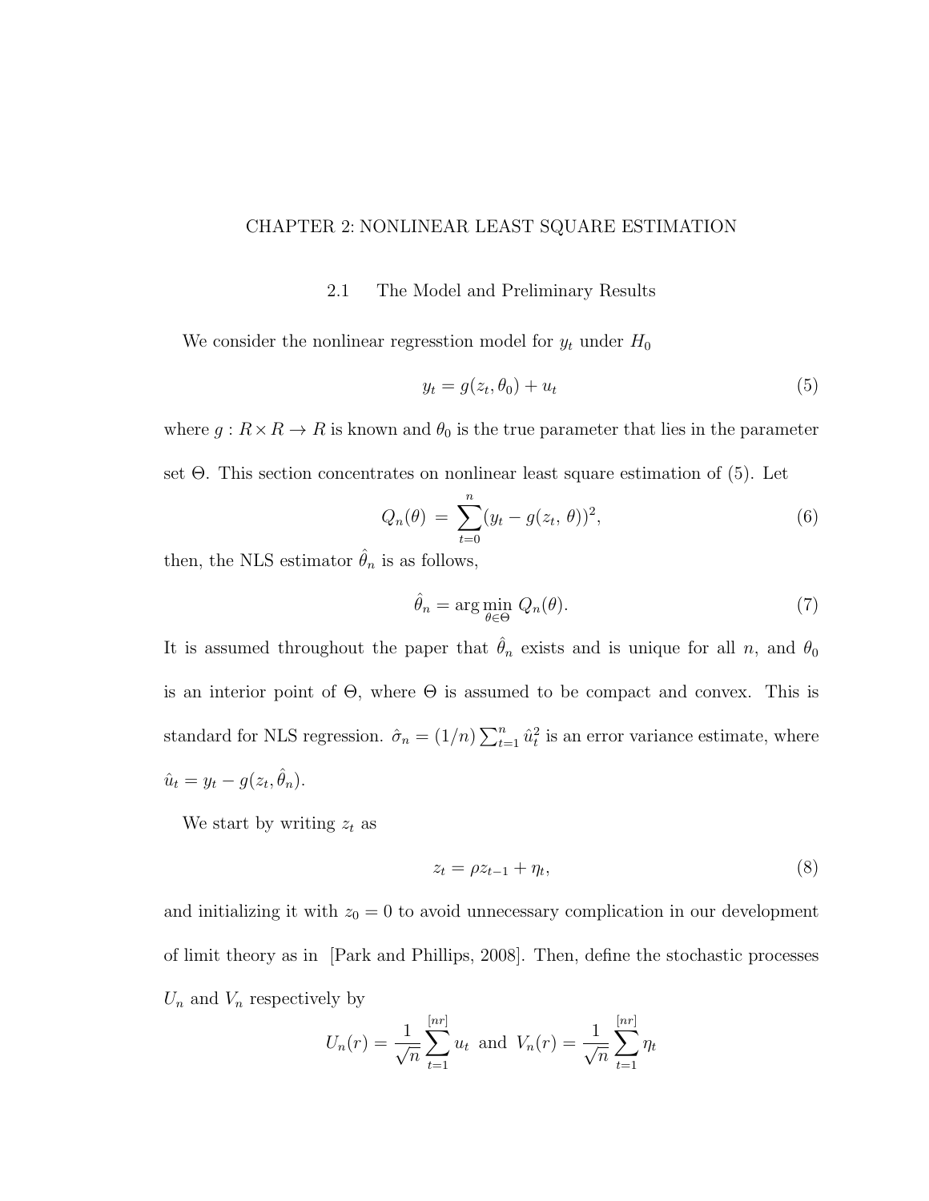# CHAPTER 2: NONLINEAR LEAST SQUARE ESTIMATION

## 2.1 The Model and Preliminary Results

We consider the nonlinear regresstion model for $y_t$ under $H_0$

$$y_t = g(z_t, \theta_0) + u_t \tag{5}$$

where $g : R \times R \to R$ is known and $\theta_0$ is the true parameter that lies in the parameter set $\Theta$. This section concentrates on nonlinear least square estimation of (5). Let

$$Q_n(\theta) \;=\; \sum_{t=0}^{n} (y_t - g(z_t,\, \theta))^2, \tag{6}$$

then, the NLS estimator $\hat{\theta}_n$ is as follows,

$$\hat{\theta}_n = \arg\min_{\theta \in \Theta} \, Q_n(\theta). \tag{7}$$

It is assumed throughout the paper that $\hat{\theta}_n$ exists and is unique for all $n$, and $\theta_0$ is an interior point of $\Theta$, where $\Theta$ is assumed to be compact and convex. This is standard for NLS regression. $\hat{\sigma}_n = (1/n)\sum_{t=1}^{n} \hat{u}_t^2$ is an error variance estimate, where $\hat{u}_t = y_t - g(z_t, \hat{\theta}_n)$.

We start by writing $z_t$ as

$$z_t = \rho z_{t-1} + \eta_t, \tag{8}$$

and initializing it with $z_0 = 0$ to avoid unnecessary complication in our development of limit theory as in [Park and Phillips, 2008]. Then, define the stochastic processes $U_n$ and $V_n$ respectively by

$$U_n(r) = \frac{1}{\sqrt{n}} \sum_{t=1}^{[nr]} u_t \;\text{ and }\; V_n(r) = \frac{1}{\sqrt{n}} \sum_{t=1}^{[nr]} \eta_t$$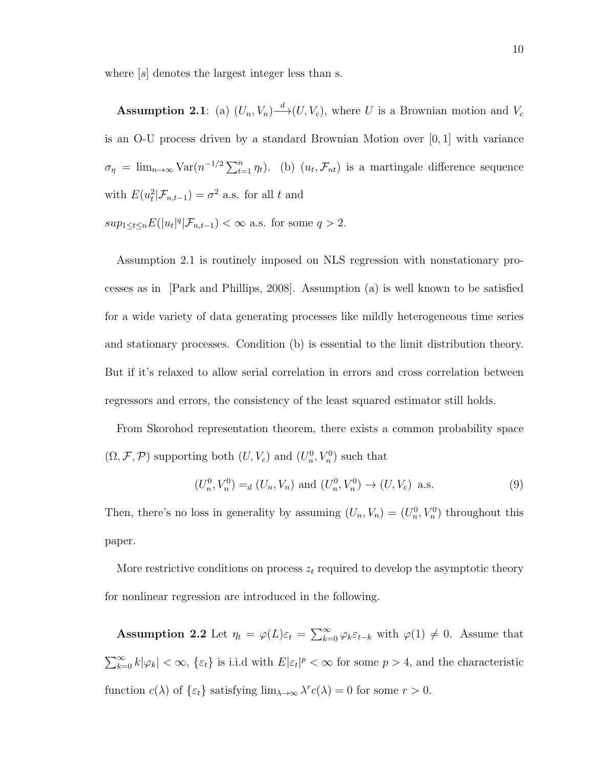where $[s]$ denotes the largest integer less than s.

**Assumption 2.1**: (a) $(U_n, V_n) \xrightarrow{d} (U, V_c)$, where $U$ is a Brownian motion and $V_c$ is an O-U process driven by a standard Brownian Motion over $[0,1]$ with variance $\sigma_\eta = \lim_{n\to\infty} \text{Var}(n^{-1/2} \sum_{t=1}^{n} \eta_t)$. (b) $(u_t, \mathcal{F}_{nt})$ is a martingale difference sequence with $E(u_t^2|\mathcal{F}_{n,t-1}) = \sigma^2$ a.s. for all $t$ and

$sup_{1\le t\le n} E(|u_t|^q|\mathcal{F}_{n,t-1}) < \infty$ a.s. for some $q > 2$.

Assumption 2.1 is routinely imposed on NLS regression with nonstationary processes as in [Park and Phillips, 2008]. Assumption (a) is well known to be satisfied for a wide variety of data generating processes like mildly heterogeneous time series and stationary processes. Condition (b) is essential to the limit distribution theory. But if it's relaxed to allow serial correlation in errors and cross correlation between regressors and errors, the consistency of the least squared estimator still holds.

From Skorohod representation theorem, there exists a common probability space $(\Omega, \mathcal{F}, \mathcal{P})$ supporting both $(U, V_c)$ and $(U_n^0, V_n^0)$ such that

$$(U_n^0, V_n^0) =_d (U_n, V_n) \text{ and } (U_n^0, V_n^0) \to (U, V_c) \text{ a.s.} \tag{9}$$

Then, there's no loss in generality by assuming $(U_n, V_n) = (U_n^0, V_n^0)$ throughout this paper.

More restrictive conditions on process $z_t$ required to develop the asymptotic theory for nonlinear regression are introduced in the following.

**Assumption 2.2** Let $\eta_t = \varphi(L)\varepsilon_t = \sum_{k=0}^{\infty} \varphi_k \varepsilon_{t-k}$ with $\varphi(1) \neq 0$. Assume that $\sum_{k=0}^{\infty} k|\varphi_k| < \infty$, $\{\varepsilon_t\}$ is i.i.d with $E|\varepsilon_t|^p < \infty$ for some $p > 4$, and the characteristic function $c(\lambda)$ of $\{\varepsilon_t\}$ satisfying $\lim_{\lambda\to\infty} \lambda^r c(\lambda) = 0$ for some $r > 0$.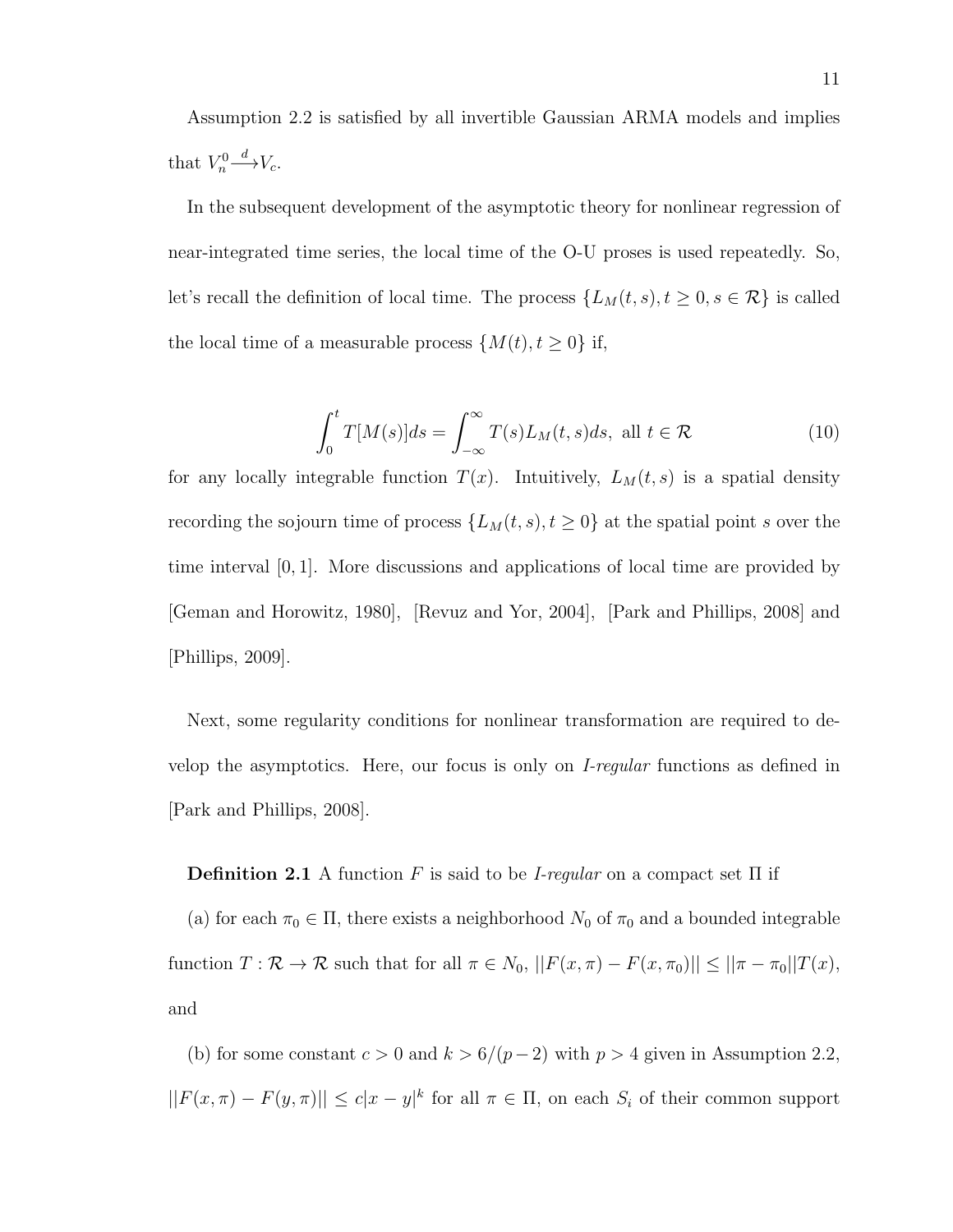Assumption 2.2 is satisfied by all invertible Gaussian ARMA models and implies that $V_n^0 \xrightarrow{d} V_c$.

In the subsequent development of the asymptotic theory for nonlinear regression of near-integrated time series, the local time of the O-U proses is used repeatedly. So, let's recall the definition of local time. The process $\{L_M(t,s), t \geq 0, s \in \mathcal{R}\}$ is called the local time of a measurable process $\{M(t), t \geq 0\}$ if,

$$\int_0^t T[M(s)]ds = \int_{-\infty}^{\infty} T(s)L_M(t,s)ds, \text{ all } t \in \mathcal{R} \tag{10}$$

for any locally integrable function $T(x)$. Intuitively, $L_M(t,s)$ is a spatial density recording the sojourn time of process $\{L_M(t,s), t \geq 0\}$ at the spatial point $s$ over the time interval $[0,1]$. More discussions and applications of local time are provided by [Geman and Horowitz, 1980], [Revuz and Yor, 2004], [Park and Phillips, 2008] and [Phillips, 2009].

Next, some regularity conditions for nonlinear transformation are required to develop the asymptotics. Here, our focus is only on *I-regular* functions as defined in [Park and Phillips, 2008].

**Definition 2.1** A function $F$ is said to be *I-regular* on a compact set $\Pi$ if

(a) for each $\pi_0 \in \Pi$, there exists a neighborhood $N_0$ of $\pi_0$ and a bounded integrable function $T : \mathcal{R} \to \mathcal{R}$ such that for all $\pi \in N_0$, $||F(x,\pi) - F(x,\pi_0)|| \leq ||\pi - \pi_0||T(x)$, and

(b) for some constant $c > 0$ and $k > 6/(p-2)$ with $p > 4$ given in Assumption 2.2, $||F(x,\pi) - F(y,\pi)|| \leq c|x-y|^k$ for all $\pi \in \Pi$, on each $S_i$ of their common support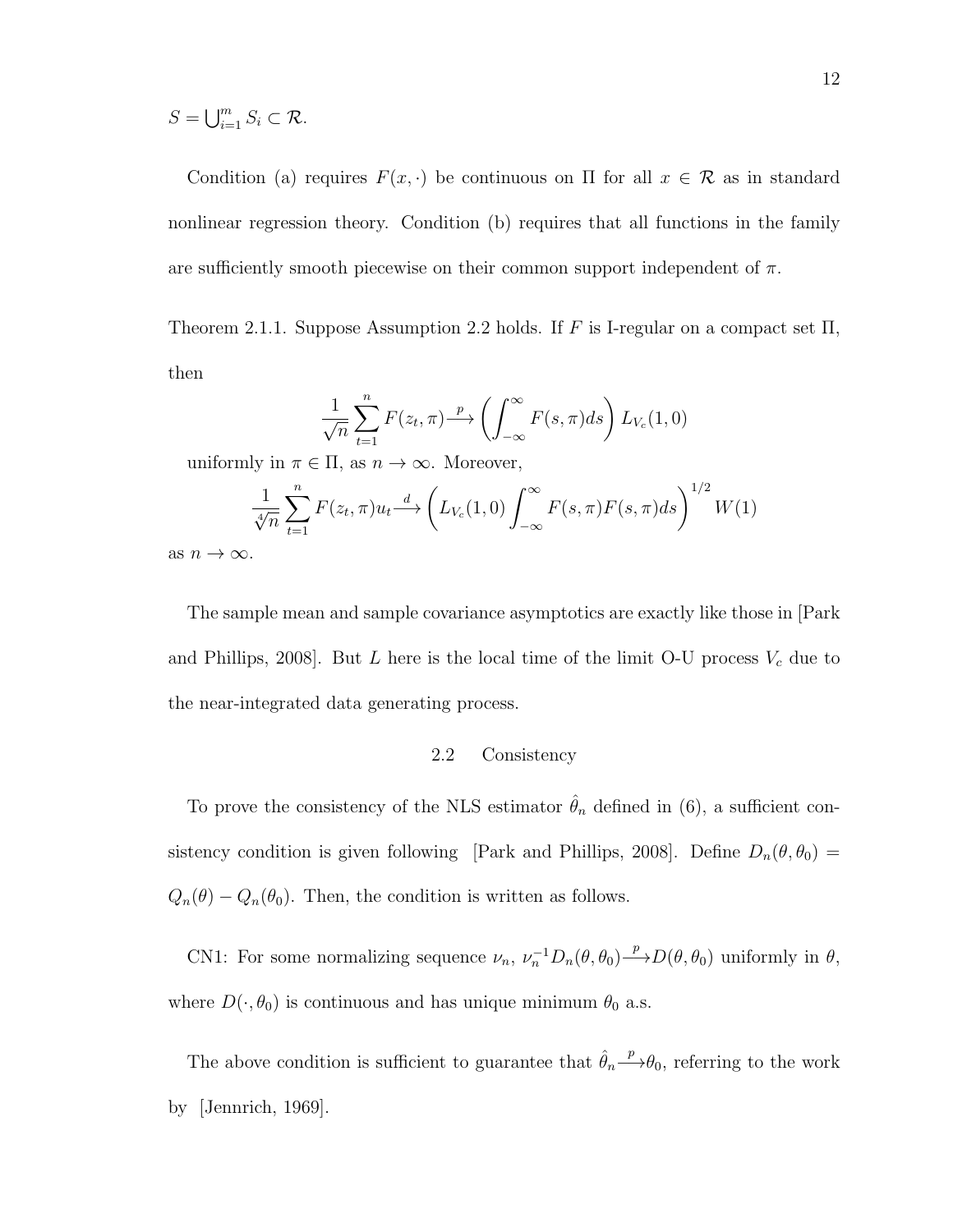$S = \bigcup_{i=1}^{m} S_i \subset \mathcal{R}$.

Condition (a) requires $F(x, \cdot)$ be continuous on $\Pi$ for all $x \in \mathcal{R}$ as in standard nonlinear regression theory. Condition (b) requires that all functions in the family are sufficiently smooth piecewise on their common support independent of $\pi$.

Theorem 2.1.1. Suppose Assumption 2.2 holds. If $F$ is I-regular on a compact set $\Pi$, then

$$\frac{1}{\sqrt{n}} \sum_{t=1}^{n} F(z_t, \pi) \xrightarrow{p} \left( \int_{-\infty}^{\infty} F(s, \pi) ds \right) L_{V_c}(1, 0)$$

uniformly in $\pi \in \Pi$, as $n \to \infty$. Moreover,

$$\frac{1}{\sqrt[4]{n}} \sum_{t=1}^{n} F(z_t, \pi) u_t \xrightarrow{d} \left( L_{V_c}(1, 0) \int_{-\infty}^{\infty} F(s, \pi) F(s, \pi) ds \right)^{1/2} W(1)$$

as $n \to \infty$.

The sample mean and sample covariance asymptotics are exactly like those in [Park and Phillips, 2008]. But $L$ here is the local time of the limit O-U process $V_c$ due to the near-integrated data generating process.

## 2.2 Consistency

To prove the consistency of the NLS estimator $\hat{\theta}_n$ defined in (6), a sufficient consistency condition is given following [Park and Phillips, 2008]. Define $D_n(\theta, \theta_0) = Q_n(\theta) - Q_n(\theta_0)$. Then, the condition is written as follows.

CN1: For some normalizing sequence $\nu_n$, $\nu_n^{-1} D_n(\theta, \theta_0) \xrightarrow{p} D(\theta, \theta_0)$ uniformly in $\theta$, where $D(\cdot, \theta_0)$ is continuous and has unique minimum $\theta_0$ a.s.

The above condition is sufficient to guarantee that $\hat{\theta}_n \xrightarrow{p} \theta_0$, referring to the work by [Jennrich, 1969].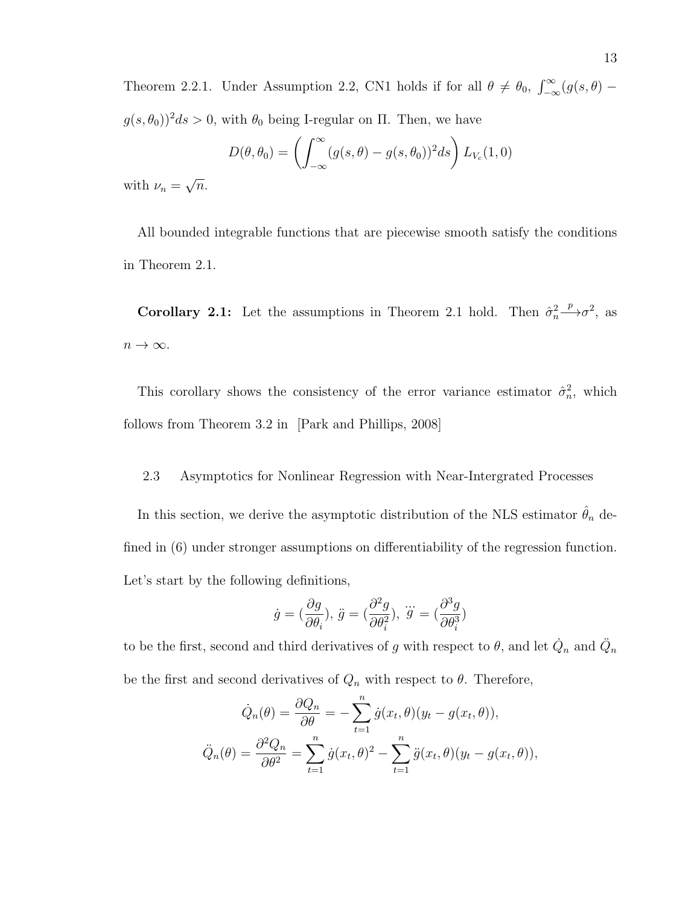Theorem 2.2.1. Under Assumption 2.2, CN1 holds if for all $\theta \neq \theta_0$, $\int_{-\infty}^{\infty}(g(s,\theta) - g(s,\theta_0))^2 ds > 0$, with $\theta_0$ being I-regular on $\Pi$. Then, we have

$$D(\theta,\theta_0) = \left(\int_{-\infty}^{\infty}(g(s,\theta) - g(s,\theta_0))^2 ds\right) L_{V_c}(1,0)$$

with $\nu_n = \sqrt{n}$.

All bounded integrable functions that are piecewise smooth satisfy the conditions in Theorem 2.1.

**Corollary 2.1:** Let the assumptions in Theorem 2.1 hold. Then $\hat{\sigma}_n^2 \xrightarrow{p} \sigma^2$, as $n \to \infty$.

This corollary shows the consistency of the error variance estimator $\hat{\sigma}_n^2$, which follows from Theorem 3.2 in [Park and Phillips, 2008]

## 2.3 Asymptotics for Nonlinear Regression with Near-Intergrated Processes

In this section, we derive the asymptotic distribution of the NLS estimator $\hat{\theta}_n$ defined in (6) under stronger assumptions on differentiability of the regression function. Let's start by the following definitions,

$$\dot{g} = (\frac{\partial g}{\partial \theta_i}),\ \ddot{g} = (\frac{\partial^2 g}{\partial \theta_i^2}),\ \dddot{g} = (\frac{\partial^3 g}{\partial \theta_i^3})$$

to be the first, second and third derivatives of $g$ with respect to $\theta$, and let $\dot{Q}_n$ and $\ddot{Q}_n$ be the first and second derivatives of $Q_n$ with respect to $\theta$. Therefore,

$$\dot{Q}_n(\theta) = \frac{\partial Q_n}{\partial \theta} = -\sum_{t=1}^{n} \dot{g}(x_t,\theta)(y_t - g(x_t,\theta)),$$

$$\ddot{Q}_n(\theta) = \frac{\partial^2 Q_n}{\partial \theta^2} = \sum_{t=1}^{n} \dot{g}(x_t,\theta)^2 - \sum_{t=1}^{n} \ddot{g}(x_t,\theta)(y_t - g(x_t,\theta)),$$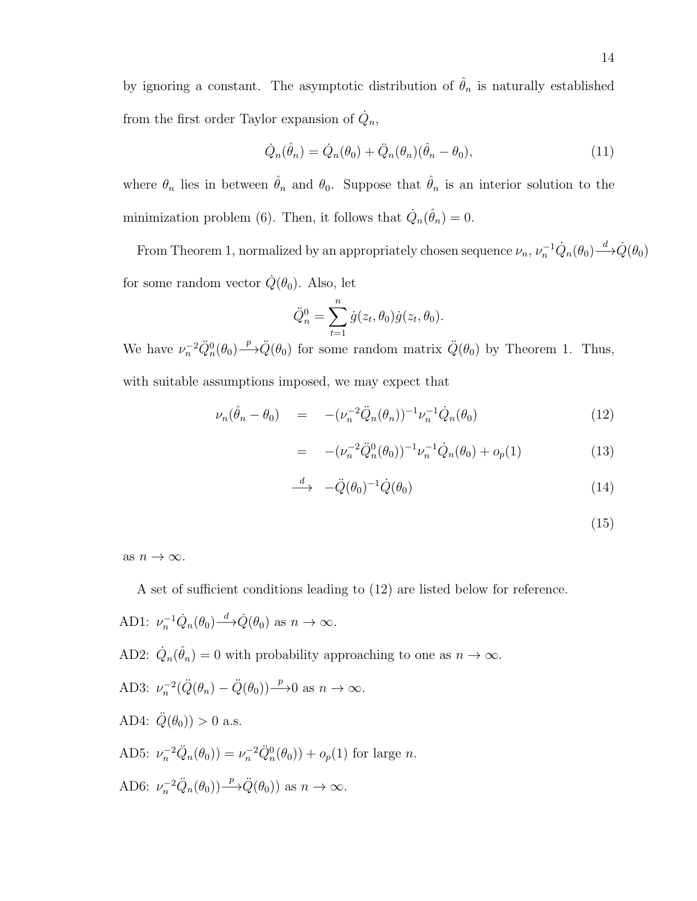by ignoring a constant. The asymptotic distribution of $\hat{\theta}_n$ is naturally established from the first order Taylor expansion of $\dot{Q}_n$,

$$\dot{Q}_n(\hat{\theta}_n) = \dot{Q}_n(\theta_0) + \ddot{Q}_n(\theta_n)(\hat{\theta}_n - \theta_0), \tag{11}$$

where $\theta_n$ lies in between $\hat{\theta}_n$ and $\theta_0$. Suppose that $\hat{\theta}_n$ is an interior solution to the minimization problem (6). Then, it follows that $\dot{Q}_n(\hat{\theta}_n) = 0$.

From Theorem 1, normalized by an appropriately chosen sequence $\nu_n$, $\nu_n^{-1}\dot{Q}_n(\theta_0) \xrightarrow{d} \dot{Q}(\theta_0)$ for some random vector $\dot{Q}(\theta_0)$. Also, let

$$\ddot{Q}_n^0 = \sum_{t=1}^{n} \dot{g}(z_t, \theta_0)\dot{g}(z_t, \theta_0).$$

We have $\nu_n^{-2}\ddot{Q}_n^0(\theta_0) \xrightarrow{p} \ddot{Q}(\theta_0)$ for some random matrix $\ddot{Q}(\theta_0)$ by Theorem 1. Thus, with suitable assumptions imposed, we may expect that

$$\begin{aligned}
\nu_n(\hat{\theta}_n - \theta_0) &= -(\nu_n^{-2}\ddot{Q}_n(\theta_n))^{-1}\nu_n^{-1}\dot{Q}_n(\theta_0) & (12)\\
&= -(\nu_n^{-2}\ddot{Q}_n^0(\theta_0))^{-1}\nu_n^{-1}\dot{Q}_n(\theta_0) + o_p(1) & (13)\\
&\xrightarrow{d} -\ddot{Q}(\theta_0)^{-1}\dot{Q}(\theta_0) & (14)\\
& & (15)
\end{aligned}$$

as $n \to \infty$.

A set of sufficient conditions leading to (12) are listed below for reference.

AD1: $\nu_n^{-1}\dot{Q}_n(\theta_0) \xrightarrow{d} \dot{Q}(\theta_0)$ as $n \to \infty$.

AD2: $\dot{Q}_n(\hat{\theta}_n) = 0$ with probability approaching to one as $n \to \infty$.

AD3: $\nu_n^{-2}(\ddot{Q}(\theta_n) - \ddot{Q}(\theta_0)) \xrightarrow{p} 0$ as $n \to \infty$.

AD4: $\ddot{Q}(\theta_0)) > 0$ a.s.

AD5: $\nu_n^{-2}\ddot{Q}_n(\theta_0)) = \nu_n^{-2}\ddot{Q}_n^0(\theta_0)) + o_p(1)$ for large $n$.

AD6: $\nu_n^{-2}\ddot{Q}_n(\theta_0)) \xrightarrow{p} \ddot{Q}(\theta_0))$ as $n \to \infty$.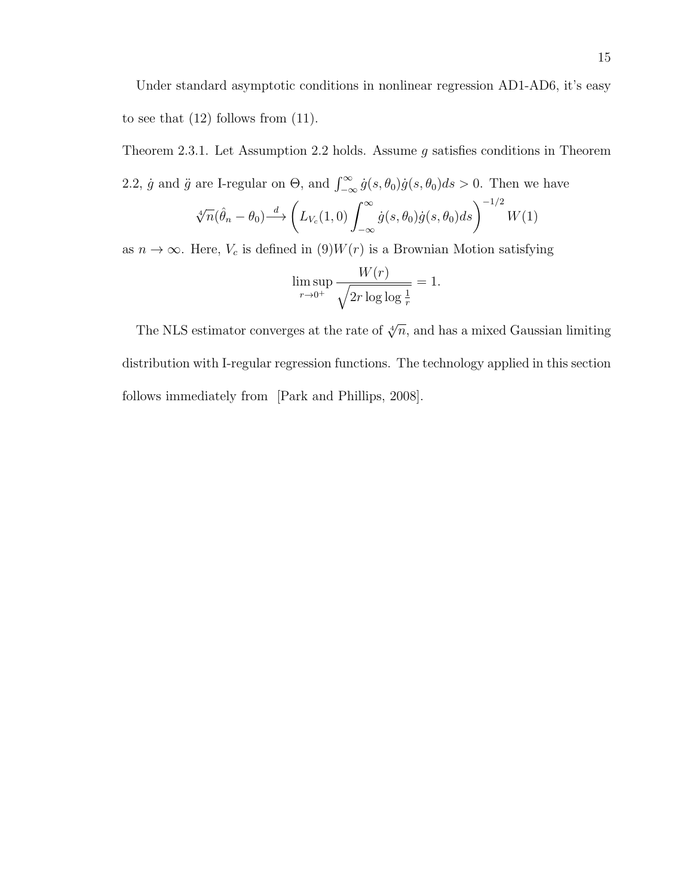Under standard asymptotic conditions in nonlinear regression AD1-AD6, it's easy to see that (12) follows from (11).

Theorem 2.3.1. Let Assumption 2.2 holds. Assume $g$ satisfies conditions in Theorem 2.2, $\dot{g}$ and $\ddot{g}$ are I-regular on $\Theta$, and $\int_{-\infty}^{\infty} \dot{g}(s,\theta_0)\dot{g}(s,\theta_0)ds > 0$. Then we have

$$\sqrt[4]{n}(\hat{\theta}_n - \theta_0) \xrightarrow{d} \left( L_{V_c}(1,0) \int_{-\infty}^{\infty} \dot{g}(s,\theta_0)\dot{g}(s,\theta_0)ds \right)^{-1/2} W(1)$$

as $n \to \infty$. Here, $V_c$ is defined in (9)$W(r)$ is a Brownian Motion satisfying

$$\limsup_{r \to 0^+} \frac{W(r)}{\sqrt{2r \log\log \frac{1}{r}}} = 1.$$

The NLS estimator converges at the rate of $\sqrt[4]{n}$, and has a mixed Gaussian limiting distribution with I-regular regression functions. The technology applied in this section follows immediately from [Park and Phillips, 2008].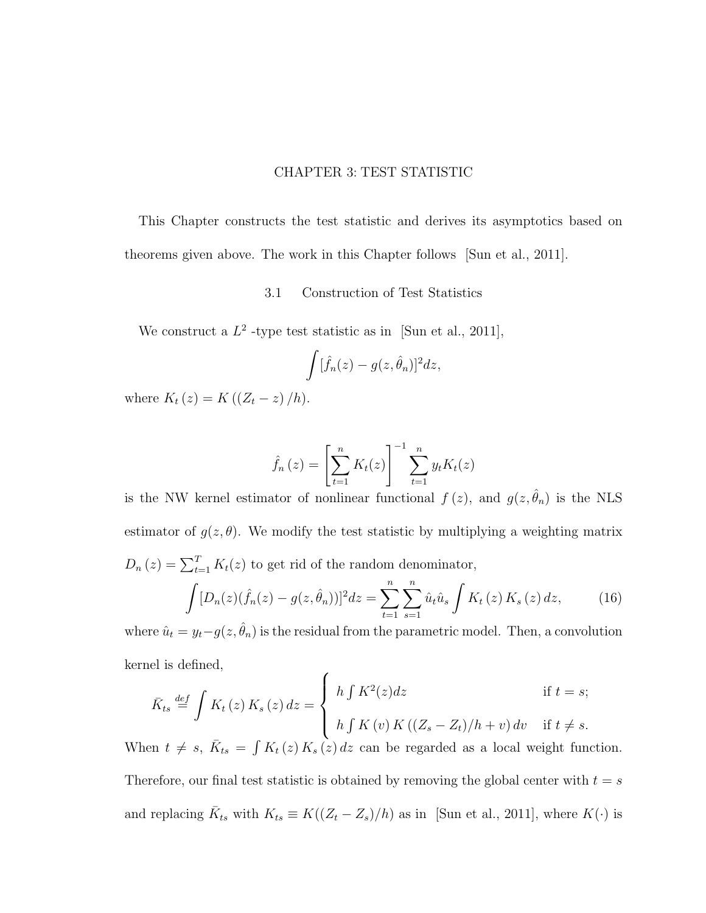# CHAPTER 3: TEST STATISTIC

This Chapter constructs the test statistic and derives its asymptotics based on theorems given above. The work in this Chapter follows [Sun et al., 2011].

## 3.1 Construction of Test Statistics

We construct a $L^2$ -type test statistic as in [Sun et al., 2011],

$$\int [\hat{f}_n(z) - g(z, \hat{\theta}_n)]^2 dz,$$

where $K_t(z) = K((Z_t - z)/h)$.

$$\hat{f}_n(z) = \left[\sum_{t=1}^{n} K_t(z)\right]^{-1} \sum_{t=1}^{n} y_t K_t(z)$$

is the NW kernel estimator of nonlinear functional $f(z)$, and $g(z, \hat{\theta}_n)$ is the NLS estimator of $g(z, \theta)$. We modify the test statistic by multiplying a weighting matrix $D_n(z) = \sum_{t=1}^{T} K_t(z)$ to get rid of the random denominator,

$$\int [D_n(z)(\hat{f}_n(z) - g(z, \hat{\theta}_n))]^2 dz = \sum_{t=1}^{n} \sum_{s=1}^{n} \hat{u}_t \hat{u}_s \int K_t(z) K_s(z) dz, \tag{16}$$

where $\hat{u}_t = y_t - g(z, \hat{\theta}_n)$ is the residual from the parametric model. Then, a convolution kernel is defined,

$$\bar{K}_{ts} \overset{def}{=} \int K_t(z) K_s(z) dz = \begin{cases} h \int K^2(z) dz & \text{if } t = s; \\ h \int K(v) K((Z_s - Z_t)/h + v) dv & \text{if } t \neq s. \end{cases}$$

When $t \neq s$, $\bar{K}_{ts} = \int K_t(z) K_s(z) dz$ can be regarded as a local weight function. Therefore, our final test statistic is obtained by removing the global center with $t = s$ and replacing $\bar{K}_{ts}$ with $K_{ts} \equiv K((Z_t - Z_s)/h)$ as in [Sun et al., 2011], where $K(\cdot)$ is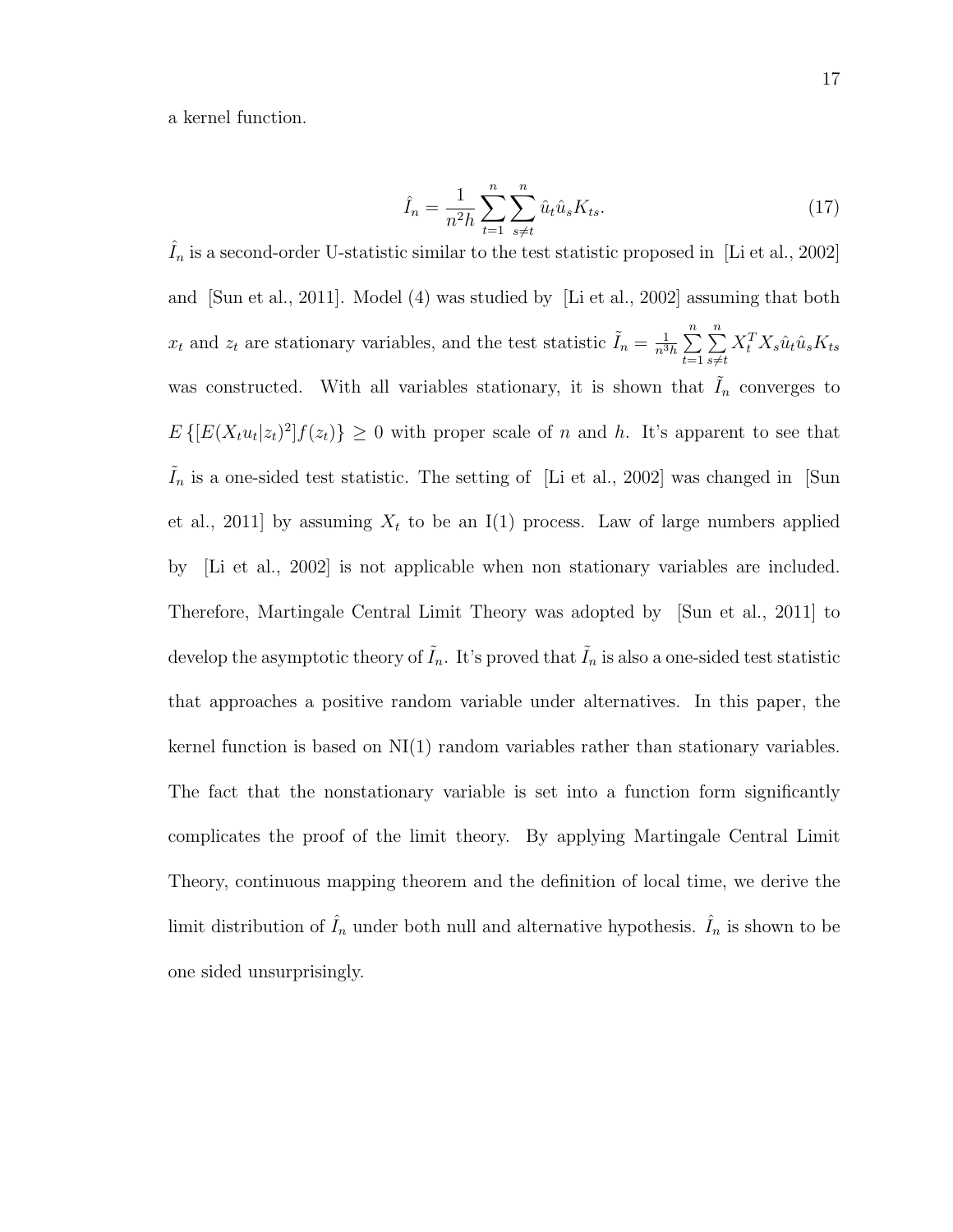a kernel function.

$$\hat{I}_n = \frac{1}{n^2 h} \sum_{t=1}^{n} \sum_{s \neq t}^{n} \hat{u}_t \hat{u}_s K_{ts}. \tag{17}$$

$\hat{I}_n$ is a second-order U-statistic similar to the test statistic proposed in [Li et al., 2002] and [Sun et al., 2011]. Model (4) was studied by [Li et al., 2002] assuming that both $x_t$ and $z_t$ are stationary variables, and the test statistic $\tilde{I}_n = \frac{1}{n^3 h} \sum_{t=1}^{n} \sum_{s \neq t}^{n} X_t^T X_s \hat{u}_t \hat{u}_s K_{ts}$ was constructed. With all variables stationary, it is shown that $\tilde{I}_n$ converges to $E\left\{[E(X_t u_t | z_t)^2] f(z_t)\right\} \geq 0$ with proper scale of $n$ and $h$. It's apparent to see that $\tilde{I}_n$ is a one-sided test statistic. The setting of [Li et al., 2002] was changed in [Sun et al., 2011] by assuming $X_t$ to be an I(1) process. Law of large numbers applied by [Li et al., 2002] is not applicable when non stationary variables are included. Therefore, Martingale Central Limit Theory was adopted by [Sun et al., 2011] to develop the asymptotic theory of $\tilde{I}_n$. It's proved that $\tilde{I}_n$ is also a one-sided test statistic that approaches a positive random variable under alternatives. In this paper, the kernel function is based on NI(1) random variables rather than stationary variables. The fact that the nonstationary variable is set into a function form significantly complicates the proof of the limit theory. By applying Martingale Central Limit Theory, continuous mapping theorem and the definition of local time, we derive the limit distribution of $\hat{I}_n$ under both null and alternative hypothesis. $\hat{I}_n$ is shown to be one sided unsurprisingly.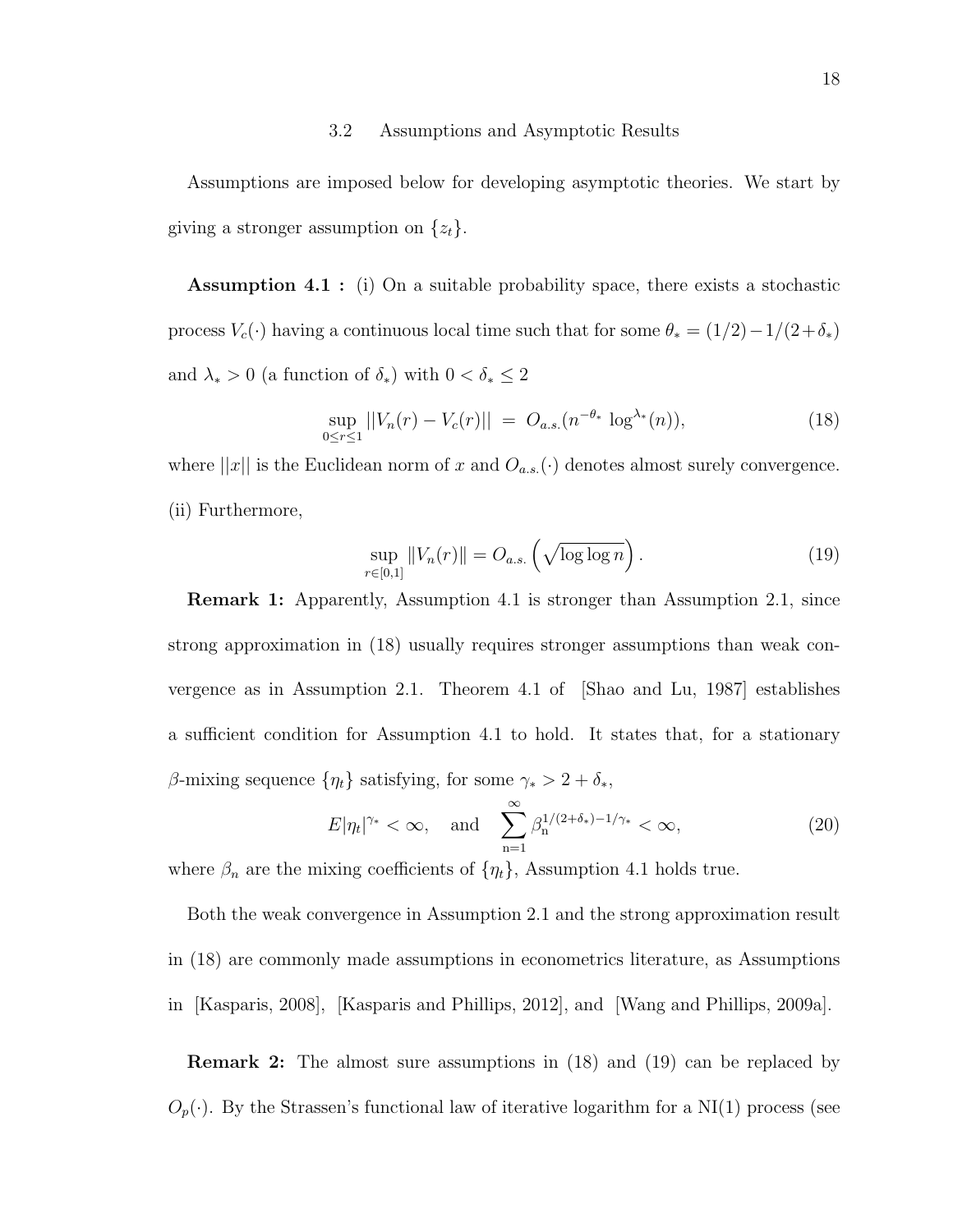### 3.2 Assumptions and Asymptotic Results

Assumptions are imposed below for developing asymptotic theories. We start by giving a stronger assumption on $\{z_t\}$.

**Assumption 4.1 :** (i) On a suitable probability space, there exists a stochastic process $V_c(\cdot)$ having a continuous local time such that for some $\theta_* = (1/2) - 1/(2+\delta_*)$ and $\lambda_* > 0$ (a function of $\delta_*$) with $0 < \delta_* \leq 2$

$$\sup_{0 \leq r \leq 1} ||V_n(r) - V_c(r)|| \; = \; O_{a.s.}(n^{-\theta_*} \; \log^{\lambda_*}(n)), \tag{18}$$

where $||x||$ is the Euclidean norm of $x$ and $O_{a.s.}(\cdot)$ denotes almost surely convergence.
(ii) Furthermore,

$$\sup_{r \in [0,1]} \|V_n(r)\| = O_{a.s.}\left(\sqrt{\log \log n}\right). \tag{19}$$

**Remark 1:** Apparently, Assumption 4.1 is stronger than Assumption 2.1, since strong approximation in (18) usually requires stronger assumptions than weak convergence as in Assumption 2.1. Theorem 4.1 of [Shao and Lu, 1987] establishes a sufficient condition for Assumption 4.1 to hold. It states that, for a stationary $\beta$-mixing sequence $\{\eta_t\}$ satisfying, for some $\gamma_* > 2 + \delta_*$,

$$E|\eta_t|^{\gamma_*} < \infty, \quad \text{and} \quad \sum_{\mathrm{n}=1}^{\infty} \beta_{\mathrm{n}}^{1/(2+\delta_*)-1/\gamma_*} < \infty, \tag{20}$$

where $\beta_n$ are the mixing coefficients of $\{\eta_t\}$, Assumption 4.1 holds true.

Both the weak convergence in Assumption 2.1 and the strong approximation result in (18) are commonly made assumptions in econometrics literature, as Assumptions in [Kasparis, 2008], [Kasparis and Phillips, 2012], and [Wang and Phillips, 2009a].

**Remark 2:** The almost sure assumptions in (18) and (19) can be replaced by $O_p(\cdot)$. By the Strassen's functional law of iterative logarithm for a NI(1) process (see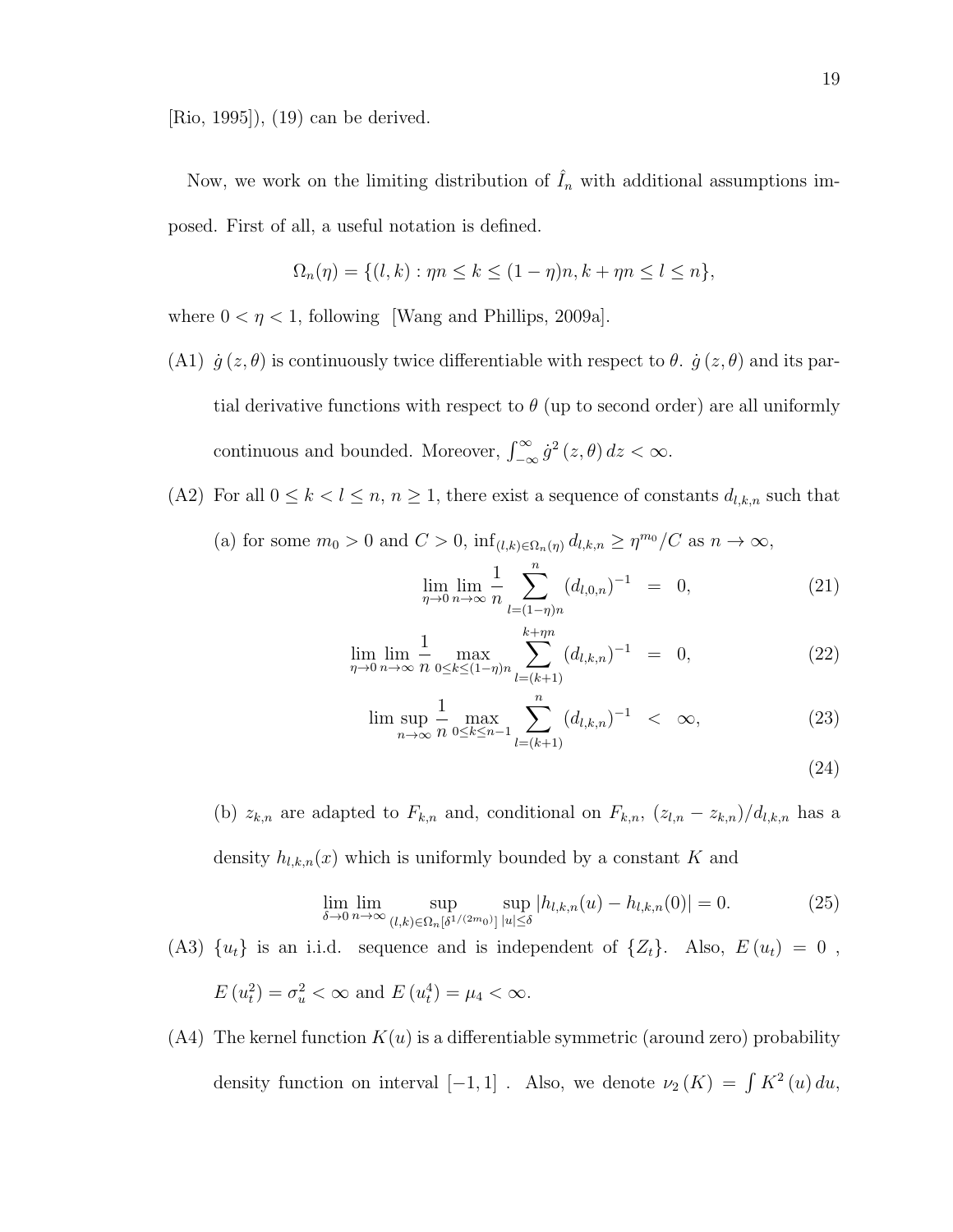[Rio, 1995]), (19) can be derived.

Now, we work on the limiting distribution of $\hat{I}_n$ with additional assumptions imposed. First of all, a useful notation is defined.

$$\Omega_n(\eta) = \{(l,k) : \eta n \leq k \leq (1-\eta)n, k + \eta n \leq l \leq n\},$$

where $0 < \eta < 1$, following [Wang and Phillips, 2009a].

(A1) $\dot{g}(z,\theta)$ is continuously twice differentiable with respect to $\theta$. $\dot{g}(z,\theta)$ and its partial derivative functions with respect to $\theta$ (up to second order) are all uniformly continuous and bounded. Moreover, $\int_{-\infty}^{\infty} \dot{g}^2(z,\theta)\, dz < \infty$.

(A2) For all $0 \leq k < l \leq n$, $n \geq 1$, there exist a sequence of constants $d_{l,k,n}$ such that

(a) for some $m_0 > 0$ and $C > 0$, $\inf_{(l,k)\in\Omega_n(\eta)} d_{l,k,n} \geq \eta^{m_0}/C$ as $n \to \infty$,

$$\lim_{\eta\to 0}\lim_{n\to\infty} \frac{1}{n} \sum_{l=(1-\eta)n}^{n} (d_{l,0,n})^{-1} = 0, \tag{21}$$

$$\lim_{\eta\to 0}\lim_{n\to\infty} \frac{1}{n} \max_{0\leq k\leq(1-\eta)n} \sum_{l=(k+1)}^{k+\eta n} (d_{l,k,n})^{-1} = 0, \tag{22}$$

$$\limsup_{n\to\infty} \frac{1}{n} \max_{0\leq k\leq n-1} \sum_{l=(k+1)}^{n} (d_{l,k,n})^{-1} < \infty, \tag{23}$$

$$\tag{24}$$

(b) $z_{k,n}$ are adapted to $F_{k,n}$ and, conditional on $F_{k,n}$, $(z_{l,n} - z_{k,n})/d_{l,k,n}$ has a density $h_{l,k,n}(x)$ which is uniformly bounded by a constant $K$ and

$$\lim_{\delta\to 0}\lim_{n\to\infty} \sup_{(l,k)\in\Omega_n[\delta^{1/(2m_0)}]} \sup_{|u|\leq\delta} |h_{l,k,n}(u) - h_{l,k,n}(0)| = 0. \tag{25}$$

(A3) $\{u_t\}$ is an i.i.d. sequence and is independent of $\{Z_t\}$. Also, $E(u_t) = 0$, $E(u_t^2) = \sigma_u^2 < \infty$ and $E(u_t^4) = \mu_4 < \infty$.

(A4) The kernel function $K(u)$ is a differentiable symmetric (around zero) probability density function on interval $[-1,1]$. Also, we denote $\nu_2(K) = \int K^2(u)\, du$,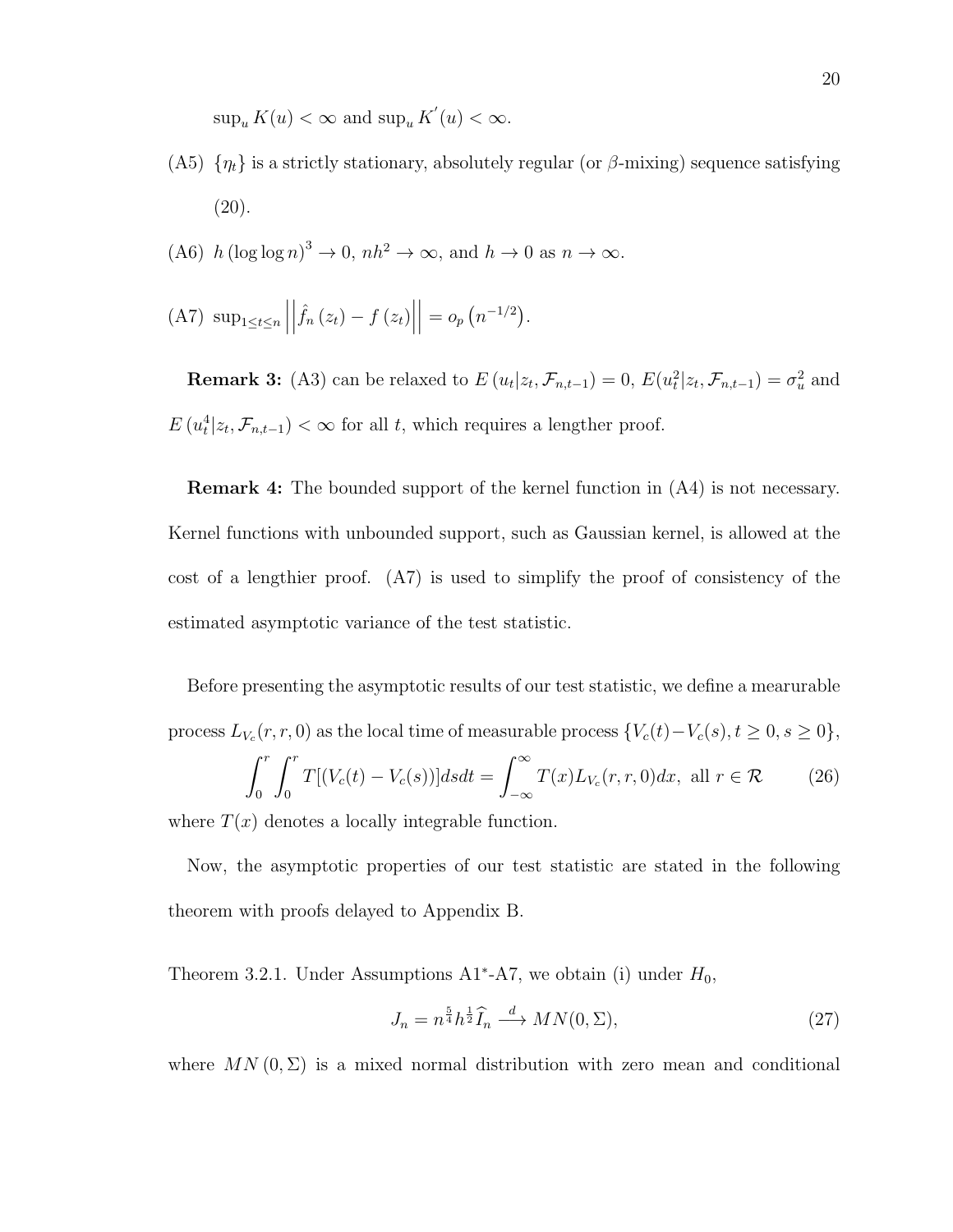$\sup_u K(u) < \infty$ and $\sup_u K^{'}(u) < \infty$.

(A5) $\{\eta_t\}$ is a strictly stationary, absolutely regular (or $\beta$-mixing) sequence satisfying (20).

(A6) $h\left(\log\log n\right)^3 \to 0$, $nh^2 \to \infty$, and $h \to 0$ as $n \to \infty$.

(A7) $\sup_{1\le t\le n}\left|\left|\hat{f}_n\left(z_t\right) - f\left(z_t\right)\right|\right| = o_p\left(n^{-1/2}\right)$.

**Remark 3:** (A3) can be relaxed to $E\left(u_t|z_t, \mathcal{F}_{n,t-1}\right) = 0$, $E(u_t^2|z_t, \mathcal{F}_{n,t-1}) = \sigma_u^2$ and $E\left(u_t^4|z_t, \mathcal{F}_{n,t-1}\right) < \infty$ for all $t$, which requires a lengther proof.

**Remark 4:** The bounded support of the kernel function in (A4) is not necessary. Kernel functions with unbounded support, such as Gaussian kernel, is allowed at the cost of a lengthier proof. (A7) is used to simplify the proof of consistency of the estimated asymptotic variance of the test statistic.

Before presenting the asymptotic results of our test statistic, we define a mearurable process $L_{V_c}(r, r, 0)$ as the local time of measurable process $\{V_c(t) - V_c(s), t \ge 0, s \ge 0\}$,

$$\int_0^r \int_0^r T[(V_c(t) - V_c(s))]dsdt = \int_{-\infty}^{\infty} T(x) L_{V_c}(r, r, 0)dx, \text{ all } r \in \mathcal{R} \tag{26}$$

where $T(x)$ denotes a locally integrable function.

Now, the asymptotic properties of our test statistic are stated in the following theorem with proofs delayed to Appendix B.

Theorem 3.2.1. Under Assumptions A1*-A7, we obtain (i) under $H_0$,

$$J_n = n^{\frac{5}{4}} h^{\frac{1}{2}} \widehat{I}_n \xrightarrow{d} MN(0, \Sigma), \tag{27}$$

where $MN\left(0, \Sigma\right)$ is a mixed normal distribution with zero mean and conditional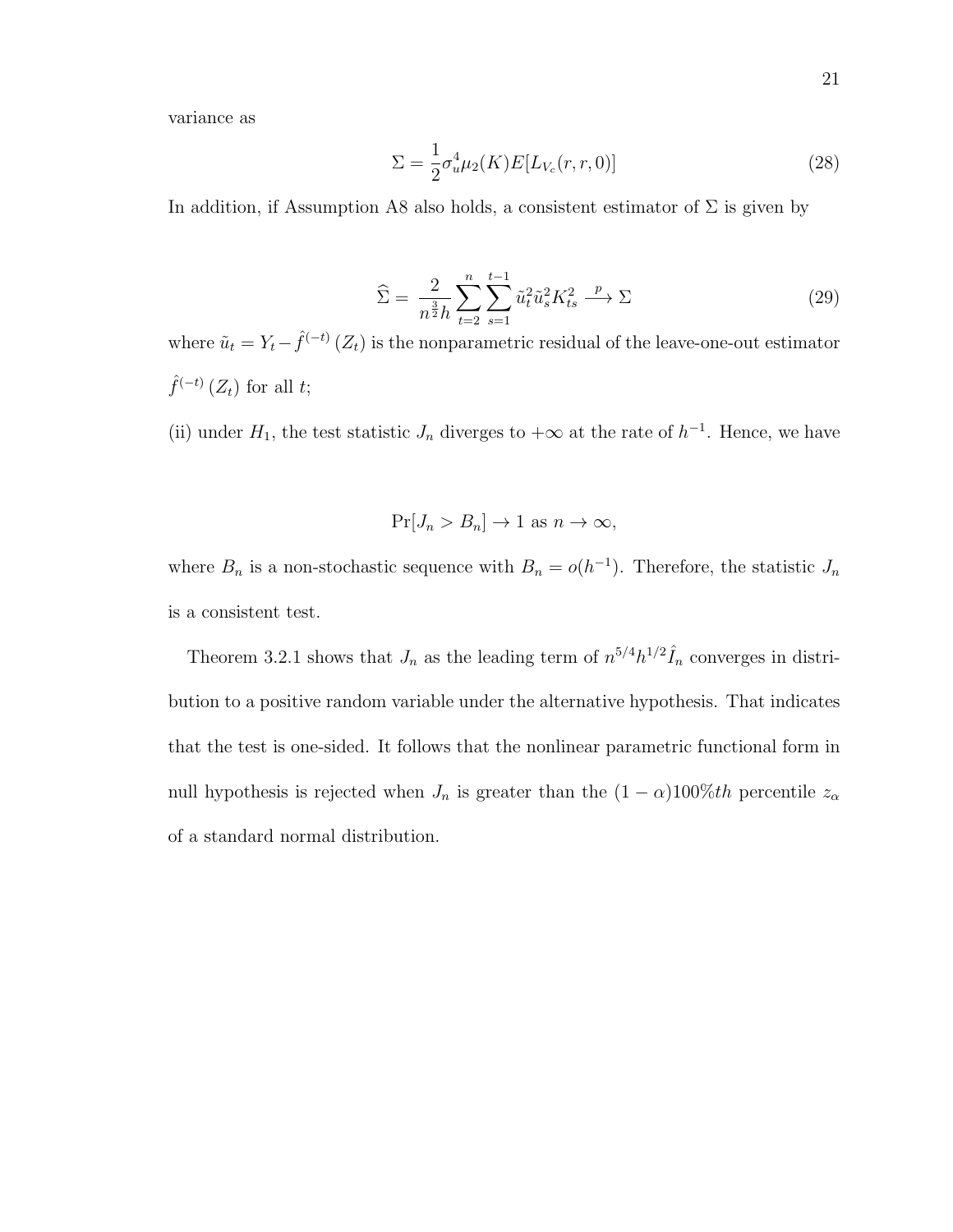variance as

$$\Sigma = \frac{1}{2}\sigma_u^4 \mu_2(K) E[L_{V_c}(r, r, 0)] \tag{28}$$

In addition, if Assumption A8 also holds, a consistent estimator of $\Sigma$ is given by

$$\widehat{\Sigma} = \frac{2}{n^{\frac{3}{2}} h} \sum_{t=2}^{n} \sum_{s=1}^{t-1} \tilde{u}_t^2 \tilde{u}_s^2 K_{ts}^2 \xrightarrow{p} \Sigma \tag{29}$$

where $\tilde{u}_t = Y_t - \hat{f}^{(-t)}(Z_t)$ is the nonparametric residual of the leave-one-out estimator $\hat{f}^{(-t)}(Z_t)$ for all $t$;

(ii) under $H_1$, the test statistic $J_n$ diverges to $+\infty$ at the rate of $h^{-1}$. Hence, we have

$$\Pr[J_n > B_n] \to 1 \text{ as } n \to \infty,$$

where $B_n$ is a non-stochastic sequence with $B_n = o(h^{-1})$. Therefore, the statistic $J_n$ is a consistent test.

Theorem 3.2.1 shows that $J_n$ as the leading term of $n^{5/4}h^{1/2}\hat{I}_n$ converges in distribution to a positive random variable under the alternative hypothesis. That indicates that the test is one-sided. It follows that the nonlinear parametric functional form in null hypothesis is rejected when $J_n$ is greater than the $(1-\alpha)100\%th$ percentile $z_\alpha$ of a standard normal distribution.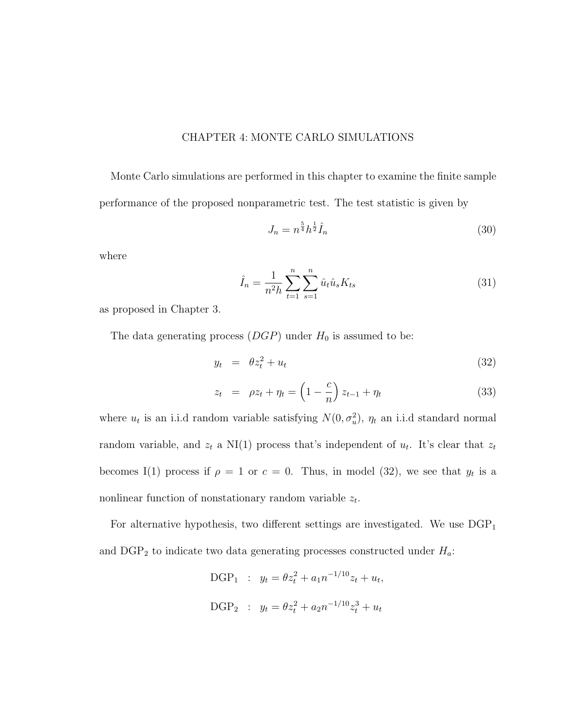# CHAPTER 4: MONTE CARLO SIMULATIONS

Monte Carlo simulations are performed in this chapter to examine the finite sample performance of the proposed nonparametric test. The test statistic is given by

$$J_n = n^{\frac{5}{4}} h^{\frac{1}{2}} \hat{I}_n \tag{30}$$

where

$$\hat{I}_n = \frac{1}{n^2 h} \sum_{t=1}^{n} \sum_{s=1}^{n} \hat{u}_t \hat{u}_s K_{ts} \tag{31}$$

as proposed in Chapter 3.

The data generating process ($DGP$) under $H_0$ is assumed to be:

$$y_t = \theta z_t^2 + u_t \tag{32}$$

$$z_t = \rho z_t + \eta_t = \left(1 - \frac{c}{n}\right) z_{t-1} + \eta_t \tag{33}$$

where $u_t$ is an i.i.d random variable satisfying $N(0, \sigma_u^2)$, $\eta_t$ an i.i.d standard normal random variable, and $z_t$ a NI(1) process that's independent of $u_t$. It's clear that $z_t$ becomes I(1) process if $\rho = 1$ or $c = 0$. Thus, in model (32), we see that $y_t$ is a nonlinear function of nonstationary random variable $z_t$.

For alternative hypothesis, two different settings are investigated. We use $\text{DGP}_1$ and $\text{DGP}_2$ to indicate two data generating processes constructed under $H_a$:

$$\text{DGP}_1 \;:\; y_t = \theta z_t^2 + a_1 n^{-1/10} z_t + u_t,$$

$$\text{DGP}_2 \;:\; y_t = \theta z_t^2 + a_2 n^{-1/10} z_t^3 + u_t$$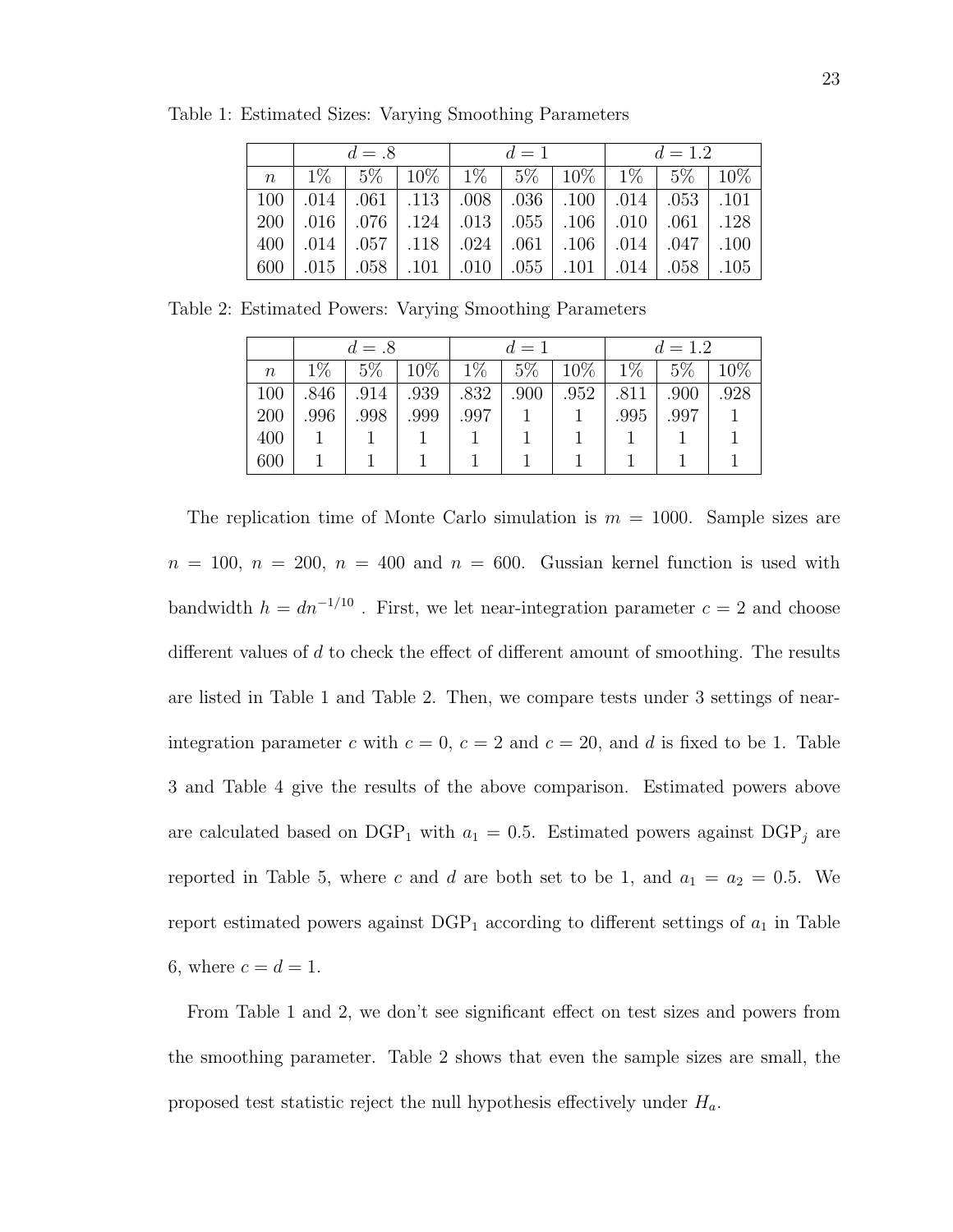Table 1: Estimated Sizes: Varying Smoothing Parameters

| | $d = .8$ | | | $d = 1$ | | | $d = 1.2$ | | |
|---|---|---|---|---|---|---|---|---|---|
| $n$ | 1% | 5% | 10% | 1% | 5% | 10% | 1% | 5% | 10% |
| 100 | .014 | .061 | .113 | .008 | .036 | .100 | .014 | .053 | .101 |
| 200 | .016 | .076 | .124 | .013 | .055 | .106 | .010 | .061 | .128 |
| 400 | .014 | .057 | .118 | .024 | .061 | .106 | .014 | .047 | .100 |
| 600 | .015 | .058 | .101 | .010 | .055 | .101 | .014 | .058 | .105 |

Table 2: Estimated Powers: Varying Smoothing Parameters

| | $d = .8$ | | | $d = 1$ | | | $d = 1.2$ | | |
|---|---|---|---|---|---|---|---|---|---|
| $n$ | 1% | 5% | 10% | 1% | 5% | 10% | 1% | 5% | 10% |
| 100 | .846 | .914 | .939 | .832 | .900 | .952 | .811 | .900 | .928 |
| 200 | .996 | .998 | .999 | .997 | 1 | 1 | .995 | .997 | 1 |
| 400 | 1 | 1 | 1 | 1 | 1 | 1 | 1 | 1 | 1 |
| 600 | 1 | 1 | 1 | 1 | 1 | 1 | 1 | 1 | 1 |

The replication time of Monte Carlo simulation is $m = 1000$. Sample sizes are $n = 100$, $n = 200$, $n = 400$ and $n = 600$. Gussian kernel function is used with bandwidth $h = dn^{-1/10}$ . First, we let near-integration parameter $c = 2$ and choose different values of $d$ to check the effect of different amount of smoothing. The results are listed in Table 1 and Table 2. Then, we compare tests under 3 settings of near-integration parameter $c$ with $c = 0$, $c = 2$ and $c = 20$, and $d$ is fixed to be 1. Table 3 and Table 4 give the results of the above comparison. Estimated powers above are calculated based on $\text{DGP}_1$ with $a_1 = 0.5$. Estimated powers against $\text{DGP}_j$ are reported in Table 5, where $c$ and $d$ are both set to be 1, and $a_1 = a_2 = 0.5$. We report estimated powers against $\text{DGP}_1$ according to different settings of $a_1$ in Table 6, where $c = d = 1$.

From Table 1 and 2, we don't see significant effect on test sizes and powers from the smoothing parameter. Table 2 shows that even the sample sizes are small, the proposed test statistic reject the null hypothesis effectively under $H_a$.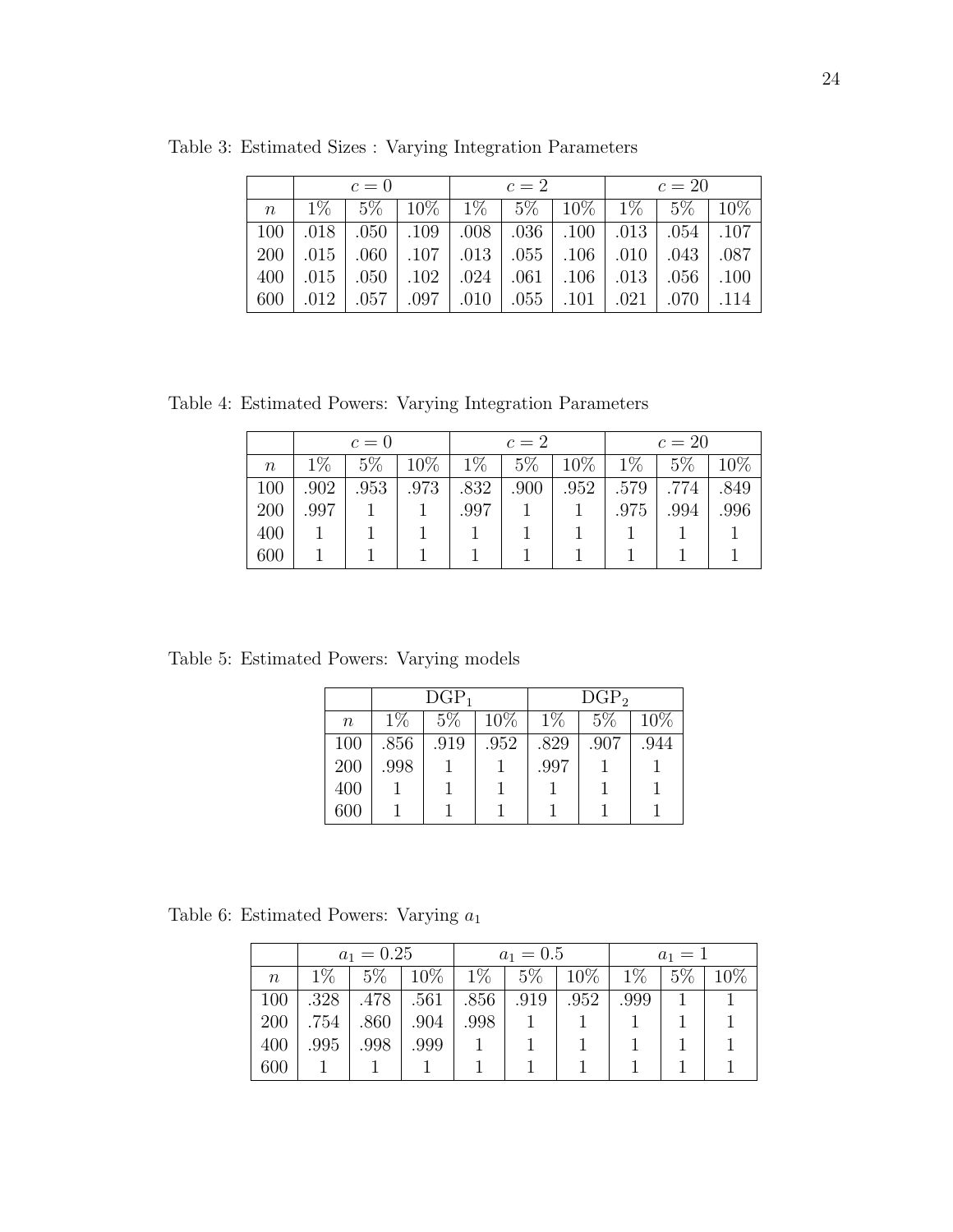Table 3: Estimated Sizes : Varying Integration Parameters

| | $c = 0$ | | | $c = 2$ | | | $c = 20$ | | |
|---|---|---|---|---|---|---|---|---|---|
| $n$ | 1% | 5% | 10% | 1% | 5% | 10% | 1% | 5% | 10% |
| 100 | .018 | .050 | .109 | .008 | .036 | .100 | .013 | .054 | .107 |
| 200 | .015 | .060 | .107 | .013 | .055 | .106 | .010 | .043 | .087 |
| 400 | .015 | .050 | .102 | .024 | .061 | .106 | .013 | .056 | .100 |
| 600 | .012 | .057 | .097 | .010 | .055 | .101 | .021 | .070 | .114 |

Table 4: Estimated Powers: Varying Integration Parameters

| | $c = 0$ | | | $c = 2$ | | | $c = 20$ | | |
|---|---|---|---|---|---|---|---|---|---|
| $n$ | 1% | 5% | 10% | 1% | 5% | 10% | 1% | 5% | 10% |
| 100 | .902 | .953 | .973 | .832 | .900 | .952 | .579 | .774 | .849 |
| 200 | .997 | 1 | 1 | .997 | 1 | 1 | .975 | .994 | .996 |
| 400 | 1 | 1 | 1 | 1 | 1 | 1 | 1 | 1 | 1 |
| 600 | 1 | 1 | 1 | 1 | 1 | 1 | 1 | 1 | 1 |

Table 5: Estimated Powers: Varying models

| | $\text{DGP}_1$ | | | $\text{DGP}_2$ | | |
|---|---|---|---|---|---|---|
| $n$ | 1% | 5% | 10% | 1% | 5% | 10% |
| 100 | .856 | .919 | .952 | .829 | .907 | .944 |
| 200 | .998 | 1 | 1 | .997 | 1 | 1 |
| 400 | 1 | 1 | 1 | 1 | 1 | 1 |
| 600 | 1 | 1 | 1 | 1 | 1 | 1 |

Table 6: Estimated Powers: Varying $a_1$

| | $a_1 = 0.25$ | | | $a_1 = 0.5$ | | | $a_1 = 1$ | | |
|---|---|---|---|---|---|---|---|---|---|
| $n$ | 1% | 5% | 10% | 1% | 5% | 10% | 1% | 5% | 10% |
| 100 | .328 | .478 | .561 | .856 | .919 | .952 | .999 | 1 | 1 |
| 200 | .754 | .860 | .904 | .998 | 1 | 1 | 1 | 1 | 1 |
| 400 | .995 | .998 | .999 | 1 | 1 | 1 | 1 | 1 | 1 |
| 600 | 1 | 1 | 1 | 1 | 1 | 1 | 1 | 1 | 1 |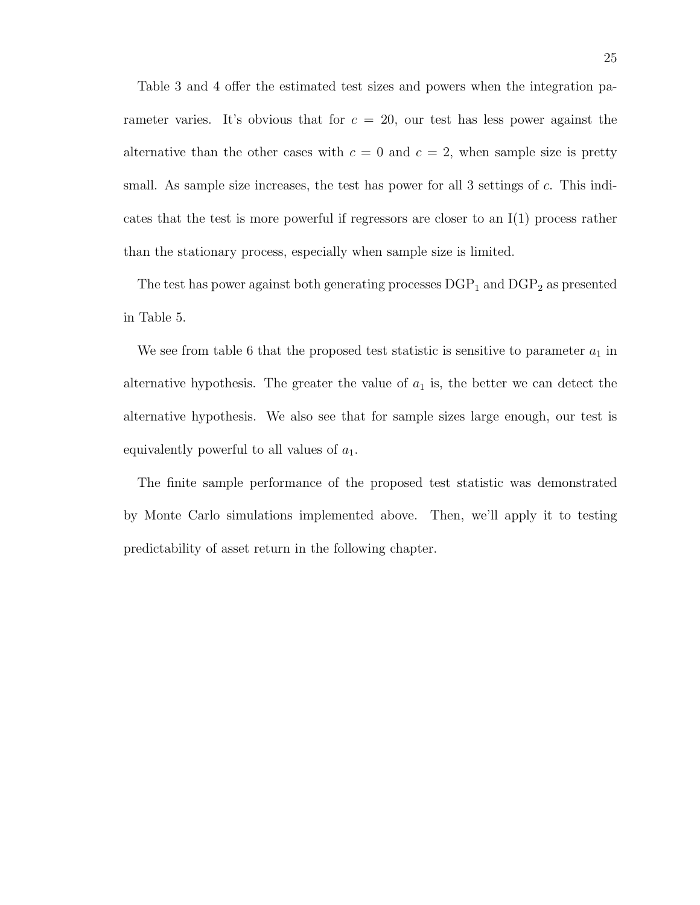Table 3 and 4 offer the estimated test sizes and powers when the integration parameter varies. It's obvious that for $c = 20$, our test has less power against the alternative than the other cases with $c = 0$ and $c = 2$, when sample size is pretty small. As sample size increases, the test has power for all 3 settings of $c$. This indicates that the test is more powerful if regressors are closer to an I(1) process rather than the stationary process, especially when sample size is limited.

The test has power against both generating processes $\text{DGP}_1$ and $\text{DGP}_2$ as presented in Table 5.

We see from table 6 that the proposed test statistic is sensitive to parameter $a_1$ in alternative hypothesis. The greater the value of $a_1$ is, the better we can detect the alternative hypothesis. We also see that for sample sizes large enough, our test is equivalently powerful to all values of $a_1$.

The finite sample performance of the proposed test statistic was demonstrated by Monte Carlo simulations implemented above. Then, we'll apply it to testing predictability of asset return in the following chapter.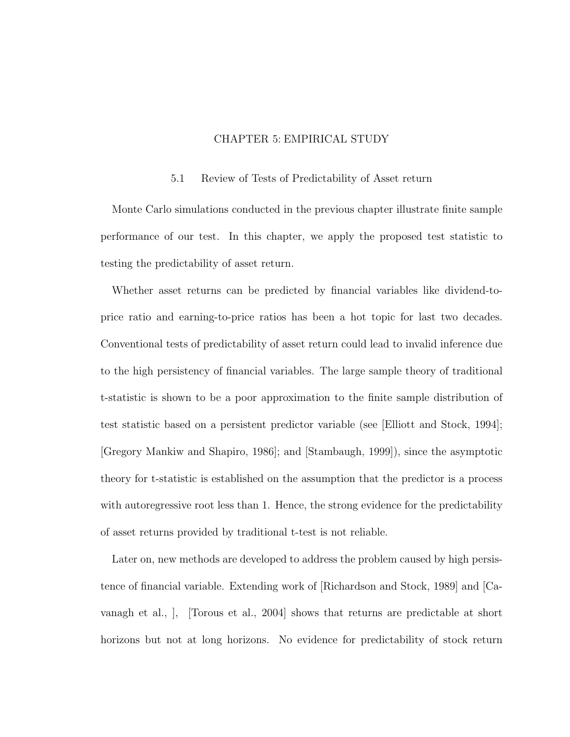# CHAPTER 5: EMPIRICAL STUDY

## 5.1 Review of Tests of Predictability of Asset return

Monte Carlo simulations conducted in the previous chapter illustrate finite sample performance of our test. In this chapter, we apply the proposed test statistic to testing the predictability of asset return.

Whether asset returns can be predicted by financial variables like dividend-to-price ratio and earning-to-price ratios has been a hot topic for last two decades. Conventional tests of predictability of asset return could lead to invalid inference due to the high persistency of financial variables. The large sample theory of traditional t-statistic is shown to be a poor approximation to the finite sample distribution of test statistic based on a persistent predictor variable (see [Elliott and Stock, 1994]; [Gregory Mankiw and Shapiro, 1986]; and [Stambaugh, 1999]), since the asymptotic theory for t-statistic is established on the assumption that the predictor is a process with autoregressive root less than 1. Hence, the strong evidence for the predictability of asset returns provided by traditional t-test is not reliable.

Later on, new methods are developed to address the problem caused by high persistence of financial variable. Extending work of [Richardson and Stock, 1989] and [Cavanagh et al., ], [Torous et al., 2004] shows that returns are predictable at short horizons but not at long horizons. No evidence for predictability of stock return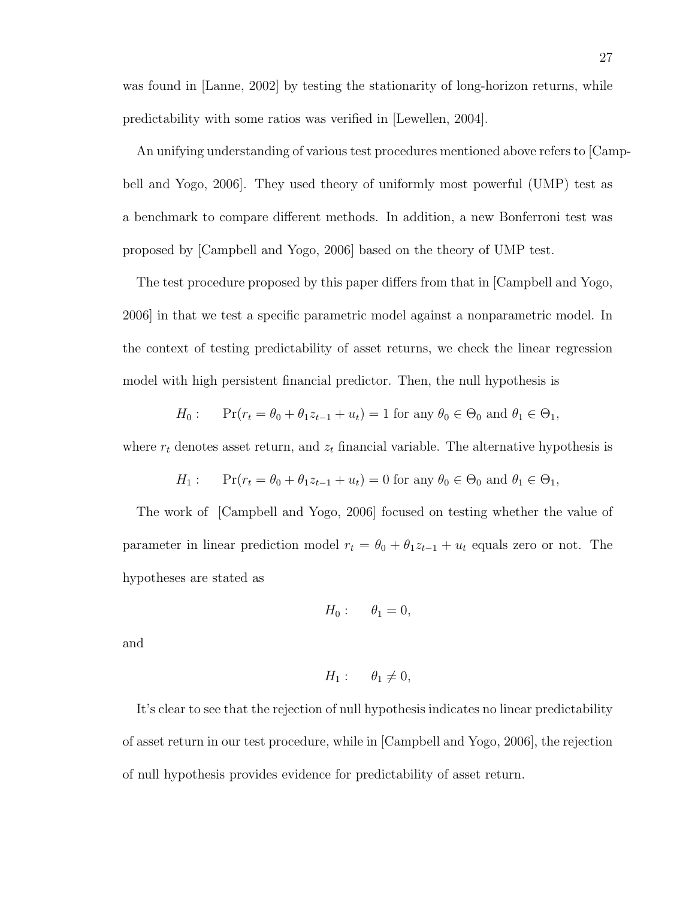was found in [Lanne, 2002] by testing the stationarity of long-horizon returns, while predictability with some ratios was verified in [Lewellen, 2004].

An unifying understanding of various test procedures mentioned above refers to [Campbell and Yogo, 2006]. They used theory of uniformly most powerful (UMP) test as a benchmark to compare different methods. In addition, a new Bonferroni test was proposed by [Campbell and Yogo, 2006] based on the theory of UMP test.

The test procedure proposed by this paper differs from that in [Campbell and Yogo, 2006] in that we test a specific parametric model against a nonparametric model. In the context of testing predictability of asset returns, we check the linear regression model with high persistent financial predictor. Then, the null hypothesis is

$$H_0: \quad \Pr(r_t = \theta_0 + \theta_1 z_{t-1} + u_t) = 1 \text{ for any } \theta_0 \in \Theta_0 \text{ and } \theta_1 \in \Theta_1,$$

where $r_t$ denotes asset return, and $z_t$ financial variable. The alternative hypothesis is

$$H_1: \quad \Pr(r_t = \theta_0 + \theta_1 z_{t-1} + u_t) = 0 \text{ for any } \theta_0 \in \Theta_0 \text{ and } \theta_1 \in \Theta_1,$$

The work of [Campbell and Yogo, 2006] focused on testing whether the value of parameter in linear prediction model $r_t = \theta_0 + \theta_1 z_{t-1} + u_t$ equals zero or not. The hypotheses are stated as

$$H_0: \quad \theta_1 = 0,$$

and

$$H_1: \quad \theta_1 \neq 0,$$

It's clear to see that the rejection of null hypothesis indicates no linear predictability of asset return in our test procedure, while in [Campbell and Yogo, 2006], the rejection of null hypothesis provides evidence for predictability of asset return.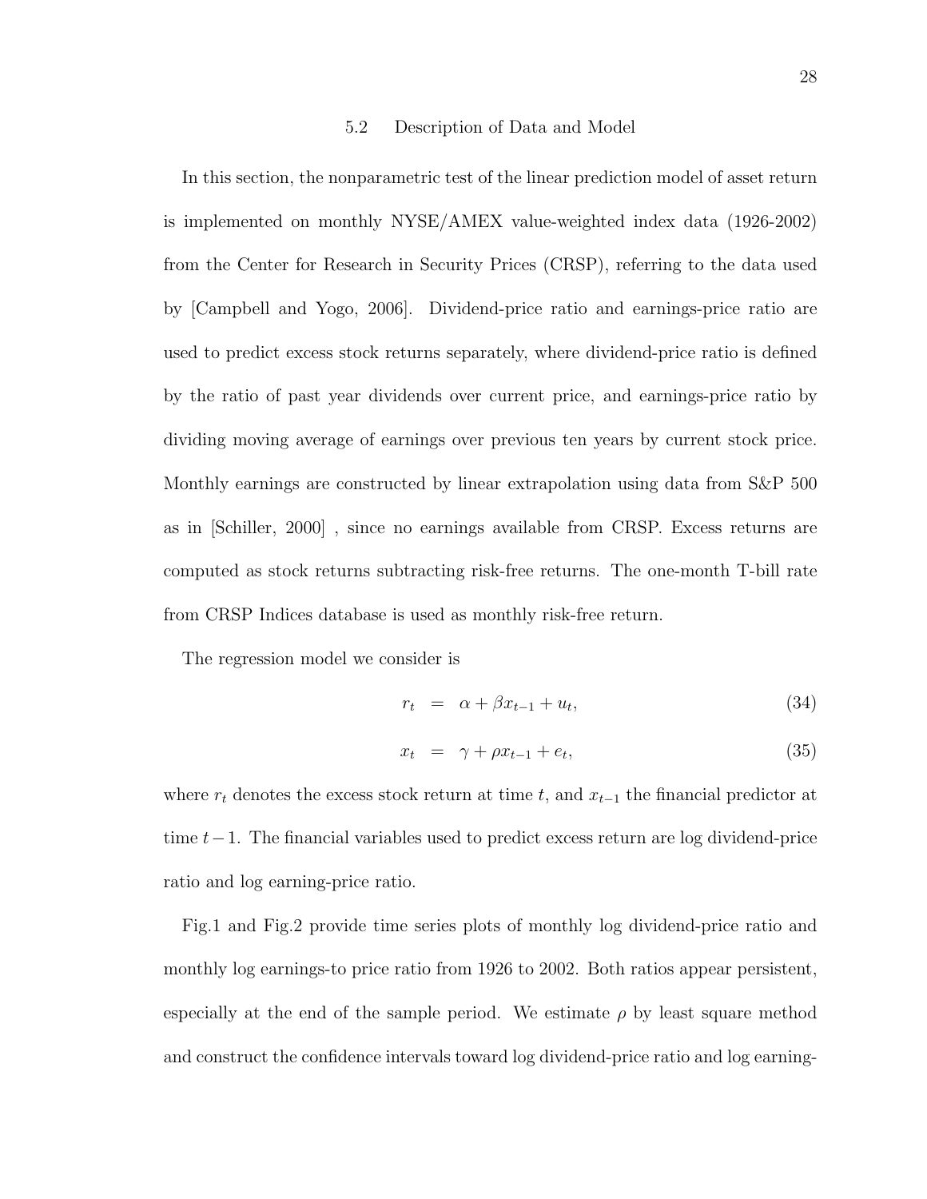### 5.2 Description of Data and Model

In this section, the nonparametric test of the linear prediction model of asset return is implemented on monthly NYSE/AMEX value-weighted index data (1926-2002) from the Center for Research in Security Prices (CRSP), referring to the data used by [Campbell and Yogo, 2006]. Dividend-price ratio and earnings-price ratio are used to predict excess stock returns separately, where dividend-price ratio is defined by the ratio of past year dividends over current price, and earnings-price ratio by dividing moving average of earnings over previous ten years by current stock price. Monthly earnings are constructed by linear extrapolation using data from S&P 500 as in [Schiller, 2000] , since no earnings available from CRSP. Excess returns are computed as stock returns subtracting risk-free returns. The one-month T-bill rate from CRSP Indices database is used as monthly risk-free return.

The regression model we consider is

$$r_t = \alpha + \beta x_{t-1} + u_t, \tag{34}$$

$$x_t = \gamma + \rho x_{t-1} + e_t, \tag{35}$$

where $r_t$ denotes the excess stock return at time $t$, and $x_{t-1}$ the financial predictor at time $t-1$. The financial variables used to predict excess return are log dividend-price ratio and log earning-price ratio.

Fig.1 and Fig.2 provide time series plots of monthly log dividend-price ratio and monthly log earnings-to price ratio from 1926 to 2002. Both ratios appear persistent, especially at the end of the sample period. We estimate $\rho$ by least square method and construct the confidence intervals toward log dividend-price ratio and log earning-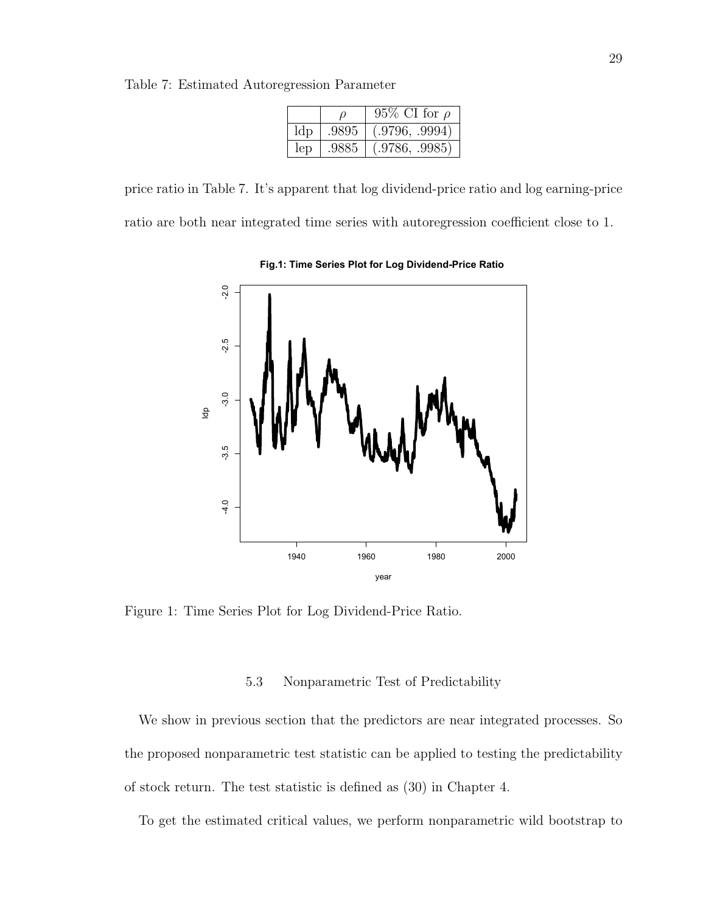Table 7: Estimated Autoregression Parameter

| | $\rho$ | 95% CI for $\rho$ |
|---|---|---|
| ldp | .9895 | (.9796, .9994) |
| lep | .9885 | (.9786, .9985) |

price ratio in Table 7. It's apparent that log dividend-price ratio and log earning-price ratio are both near integrated time series with autoregression coefficient close to 1.

Figure 1: Time Series Plot for Log Dividend-Price Ratio.

### 5.3 Nonparametric Test of Predictability

We show in previous section that the predictors are near integrated processes. So the proposed nonparametric test statistic can be applied to testing the predictability of stock return. The test statistic is defined as (30) in Chapter 4.

To get the estimated critical values, we perform nonparametric wild bootstrap to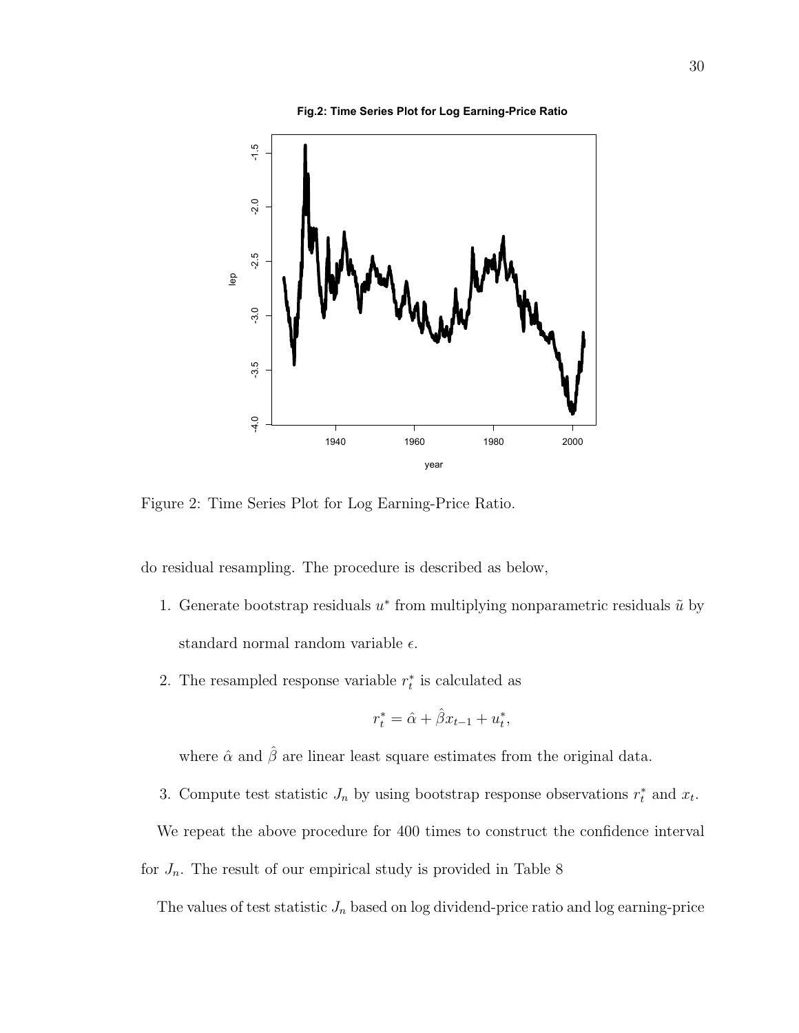Figure 2: Time Series Plot for Log Earning-Price Ratio.

do residual resampling. The procedure is described as below,

1. Generate bootstrap residuals $u^*$ from multiplying nonparametric residuals $\tilde{u}$ by standard normal random variable $\epsilon$.

2. The resampled response variable $r_t^*$ is calculated as

$$r_t^* = \hat{\alpha} + \hat{\beta} x_{t-1} + u_t^*,$$

where $\hat{\alpha}$ and $\hat{\beta}$ are linear least square estimates from the original data.

3. Compute test statistic $J_n$ by using bootstrap response observations $r_t^*$ and $x_t$.

We repeat the above procedure for 400 times to construct the confidence interval for $J_n$. The result of our empirical study is provided in Table 8

The values of test statistic $J_n$ based on log dividend-price ratio and log earning-price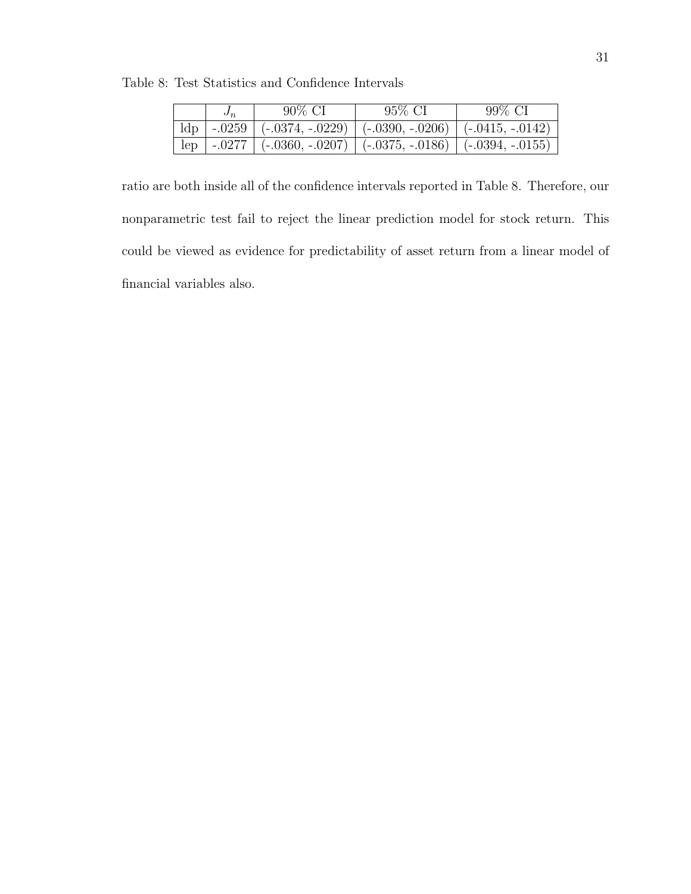Table 8: Test Statistics and Confidence Intervals

| | $J_n$ | 90% CI | 95% CI | 99% CI |
|---|---|---|---|---|
| ldp | -.0259 | (-.0374, -.0229) | (-.0390, -.0206) | (-.0415, -.0142) |
| lep | -.0277 | (-.0360, -.0207) | (-.0375, -.0186) | (-.0394, -.0155) |

ratio are both inside all of the confidence intervals reported in Table 8. Therefore, our nonparametric test fail to reject the linear prediction model for stock return. This could be viewed as evidence for predictability of asset return from a linear model of financial variables also.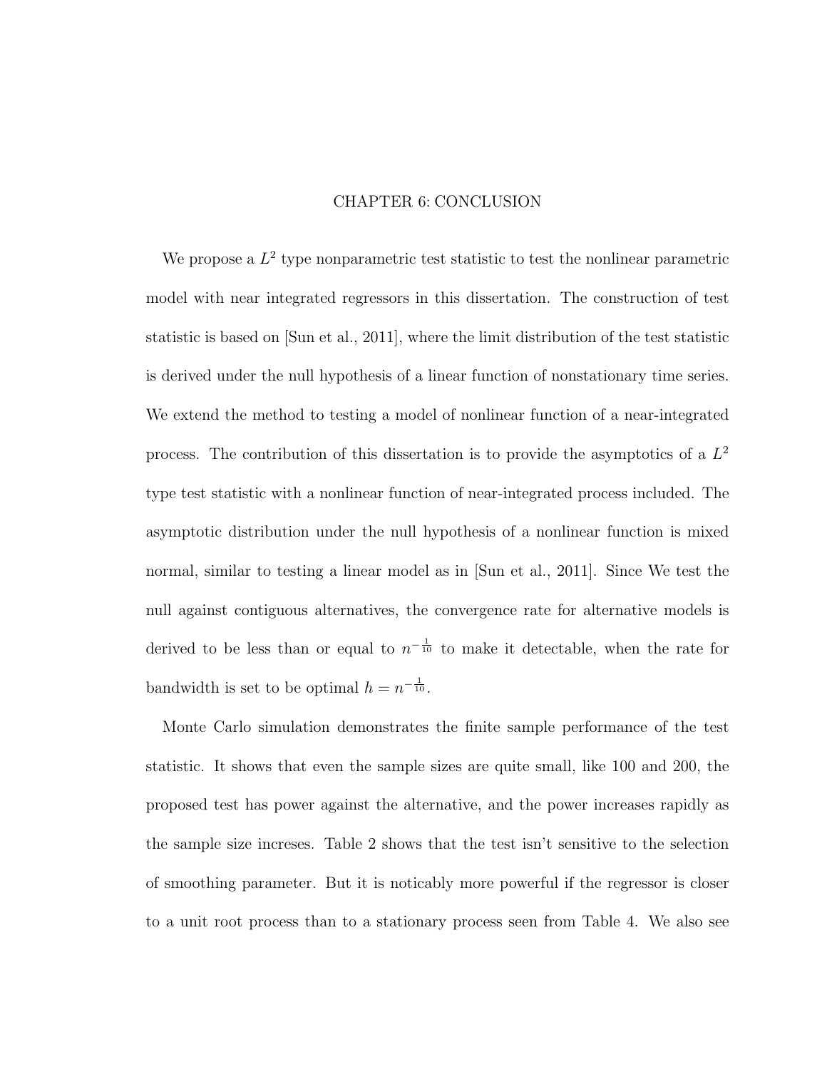# CHAPTER 6: CONCLUSION

We propose a $L^2$ type nonparametric test statistic to test the nonlinear parametric model with near integrated regressors in this dissertation. The construction of test statistic is based on [Sun et al., 2011], where the limit distribution of the test statistic is derived under the null hypothesis of a linear function of nonstationary time series. We extend the method to testing a model of nonlinear function of a near-integrated process. The contribution of this dissertation is to provide the asymptotics of a $L^2$ type test statistic with a nonlinear function of near-integrated process included. The asymptotic distribution under the null hypothesis of a nonlinear function is mixed normal, similar to testing a linear model as in [Sun et al., 2011]. Since We test the null against contiguous alternatives, the convergence rate for alternative models is derived to be less than or equal to $n^{-\frac{1}{10}}$ to make it detectable, when the rate for bandwidth is set to be optimal $h = n^{-\frac{1}{10}}$.

Monte Carlo simulation demonstrates the finite sample performance of the test statistic. It shows that even the sample sizes are quite small, like 100 and 200, the proposed test has power against the alternative, and the power increases rapidly as the sample size increses. Table 2 shows that the test isn't sensitive to the selection of smoothing parameter. But it is noticably more powerful if the regressor is closer to a unit root process than to a stationary process seen from Table 4. We also see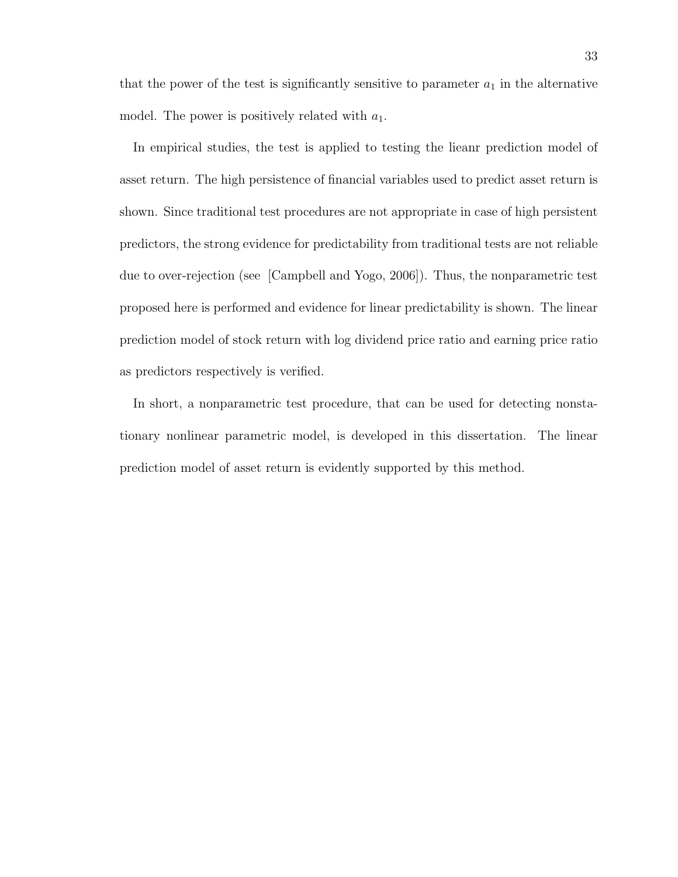that the power of the test is significantly sensitive to parameter $a_1$ in the alternative model. The power is positively related with $a_1$.

In empirical studies, the test is applied to testing the lieanr prediction model of asset return. The high persistence of financial variables used to predict asset return is shown. Since traditional test procedures are not appropriate in case of high persistent predictors, the strong evidence for predictability from traditional tests are not reliable due to over-rejection (see [Campbell and Yogo, 2006]). Thus, the nonparametric test proposed here is performed and evidence for linear predictability is shown. The linear prediction model of stock return with log dividend price ratio and earning price ratio as predictors respectively is verified.

In short, a nonparametric test procedure, that can be used for detecting nonstationary nonlinear parametric model, is developed in this dissertation. The linear prediction model of asset return is evidently supported by this method.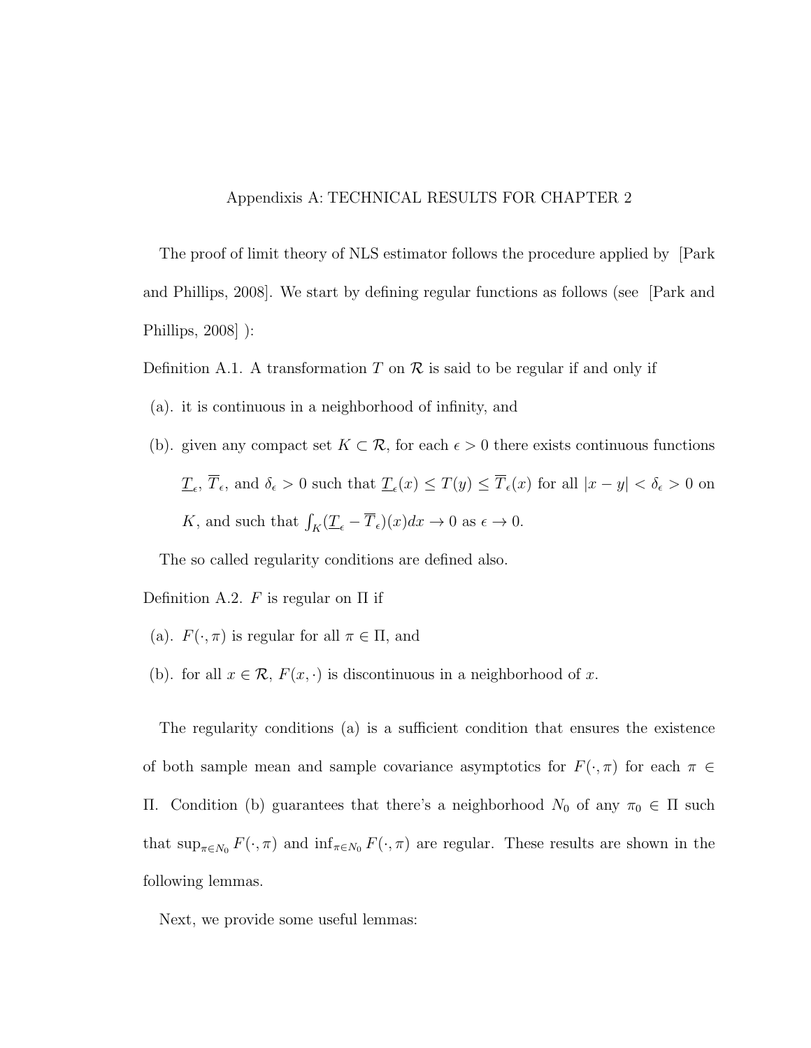# Appendixis A: TECHNICAL RESULTS FOR CHAPTER 2

The proof of limit theory of NLS estimator follows the procedure applied by [Park and Phillips, 2008]. We start by defining regular functions as follows (see [Park and Phillips, 2008] ):

Definition A.1. A transformation $T$ on $\mathcal{R}$ is said to be regular if and only if

(a). it is continuous in a neighborhood of infinity, and

(b). given any compact set $K \subset \mathcal{R}$, for each $\epsilon > 0$ there exists continuous functions $\underline{T}_\epsilon$, $\overline{T}_\epsilon$, and $\delta_\epsilon > 0$ such that $\underline{T}_\epsilon(x) \leq T(y) \leq \overline{T}_\epsilon(x)$ for all $|x - y| < \delta_\epsilon > 0$ on $K$, and such that $\int_K (\underline{T}_\epsilon - \overline{T}_\epsilon)(x)dx \to 0$ as $\epsilon \to 0$.

The so called regularity conditions are defined also.

Definition A.2. $F$ is regular on $\Pi$ if

(a). $F(\cdot, \pi)$ is regular for all $\pi \in \Pi$, and

(b). for all $x \in \mathcal{R}$, $F(x, \cdot)$ is discontinuous in a neighborhood of $x$.

The regularity conditions (a) is a sufficient condition that ensures the existence of both sample mean and sample covariance asymptotics for $F(\cdot, \pi)$ for each $\pi \in \Pi$. Condition (b) guarantees that there's a neighborhood $N_0$ of any $\pi_0 \in \Pi$ such that $\sup_{\pi \in N_0} F(\cdot, \pi)$ and $\inf_{\pi \in N_0} F(\cdot, \pi)$ are regular. These results are shown in the following lemmas.

Next, we provide some useful lemmas: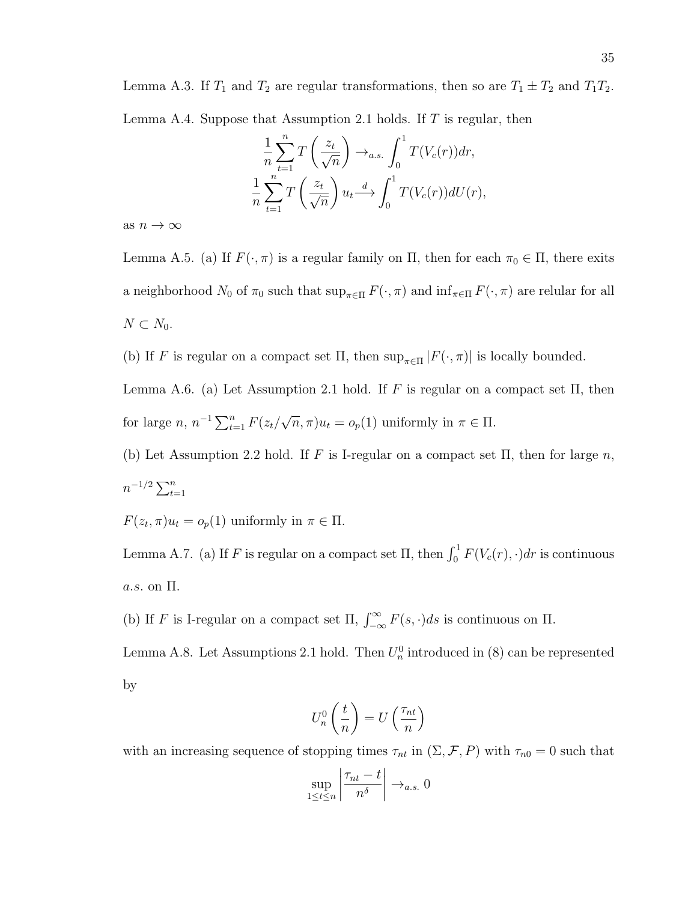Lemma A.3. If $T_1$ and $T_2$ are regular transformations, then so are $T_1 \pm T_2$ and $T_1 T_2$.

Lemma A.4. Suppose that Assumption 2.1 holds. If $T$ is regular, then

$$\frac{1}{n}\sum_{t=1}^{n} T\left(\frac{z_t}{\sqrt{n}}\right) \to_{a.s.} \int_0^1 T(V_c(r))dr,$$

$$\frac{1}{n}\sum_{t=1}^{n} T\left(\frac{z_t}{\sqrt{n}}\right) u_t \xrightarrow{d} \int_0^1 T(V_c(r))dU(r),$$

as $n \to \infty$

Lemma A.5. (a) If $F(\cdot, \pi)$ is a regular family on $\Pi$, then for each $\pi_0 \in \Pi$, there exits a neighborhood $N_0$ of $\pi_0$ such that $\sup_{\pi \in \Pi} F(\cdot, \pi)$ and $\inf_{\pi \in \Pi} F(\cdot, \pi)$ are relular for all $N \subset N_0$.

(b) If $F$ is regular on a compact set $\Pi$, then $\sup_{\pi \in \Pi} |F(\cdot, \pi)|$ is locally bounded.

Lemma A.6. (a) Let Assumption 2.1 hold. If $F$ is regular on a compact set $\Pi$, then for large $n$, $n^{-1}\sum_{t=1}^{n} F(z_t/\sqrt{n}, \pi)u_t = o_p(1)$ uniformly in $\pi \in \Pi$.

(b) Let Assumption 2.2 hold. If $F$ is I-regular on a compact set $\Pi$, then for large $n$, $n^{-1/2}\sum_{t=1}^{n}$ $F(z_t, \pi)u_t = o_p(1)$ uniformly in $\pi \in \Pi$.

Lemma A.7. (a) If $F$ is regular on a compact set $\Pi$, then $\int_0^1 F(V_c(r), \cdot)dr$ is continuous *a.s.* on $\Pi$.

(b) If $F$ is I-regular on a compact set $\Pi$, $\int_{-\infty}^{\infty} F(s, \cdot)ds$ is continuous on $\Pi$.

Lemma A.8. Let Assumptions 2.1 hold. Then $U_n^0$ introduced in (8) can be represented by

$$U_n^0\left(\frac{t}{n}\right) = U\left(\frac{\tau_{nt}}{n}\right)$$

with an increasing sequence of stopping times $\tau_{nt}$ in $(\Sigma, \mathcal{F}, P)$ with $\tau_{n0} = 0$ such that

$$\sup_{1 \le t \le n}\left|\frac{\tau_{nt} - t}{n^{\delta}}\right| \to_{a.s.} 0$$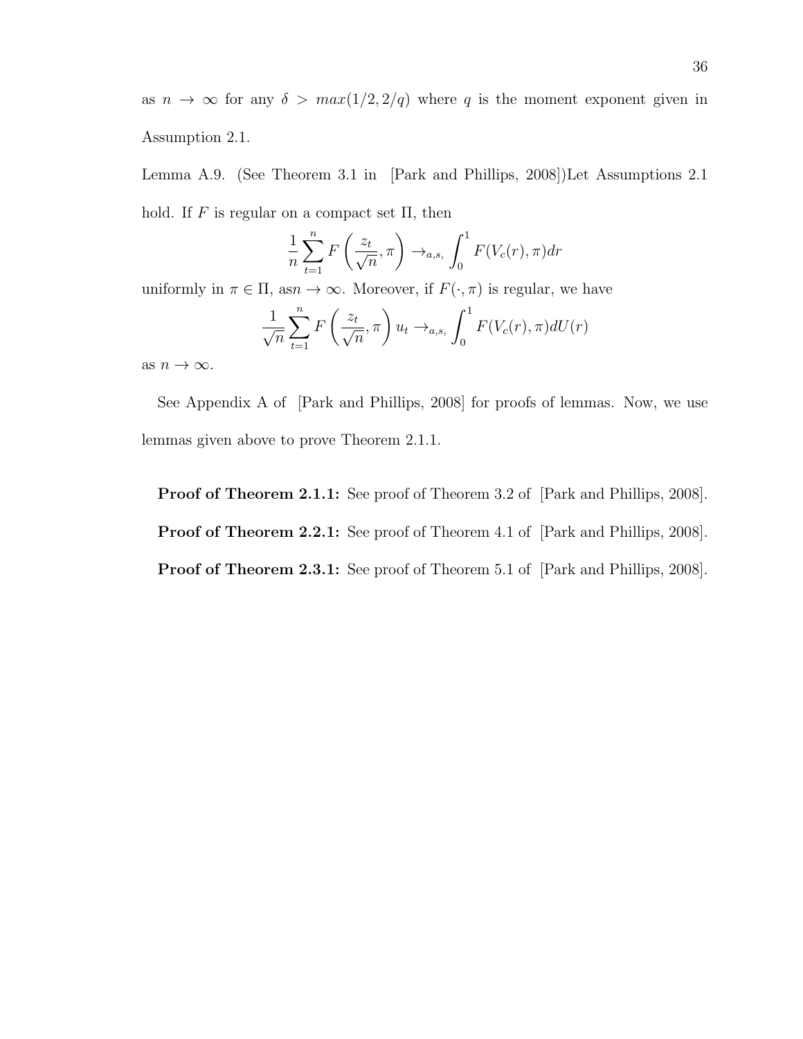as $n \to \infty$ for any $\delta > max(1/2, 2/q)$ where $q$ is the moment exponent given in Assumption 2.1.

Lemma A.9. (See Theorem 3.1 in [Park and Phillips, 2008])Let Assumptions 2.1 hold. If $F$ is regular on a compact set $\Pi$, then

$$\frac{1}{n}\sum_{t=1}^{n} F\left(\frac{z_t}{\sqrt{n}}, \pi\right) \to_{a,s,} \int_0^1 F(V_c(r), \pi)dr$$

uniformly in $\pi \in \Pi$, as$n \to \infty$. Moreover, if $F(\cdot, \pi)$ is regular, we have

$$\frac{1}{\sqrt{n}}\sum_{t=1}^{n} F\left(\frac{z_t}{\sqrt{n}}, \pi\right) u_t \to_{a,s,} \int_0^1 F(V_c(r), \pi)dU(r)$$

as $n \to \infty$.

See Appendix A of [Park and Phillips, 2008] for proofs of lemmas. Now, we use lemmas given above to prove Theorem 2.1.1.

**Proof of Theorem 2.1.1:** See proof of Theorem 3.2 of [Park and Phillips, 2008].

**Proof of Theorem 2.2.1:** See proof of Theorem 4.1 of [Park and Phillips, 2008].

**Proof of Theorem 2.3.1:** See proof of Theorem 5.1 of [Park and Phillips, 2008].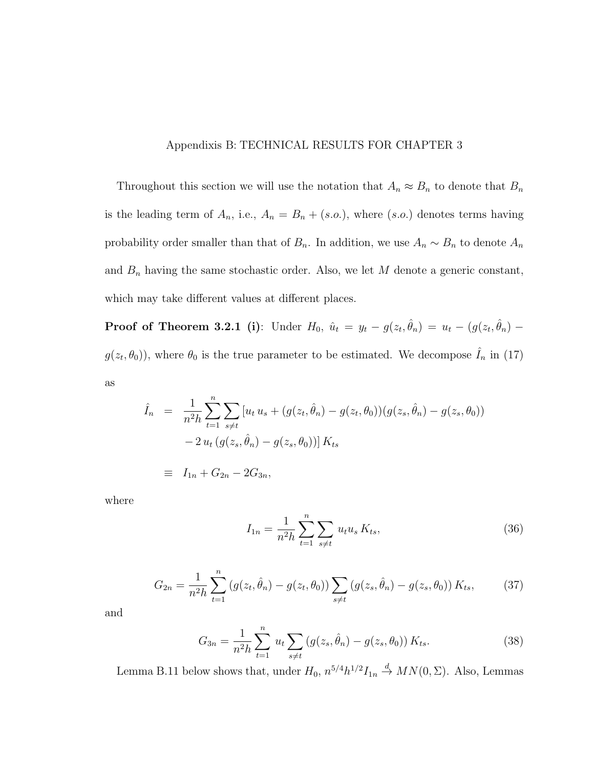# Appendixis B: TECHNICAL RESULTS FOR CHAPTER 3

Throughout this section we will use the notation that $A_n \approx B_n$ to denote that $B_n$ is the leading term of $A_n$, i.e., $A_n = B_n + (s.o.)$, where $(s.o.)$ denotes terms having probability order smaller than that of $B_n$. In addition, we use $A_n \sim B_n$ to denote $A_n$ and $B_n$ having the same stochastic order. Also, we let $M$ denote a generic constant, which may take different values at different places.

**Proof of Theorem 3.2.1 (i)**: Under $H_0$, $\hat{u}_t = y_t - g(z_t, \hat{\theta}_n) = u_t - (g(z_t, \hat{\theta}_n) - g(z_t, \theta_0))$, where $\theta_0$ is the true parameter to be estimated. We decompose $\hat{I}_n$ in (17) as

$$
\begin{aligned}
\hat{I}_n &= \frac{1}{n^2 h} \sum_{t=1}^{n} \sum_{s \neq t} [u_t\, u_s + (g(z_t, \hat{\theta}_n) - g(z_t, \theta_0))(g(z_s, \hat{\theta}_n) - g(z_s, \theta_0)) \\
&\quad - 2\, u_t\, (g(z_s, \hat{\theta}_n) - g(z_s, \theta_0))]\, K_{ts} \\
&\equiv I_{1n} + G_{2n} - 2G_{3n},
\end{aligned}
$$

where

$$
I_{1n} = \frac{1}{n^2 h} \sum_{t=1}^{n} \sum_{s \neq t} u_t u_s\, K_{ts}, \tag{36}
$$

$$
G_{2n} = \frac{1}{n^2 h} \sum_{t=1}^{n} (g(z_t, \hat{\theta}_n) - g(z_t, \theta_0)) \sum_{s \neq t} (g(z_s, \hat{\theta}_n) - g(z_s, \theta_0))\, K_{ts}, \tag{37}
$$

and

$$
G_{3n} = \frac{1}{n^2 h} \sum_{t=1}^{n} u_t \sum_{s \neq t} (g(z_s, \hat{\theta}_n) - g(z_s, \theta_0))\, K_{ts}. \tag{38}
$$

Lemma B.11 below shows that, under $H_0$, $n^{5/4} h^{1/2} I_{1n} \xrightarrow{d} MN(0, \Sigma)$. Also, Lemmas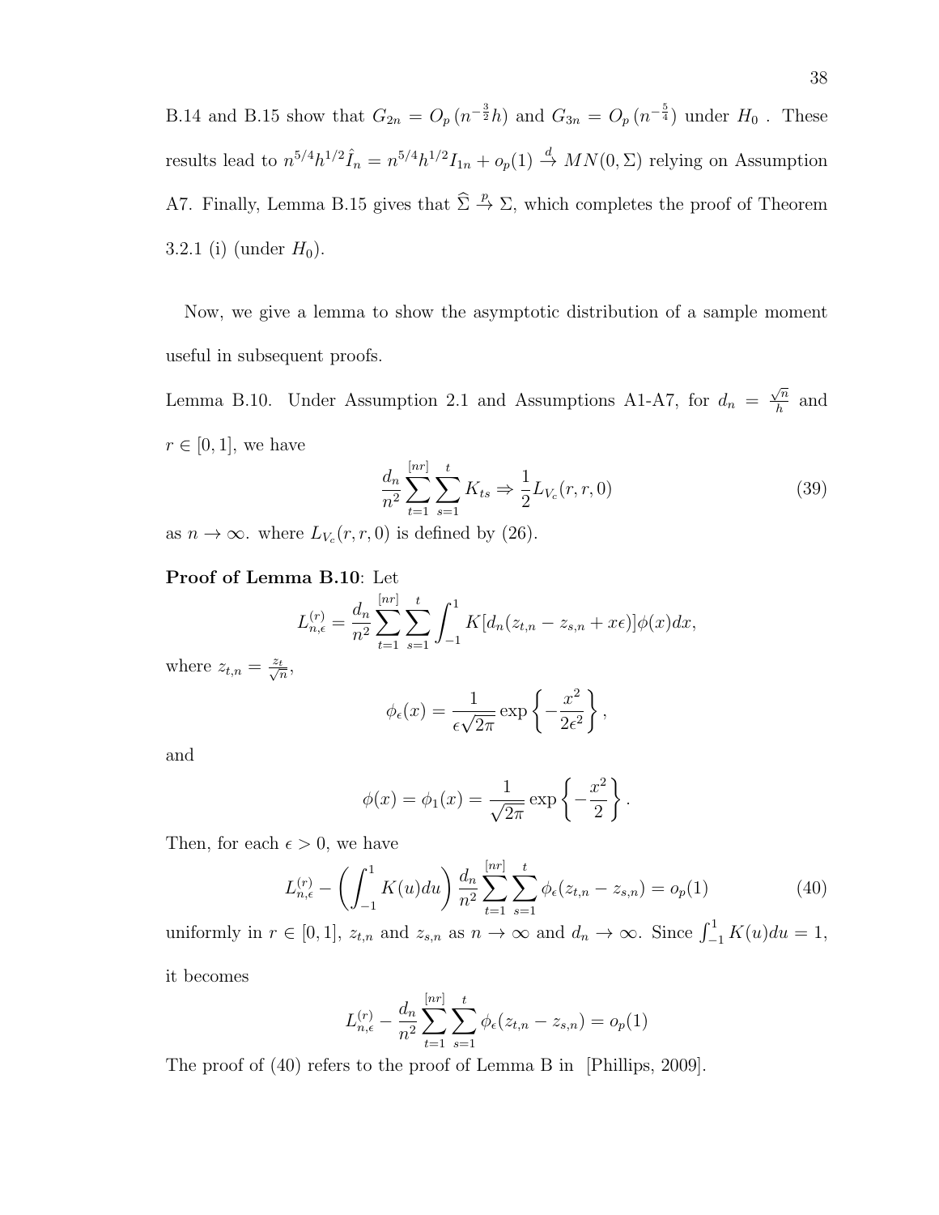B.14 and B.15 show that $G_{2n} = O_p\left(n^{-\frac{3}{2}}h\right)$ and $G_{3n} = O_p\left(n^{-\frac{5}{4}}\right)$ under $H_0$ . These results lead to $n^{5/4}h^{1/2}\hat{I}_n = n^{5/4}h^{1/2}I_{1n} + o_p(1) \xrightarrow{d} MN(0,\Sigma)$ relying on Assumption A7. Finally, Lemma B.15 gives that $\widehat{\Sigma} \xrightarrow{p} \Sigma$, which completes the proof of Theorem 3.2.1 (i) (under $H_0$).

Now, we give a lemma to show the asymptotic distribution of a sample moment useful in subsequent proofs.

Lemma B.10. Under Assumption 2.1 and Assumptions A1-A7, for $d_n = \frac{\sqrt{n}}{h}$ and $r \in [0,1]$, we have

$$\frac{d_n}{n^2}\sum_{t=1}^{[nr]}\sum_{s=1}^{t} K_{ts} \Rightarrow \frac{1}{2}L_{V_c}(r,r,0) \tag{39}$$

as $n \to \infty$. where $L_{V_c}(r,r,0)$ is defined by (26).

**Proof of Lemma B.10**: Let

$$L_{n,\epsilon}^{(r)} = \frac{d_n}{n^2}\sum_{t=1}^{[nr]}\sum_{s=1}^{t}\int_{-1}^{1} K[d_n(z_{t,n} - z_{s,n} + x\epsilon)]\phi(x)dx,$$

where $z_{t,n} = \frac{z_t}{\sqrt{n}}$,

$$\phi_\epsilon(x) = \frac{1}{\epsilon\sqrt{2\pi}}\exp\left\{-\frac{x^2}{2\epsilon^2}\right\},$$

and

$$\phi(x) = \phi_1(x) = \frac{1}{\sqrt{2\pi}}\exp\left\{-\frac{x^2}{2}\right\}.$$

Then, for each $\epsilon > 0$, we have

$$L_{n,\epsilon}^{(r)} - \left(\int_{-1}^{1} K(u)du\right)\frac{d_n}{n^2}\sum_{t=1}^{[nr]}\sum_{s=1}^{t}\phi_\epsilon(z_{t,n} - z_{s,n}) = o_p(1) \tag{40}$$

uniformly in $r \in [0,1]$, $z_{t,n}$ and $z_{s,n}$ as $n \to \infty$ and $d_n \to \infty$. Since $\int_{-1}^{1} K(u)du = 1$, it becomes

$$L_{n,\epsilon}^{(r)} - \frac{d_n}{n^2}\sum_{t=1}^{[nr]}\sum_{s=1}^{t}\phi_\epsilon(z_{t,n} - z_{s,n}) = o_p(1)$$

The proof of (40) refers to the proof of Lemma B in [Phillips, 2009].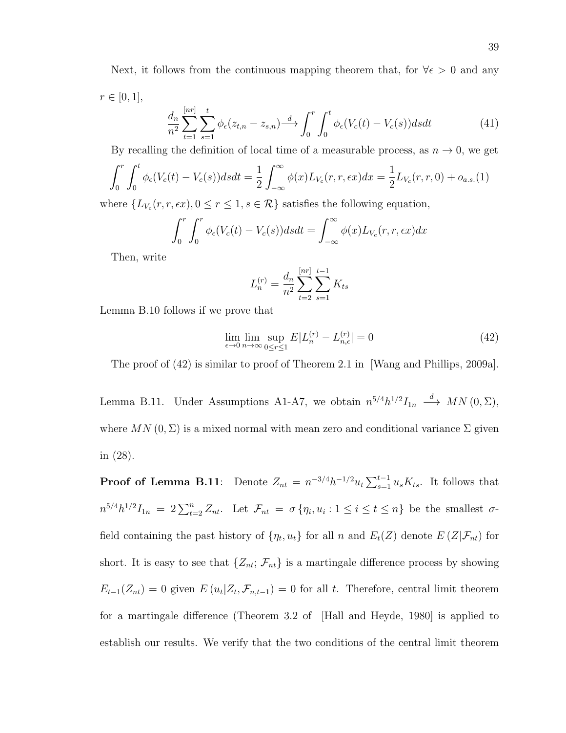Next, it follows from the continuous mapping theorem that, for $\forall \epsilon > 0$ and any $r \in [0, 1]$,

$$\frac{d_n}{n^2} \sum_{t=1}^{[nr]} \sum_{s=1}^{t} \phi_\epsilon(z_{t,n} - z_{s,n}) \xrightarrow{d} \int_0^r \int_0^t \phi_\epsilon(V_c(t) - V_c(s)) ds dt \tag{41}$$

By recalling the definition of local time of a measurable process, as $n \to 0$, we get

$$\int_0^r \int_0^t \phi_\epsilon(V_c(t) - V_c(s)) ds dt = \frac{1}{2} \int_{-\infty}^{\infty} \phi(x) L_{V_c}(r, r, \epsilon x) dx = \frac{1}{2} L_{V_c}(r, r, 0) + o_{a.s.}(1)$$

where $\{L_{V_c}(r, r, \epsilon x), 0 \leq r \leq 1, s \in \mathcal{R}\}$ satisfies the following equation,

$$\int_0^r \int_0^r \phi_\epsilon(V_c(t) - V_c(s)) ds dt = \int_{-\infty}^{\infty} \phi(x) L_{V_c}(r, r, \epsilon x) dx$$

Then, write

$$L_n^{(r)} = \frac{d_n}{n^2} \sum_{t=2}^{[nr]} \sum_{s=1}^{t-1} K_{ts}$$

Lemma B.10 follows if we prove that

$$\lim_{\epsilon \to 0} \lim_{n \to \infty} \sup_{0 \leq r \leq 1} E|L_n^{(r)} - L_{n,\epsilon}^{(r)}| = 0 \tag{42}$$

The proof of (42) is similar to proof of Theorem 2.1 in [Wang and Phillips, 2009a].

Lemma B.11. Under Assumptions A1-A7, we obtain $n^{5/4} h^{1/2} I_{1n} \xrightarrow{d} MN(0, \Sigma)$, where $MN(0, \Sigma)$ is a mixed normal with mean zero and conditional variance $\Sigma$ given in (28).

**Proof of Lemma B.11**: Denote $Z_{nt} = n^{-3/4} h^{-1/2} u_t \sum_{s=1}^{t-1} u_s K_{ts}$. It follows that $n^{5/4} h^{1/2} I_{1n} = 2 \sum_{t=2}^{n} Z_{nt}$. Let $\mathcal{F}_{nt} = \sigma\{\eta_i, u_i : 1 \leq i \leq t \leq n\}$ be the smallest $\sigma$-field containing the past history of $\{\eta_t, u_t\}$ for all $n$ and $E_t(Z)$ denote $E(Z|\mathcal{F}_{nt})$ for short. It is easy to see that $\{Z_{nt}; \mathcal{F}_{nt}\}$ is a martingale difference process by showing $E_{t-1}(Z_{nt}) = 0$ given $E(u_t|Z_t, \mathcal{F}_{n,t-1}) = 0$ for all $t$. Therefore, central limit theorem for a martingale difference (Theorem 3.2 of [Hall and Heyde, 1980] is applied to establish our results. We verify that the two conditions of the central limit theorem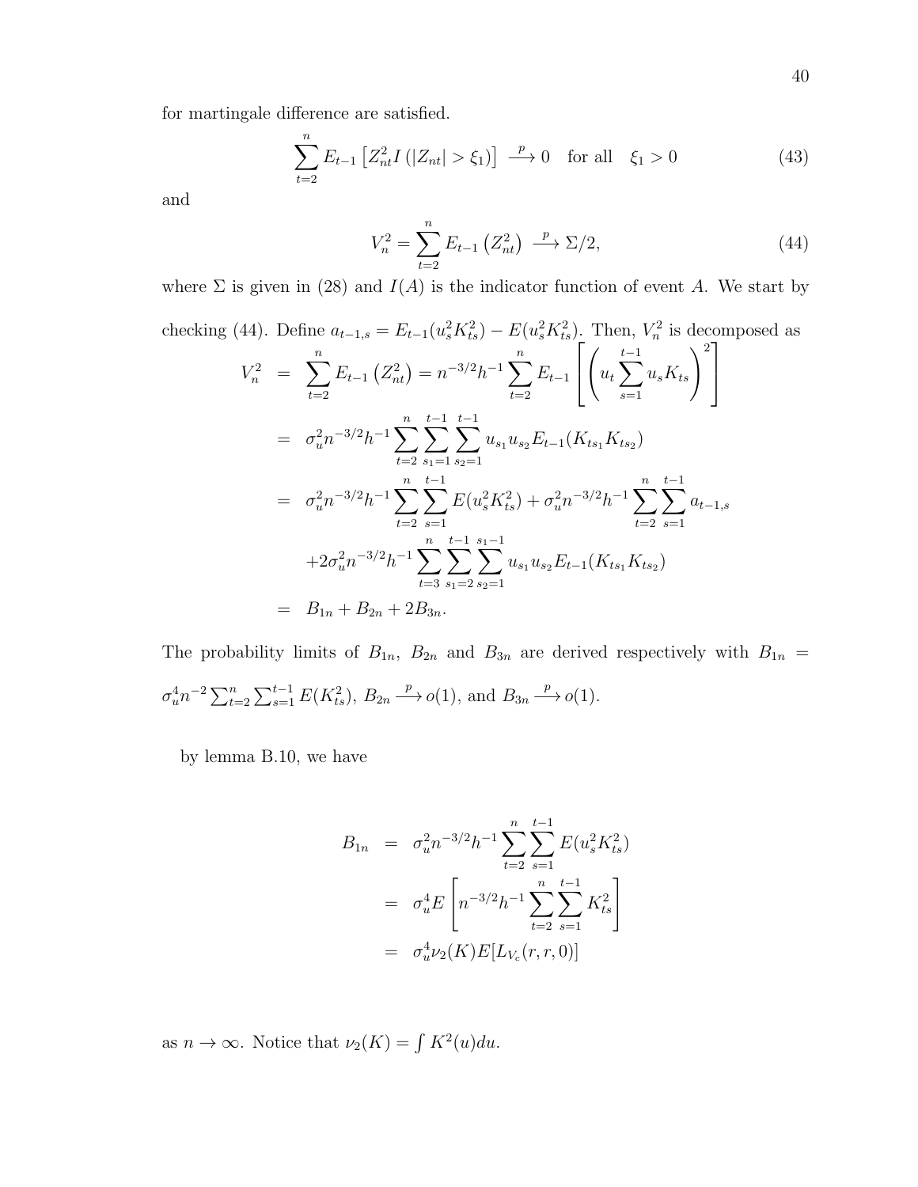for martingale difference are satisfied.

$$\sum_{t=2}^{n} E_{t-1}\left[Z_{nt}^2 I\left(|Z_{nt}| > \xi_1\right)\right] \xrightarrow{p} 0 \quad \text{for all} \quad \xi_1 > 0 \tag{43}$$

and

$$V_n^2 = \sum_{t=2}^{n} E_{t-1}\left(Z_{nt}^2\right) \xrightarrow{p} \Sigma/2, \tag{44}$$

where $\Sigma$ is given in (28) and $I(A)$ is the indicator function of event $A$. We start by checking (44). Define $a_{t-1,s} = E_{t-1}(u_s^2 K_{ts}^2) - E(u_s^2 K_{ts}^2)$. Then, $V_n^2$ is decomposed as

$$\begin{aligned}
V_n^2 &= \sum_{t=2}^{n} E_{t-1}\left(Z_{nt}^2\right) = n^{-3/2}h^{-1}\sum_{t=2}^{n} E_{t-1}\left[\left(u_t \sum_{s=1}^{t-1} u_s K_{ts}\right)^2\right] \\
&= \sigma_u^2 n^{-3/2}h^{-1}\sum_{t=2}^{n}\sum_{s_1=1}^{t-1}\sum_{s_2=1}^{t-1} u_{s_1}u_{s_2}E_{t-1}(K_{ts_1}K_{ts_2}) \\
&= \sigma_u^2 n^{-3/2}h^{-1}\sum_{t=2}^{n}\sum_{s=1}^{t-1} E(u_s^2 K_{ts}^2) + \sigma_u^2 n^{-3/2}h^{-1}\sum_{t=2}^{n}\sum_{s=1}^{t-1} a_{t-1,s} \\
&\quad + 2\sigma_u^2 n^{-3/2}h^{-1}\sum_{t=3}^{n}\sum_{s_1=2}^{t-1}\sum_{s_2=1}^{s_1-1} u_{s_1}u_{s_2}E_{t-1}(K_{ts_1}K_{ts_2}) \\
&= B_{1n} + B_{2n} + 2B_{3n}.
\end{aligned}$$

The probability limits of $B_{1n}$, $B_{2n}$ and $B_{3n}$ are derived respectively with $B_{1n} = \sigma_u^4 n^{-2}\sum_{t=2}^{n}\sum_{s=1}^{t-1} E(K_{ts}^2)$, $B_{2n} \xrightarrow{p} o(1)$, and $B_{3n} \xrightarrow{p} o(1)$.

by lemma B.10, we have

$$\begin{aligned}
B_{1n} &= \sigma_u^2 n^{-3/2}h^{-1}\sum_{t=2}^{n}\sum_{s=1}^{t-1} E(u_s^2 K_{ts}^2) \\
&= \sigma_u^4 E\left[n^{-3/2}h^{-1}\sum_{t=2}^{n}\sum_{s=1}^{t-1} K_{ts}^2\right] \\
&= \sigma_u^4 \nu_2(K) E[L_{V_c}(r, r, 0)]
\end{aligned}$$

as $n \to \infty$. Notice that $\nu_2(K) = \int K^2(u)du$.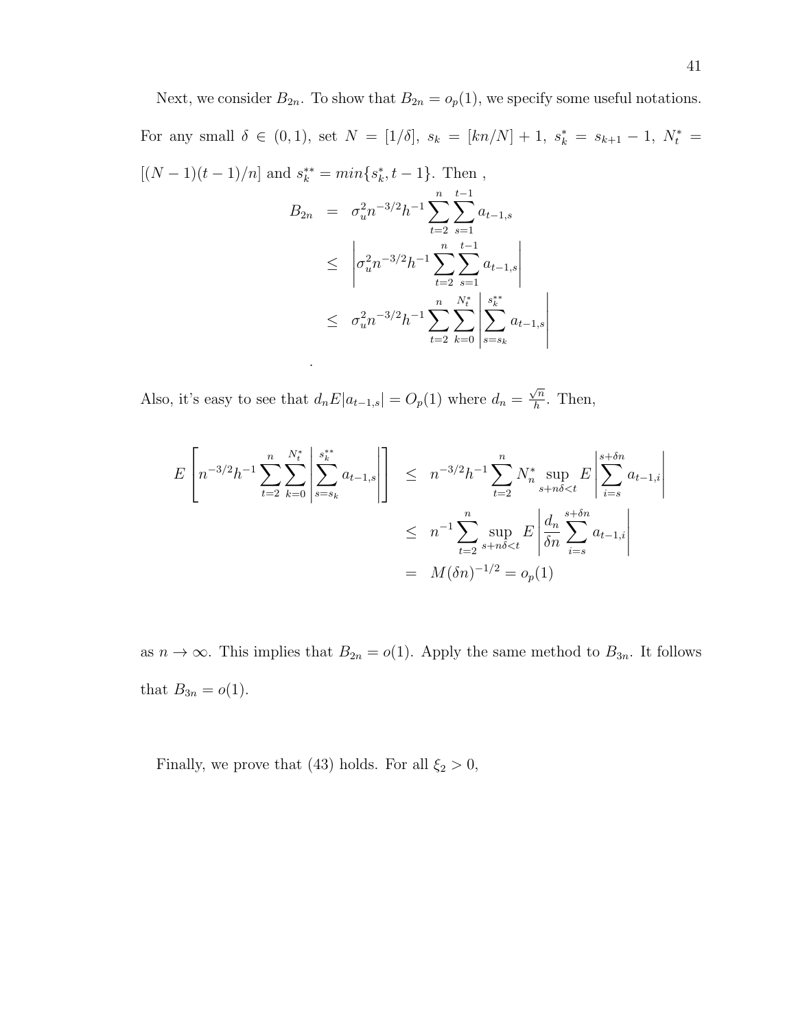Next, we consider $B_{2n}$. To show that $B_{2n} = o_p(1)$, we specify some useful notations. For any small $\delta \in (0,1)$, set $N = [1/\delta]$, $s_k = [kn/N] + 1$, $s_k^* = s_{k+1} - 1$, $N_t^* = [(N-1)(t-1)/n]$ and $s_k^{**} = min\{s_k^*, t-1\}$. Then ,

$$
\begin{aligned}
B_{2n} &= \sigma_u^2 n^{-3/2} h^{-1} \sum_{t=2}^{n} \sum_{s=1}^{t-1} a_{t-1,s} \\
&\leq \left| \sigma_u^2 n^{-3/2} h^{-1} \sum_{t=2}^{n} \sum_{s=1}^{t-1} a_{t-1,s} \right| \\
&\leq \sigma_u^2 n^{-3/2} h^{-1} \sum_{t=2}^{n} \sum_{k=0}^{N_t^*} \left| \sum_{s=s_k}^{s_k^{**}} a_{t-1,s} \right|
\end{aligned}
$$

.

Also, it's easy to see that $d_n E|a_{t-1,s}| = O_p(1)$ where $d_n = \frac{\sqrt{n}}{h}$. Then,

$$
\begin{aligned}
E\left[ n^{-3/2} h^{-1} \sum_{t=2}^{n} \sum_{k=0}^{N_t^*} \left| \sum_{s=s_k}^{s_k^{**}} a_{t-1,s} \right| \right] &\leq n^{-3/2} h^{-1} \sum_{t=2}^{n} N_n^* \sup_{s+n\delta<t} E \left| \sum_{i=s}^{s+\delta n} a_{t-1,i} \right| \\
&\leq n^{-1} \sum_{t=2}^{n} \sup_{s+n\delta<t} E \left| \frac{d_n}{\delta n} \sum_{i=s}^{s+\delta n} a_{t-1,i} \right| \\
&= M(\delta n)^{-1/2} = o_p(1)
\end{aligned}
$$

as $n \to \infty$. This implies that $B_{2n} = o(1)$. Apply the same method to $B_{3n}$. It follows that $B_{3n} = o(1)$.

Finally, we prove that (43) holds. For all $\xi_2 > 0$,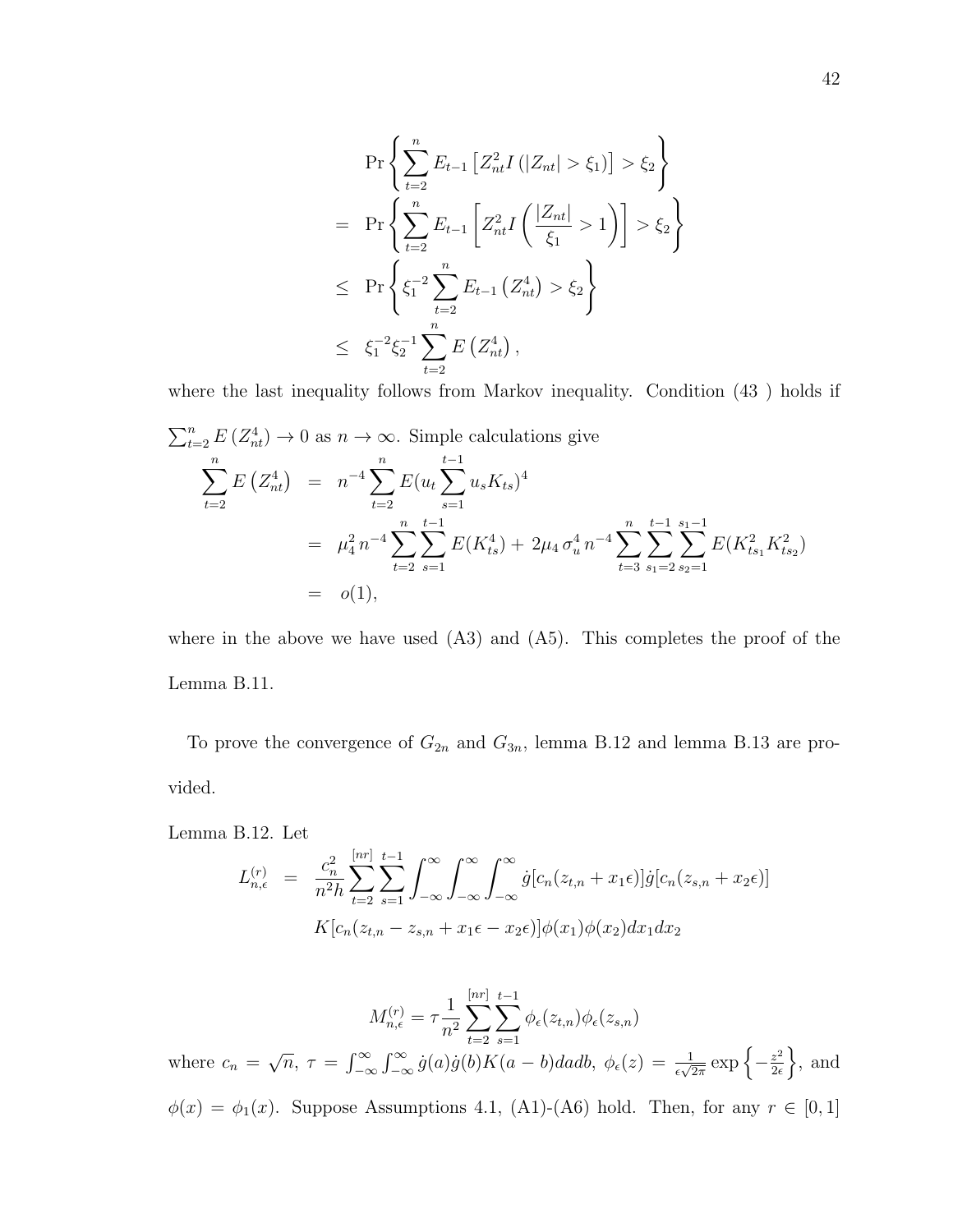$$
\begin{aligned}
& \Pr\left\{ \sum_{t=2}^{n} E_{t-1}\left[ Z_{nt}^2 I\left(|Z_{nt}| > \xi_1\right)\right] > \xi_2 \right\} \\
= & \Pr\left\{ \sum_{t=2}^{n} E_{t-1}\left[ Z_{nt}^2 I\left(\frac{|Z_{nt}|}{\xi_1} > 1\right)\right] > \xi_2 \right\} \\
\leq & \Pr\left\{ \xi_1^{-2} \sum_{t=2}^{n} E_{t-1}\left(Z_{nt}^4\right) > \xi_2 \right\} \\
\leq & \xi_1^{-2}\xi_2^{-1} \sum_{t=2}^{n} E\left(Z_{nt}^4\right),
\end{aligned}
$$

where the last inequality follows from Markov inequality. Condition (43 ) holds if $\sum_{t=2}^{n} E\left(Z_{nt}^4\right) \to 0$ as $n \to \infty$. Simple calculations give

$$
\begin{aligned}
\sum_{t=2}^{n} E\left(Z_{nt}^4\right) &= n^{-4} \sum_{t=2}^{n} E(u_t \sum_{s=1}^{t-1} u_s K_{ts})^4 \\
&= \mu_4^2\, n^{-4} \sum_{t=2}^{n} \sum_{s=1}^{t-1} E(K_{ts}^4) + 2\mu_4\, \sigma_u^4\, n^{-4} \sum_{t=3}^{n} \sum_{s_1=2}^{t-1} \sum_{s_2=1}^{s_1-1} E(K_{ts_1}^2 K_{ts_2}^2) \\
&= o(1),
\end{aligned}
$$

where in the above we have used (A3) and (A5). This completes the proof of the Lemma B.11.

To prove the convergence of $G_{2n}$ and $G_{3n}$, lemma B.12 and lemma B.13 are provided.

Lemma B.12. Let

$$
\begin{aligned}
L_{n,\epsilon}^{(r)} &= \frac{c_n^2}{n^2 h} \sum_{t=2}^{[nr]} \sum_{s=1}^{t-1} \int_{-\infty}^{\infty} \int_{-\infty}^{\infty} \int_{-\infty}^{\infty} \dot{g}[c_n(z_{t,n} + x_1 \epsilon)] \dot{g}[c_n(z_{s,n} + x_2 \epsilon)] \\
& \quad K[c_n(z_{t,n} - z_{s,n} + x_1 \epsilon - x_2 \epsilon)] \phi(x_1) \phi(x_2) dx_1 dx_2
\end{aligned}
$$

$$
M_{n,\epsilon}^{(r)} = \tau \frac{1}{n^2} \sum_{t=2}^{[nr]} \sum_{s=1}^{t-1} \phi_\epsilon(z_{t,n}) \phi_\epsilon(z_{s,n})
$$

where $c_n = \sqrt{n}$, $\tau = \int_{-\infty}^{\infty} \int_{-\infty}^{\infty} \dot{g}(a) \dot{g}(b) K(a-b) da db$, $\phi_\epsilon(z) = \frac{1}{\epsilon\sqrt{2\pi}} \exp\left\{-\frac{z^2}{2\epsilon}\right\}$, and $\phi(x) = \phi_1(x)$. Suppose Assumptions 4.1, (A1)-(A6) hold. Then, for any $r \in [0, 1]$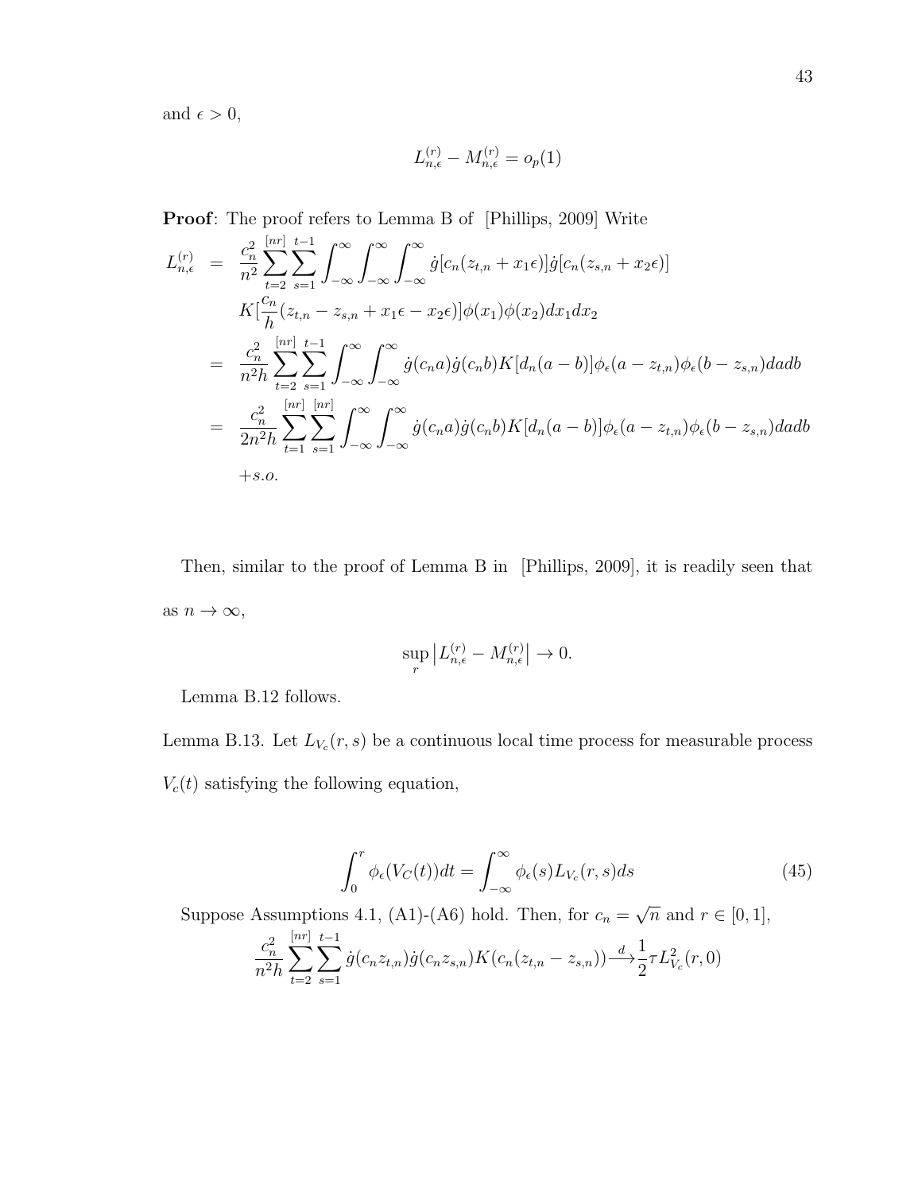and $\epsilon > 0$,

$$L_{n,\epsilon}^{(r)} - M_{n,\epsilon}^{(r)} = o_p(1)$$

**Proof**: The proof refers to Lemma B of [Phillips, 2009] Write

$$\begin{aligned}
L_{n,\epsilon}^{(r)} &= \frac{c_n^2}{n^2}\sum_{t=2}^{[nr]}\sum_{s=1}^{t-1}\int_{-\infty}^{\infty}\int_{-\infty}^{\infty}\int_{-\infty}^{\infty}\dot{g}[c_n(z_{t,n}+x_1\epsilon)]\dot{g}[c_n(z_{s,n}+x_2\epsilon)] \\
&\quad K[\frac{c_n}{h}(z_{t,n}-z_{s,n}+x_1\epsilon-x_2\epsilon)]\phi(x_1)\phi(x_2)dx_1dx_2 \\
&= \frac{c_n^2}{n^2h}\sum_{t=2}^{[nr]}\sum_{s=1}^{t-1}\int_{-\infty}^{\infty}\int_{-\infty}^{\infty}\dot{g}(c_na)\dot{g}(c_nb)K[d_n(a-b)]\phi_\epsilon(a-z_{t,n})\phi_\epsilon(b-z_{s,n})dadb \\
&= \frac{c_n^2}{2n^2h}\sum_{t=1}^{[nr]}\sum_{s=1}^{[nr]}\int_{-\infty}^{\infty}\int_{-\infty}^{\infty}\dot{g}(c_na)\dot{g}(c_nb)K[d_n(a-b)]\phi_\epsilon(a-z_{t,n})\phi_\epsilon(b-z_{s,n})dadb \\
&\quad +s.o.
\end{aligned}$$

Then, similar to the proof of Lemma B in [Phillips, 2009], it is readily seen that as $n \to \infty$,

$$\sup_r \left| L_{n,\epsilon}^{(r)} - M_{n,\epsilon}^{(r)} \right| \to 0.$$

Lemma B.12 follows.

Lemma B.13. Let $L_{V_c}(r,s)$ be a continuous local time process for measurable process $V_c(t)$ satisfying the following equation,

$$\int_0^r \phi_\epsilon(V_C(t))dt = \int_{-\infty}^{\infty}\phi_\epsilon(s)L_{V_c}(r,s)ds \tag{45}$$

Suppose Assumptions 4.1, (A1)-(A6) hold. Then, for $c_n = \sqrt{n}$ and $r \in [0,1]$,

$$\frac{c_n^2}{n^2h}\sum_{t=2}^{[nr]}\sum_{s=1}^{t-1}\dot{g}(c_nz_{t,n})\dot{g}(c_nz_{s,n})K(c_n(z_{t,n}-z_{s,n}))\xrightarrow{d}\frac{1}{2}\tau L_{V_c}^2(r,0)$$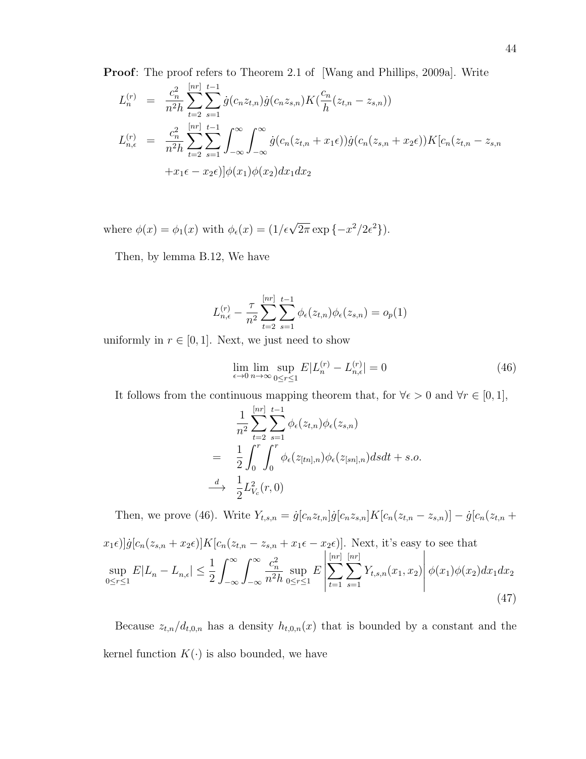**Proof**: The proof refers to Theorem 2.1 of [Wang and Phillips, 2009a]. Write

$$
\begin{aligned}
L_n^{(r)} &= \frac{c_n^2}{n^2 h} \sum_{t=2}^{[nr]} \sum_{s=1}^{t-1} \dot{g}(c_n z_{t,n}) \dot{g}(c_n z_{s,n}) K(\frac{c_n}{h}(z_{t,n} - z_{s,n})) \\
L_{n,\epsilon}^{(r)} &= \frac{c_n^2}{n^2 h} \sum_{t=2}^{[nr]} \sum_{s=1}^{t-1} \int_{-\infty}^{\infty} \int_{-\infty}^{\infty} \dot{g}(c_n(z_{t,n} + x_1 \epsilon)) \dot{g}(c_n(z_{s,n} + x_2 \epsilon)) K[c_n(z_{t,n} - z_{s,n} \\
&\quad + x_1 \epsilon - x_2 \epsilon)] \phi(x_1) \phi(x_2) dx_1 dx_2
\end{aligned}
$$

where $\phi(x) = \phi_1(x)$ with $\phi_\epsilon(x) = (1/\epsilon\sqrt{2\pi} \exp\{-x^2/2\epsilon^2\})$.

Then, by lemma B.12, We have

$$
L_{n,\epsilon}^{(r)} - \frac{\tau}{n^2} \sum_{t=2}^{[nr]} \sum_{s=1}^{t-1} \phi_\epsilon(z_{t,n}) \phi_\epsilon(z_{s,n}) = o_p(1)
$$

uniformly in $r \in [0, 1]$. Next, we just need to show

$$
\lim_{\epsilon \to 0} \lim_{n \to \infty} \sup_{0 \le r \le 1} E|L_n^{(r)} - L_{n,\epsilon}^{(r)}| = 0 \tag{46}
$$

It follows from the continuous mapping theorem that, for $\forall \epsilon > 0$ and $\forall r \in [0, 1]$,

$$
\begin{aligned}
& \frac{1}{n^2} \sum_{t=2}^{[nr]} \sum_{s=1}^{t-1} \phi_\epsilon(z_{t,n}) \phi_\epsilon(z_{s,n}) \\
= \; & \frac{1}{2} \int_0^r \int_0^r \phi_\epsilon(z_{[tn],n}) \phi_\epsilon(z_{[sn],n}) ds dt + s.o. \\
\xrightarrow{d} \; & \frac{1}{2} L_{V_c}^2(r, 0)
\end{aligned}
$$

Then, we prove (46). Write $Y_{t,s,n} = \dot{g}[c_n z_{t,n}] \dot{g}[c_n z_{s,n}] K[c_n(z_{t,n} - z_{s,n})] - \dot{g}[c_n(z_{t,n} + x_1 \epsilon)] \dot{g}[c_n(z_{s,n} + x_2 \epsilon)] K[c_n(z_{t,n} - z_{s,n} + x_1 \epsilon - x_2 \epsilon)]$. Next, it's easy to see that

$$
\sup_{0 \le r \le 1} E|L_n - L_{n,\epsilon}| \le \frac{1}{2} \int_{-\infty}^{\infty} \int_{-\infty}^{\infty} \frac{c_n^2}{n^2 h} \sup_{0 \le r \le 1} E \left| \sum_{t=1}^{[nr]} \sum_{s=1}^{[nr]} Y_{t,s,n}(x_1, x_2) \right| \phi(x_1) \phi(x_2) dx_1 dx_2 \tag{47}
$$

Because $z_{t,n}/d_{t,0,n}$ has a density $h_{t,0,n}(x)$ that is bounded by a constant and the kernel function $K(\cdot)$ is also bounded, we have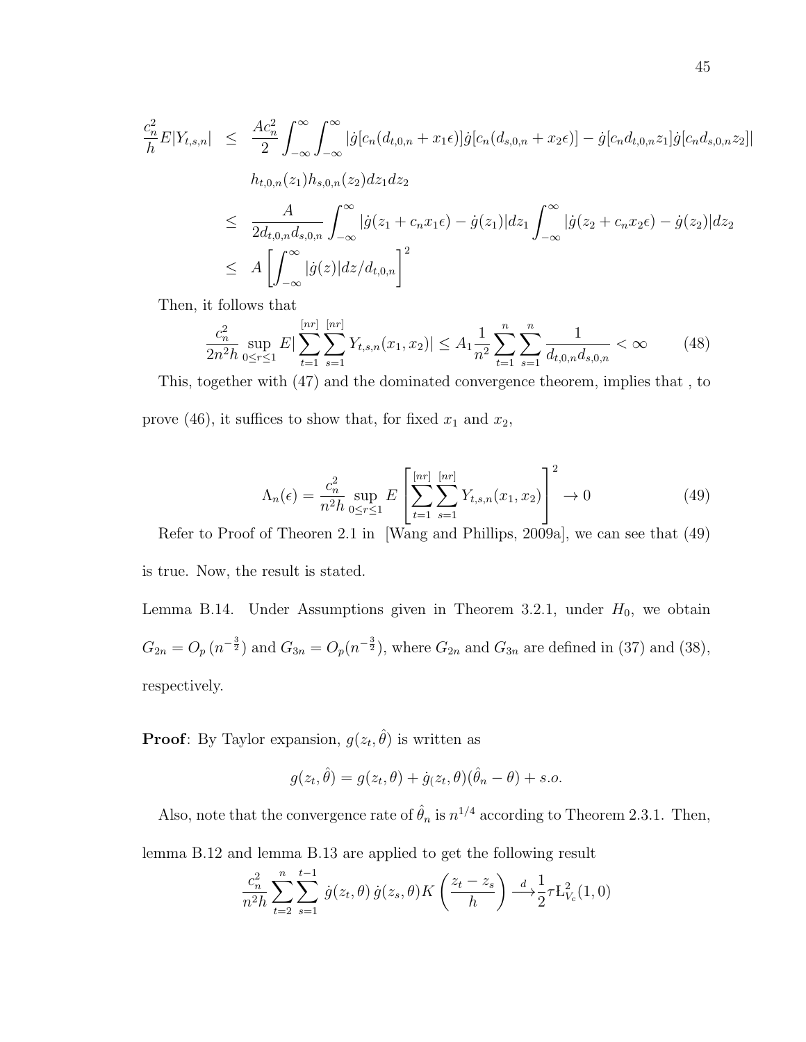$$
\begin{aligned}
\frac{c_n^2}{h}E|Y_{t,s,n}| &\leq \frac{Ac_n^2}{2}\int_{-\infty}^{\infty}\int_{-\infty}^{\infty}|\dot{g}[c_n(d_{t,0,n}+x_1\epsilon)]\dot{g}[c_n(d_{s,0,n}+x_2\epsilon)]-\dot{g}[c_nd_{t,0,n}z_1]\dot{g}[c_nd_{s,0,n}z_2]| \\
&\quad h_{t,0,n}(z_1)h_{s,0,n}(z_2)dz_1dz_2 \\
&\leq \frac{A}{2d_{t,0,n}d_{s,0,n}}\int_{-\infty}^{\infty}|\dot{g}(z_1+c_nx_1\epsilon)-\dot{g}(z_1)|dz_1\int_{-\infty}^{\infty}|\dot{g}(z_2+c_nx_2\epsilon)-\dot{g}(z_2)|dz_2 \\
&\leq A\left[\int_{-\infty}^{\infty}|\dot{g}(z)|dz/d_{t,0,n}\right]^2
\end{aligned}
$$

Then, it follows that

$$
\frac{c_n^2}{2n^2h}\sup_{0\leq r\leq 1}E|\sum_{t=1}^{[nr]}\sum_{s=1}^{[nr]}Y_{t,s,n}(x_1,x_2)| \leq A_1\frac{1}{n^2}\sum_{t=1}^{n}\sum_{s=1}^{n}\frac{1}{d_{t,0,n}d_{s,0,n}} < \infty \qquad (48)
$$

This, together with (47) and the dominated convergence theorem, implies that , to prove (46), it suffices to show that, for fixed $x_1$ and $x_2$,

$$
\Lambda_n(\epsilon) = \frac{c_n^2}{n^2h}\sup_{0\leq r\leq 1}E\left[\sum_{t=1}^{[nr]}\sum_{s=1}^{[nr]}Y_{t,s,n}(x_1,x_2)\right]^2 \to 0 \qquad (49)
$$

Refer to Proof of Theoren 2.1 in [Wang and Phillips, 2009a], we can see that (49) is true. Now, the result is stated.

Lemma B.14. Under Assumptions given in Theorem 3.2.1, under $H_0$, we obtain $G_{2n} = O_p(n^{-\frac{3}{2}})$ and $G_{3n} = O_p(n^{-\frac{3}{2}})$, where $G_{2n}$ and $G_{3n}$ are defined in (37) and (38), respectively.

**Proof**: By Taylor expansion, $g(z_t,\hat{\theta})$ is written as

$$
g(z_t,\hat{\theta}) = g(z_t,\theta) + \dot{g}(z_t,\theta)(\hat{\theta}_n - \theta) + s.o.
$$

Also, note that the convergence rate of $\hat{\theta}_n$ is $n^{1/4}$ according to Theorem 2.3.1. Then, lemma B.12 and lemma B.13 are applied to get the following result

$$
\frac{c_n^2}{n^2h}\sum_{t=2}^{n}\sum_{s=1}^{t-1}\dot{g}(z_t,\theta)\,\dot{g}(z_s,\theta)K\left(\frac{z_t-z_s}{h}\right) \xrightarrow{d} \frac{1}{2}\tau \mathrm{L}^2_{V_c}(1,0)
$$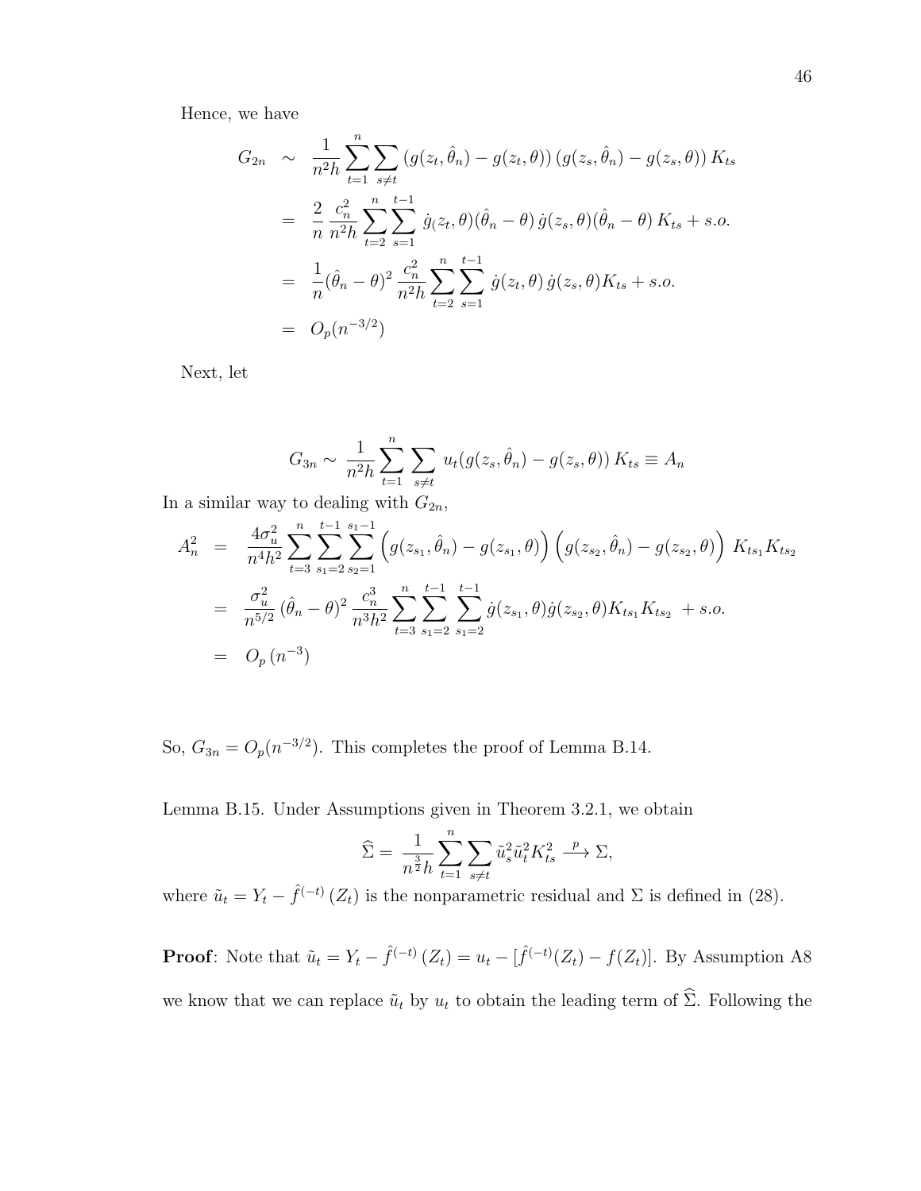Hence, we have

$$
\begin{aligned}
G_{2n} &\sim \frac{1}{n^2 h}\sum_{t=1}^{n}\sum_{s\neq t}\left(g(z_t,\hat{\theta}_n)-g(z_t,\theta)\right)\left(g(z_s,\hat{\theta}_n)-g(z_s,\theta)\right)K_{ts} \\
&= \frac{2}{n}\,\frac{c_n^2}{n^2 h}\sum_{t=2}^{n}\sum_{s=1}^{t-1}\dot{g}_(z_t,\theta)(\hat{\theta}_n-\theta)\,\dot{g}(z_s,\theta)(\hat{\theta}_n-\theta)\,K_{ts}+s.o. \\
&= \frac{1}{n}(\hat{\theta}_n-\theta)^2\,\frac{c_n^2}{n^2 h}\sum_{t=2}^{n}\sum_{s=1}^{t-1}\dot{g}(z_t,\theta)\,\dot{g}(z_s,\theta)K_{ts}+s.o. \\
&= O_p(n^{-3/2})
\end{aligned}
$$

Next, let

$$
G_{3n} \sim \frac{1}{n^2 h}\sum_{t=1}^{n}\sum_{s\neq t}u_t(g(z_s,\hat{\theta}_n)-g(z_s,\theta))\,K_{ts} \equiv A_n
$$

In a similar way to dealing with $G_{2n}$,

$$
\begin{aligned}
A_n^2 &= \frac{4\sigma_u^2}{n^4 h^2}\sum_{t=3}^{n}\sum_{s_1=2}^{t-1}\sum_{s_2=1}^{s_1-1}\left(g(z_{s_1},\hat{\theta}_n)-g(z_{s_1},\theta)\right)\left(g(z_{s_2},\hat{\theta}_n)-g(z_{s_2},\theta)\right)\,K_{ts_1}K_{ts_2} \\
&= \frac{\sigma_u^2}{n^{5/2}}\,(\hat{\theta}_n-\theta)^2\,\frac{c_n^3}{n^3 h^2}\sum_{t=3}^{n}\sum_{s_1=2}^{t-1}\sum_{s_1=2}^{t-1}\dot{g}(z_{s_1},\theta)\dot{g}(z_{s_2},\theta)K_{ts_1}K_{ts_2}\;+s.o. \\
&= O_p\left(n^{-3}\right)
\end{aligned}
$$

So, $G_{3n}=O_p(n^{-3/2})$. This completes the proof of Lemma B.14.

Lemma B.15. Under Assumptions given in Theorem 3.2.1, we obtain

$$
\widehat{\Sigma} = \frac{1}{n^{\frac{3}{2}}h}\sum_{t=1}^{n}\sum_{s\neq t}\tilde{u}_s^2\tilde{u}_t^2K_{ts}^2 \xrightarrow{\;p\;} \Sigma,
$$

where $\tilde{u}_t = Y_t - \hat{f}^{(-t)}(Z_t)$ is the nonparametric residual and $\Sigma$ is defined in (28).

**Proof**: Note that $\tilde{u}_t = Y_t - \hat{f}^{(-t)}(Z_t) = u_t - [\hat{f}^{(-t)}(Z_t) - f(Z_t)]$. By Assumption A8 we know that we can replace $\tilde{u}_t$ by $u_t$ to obtain the leading term of $\widehat{\Sigma}$. Following the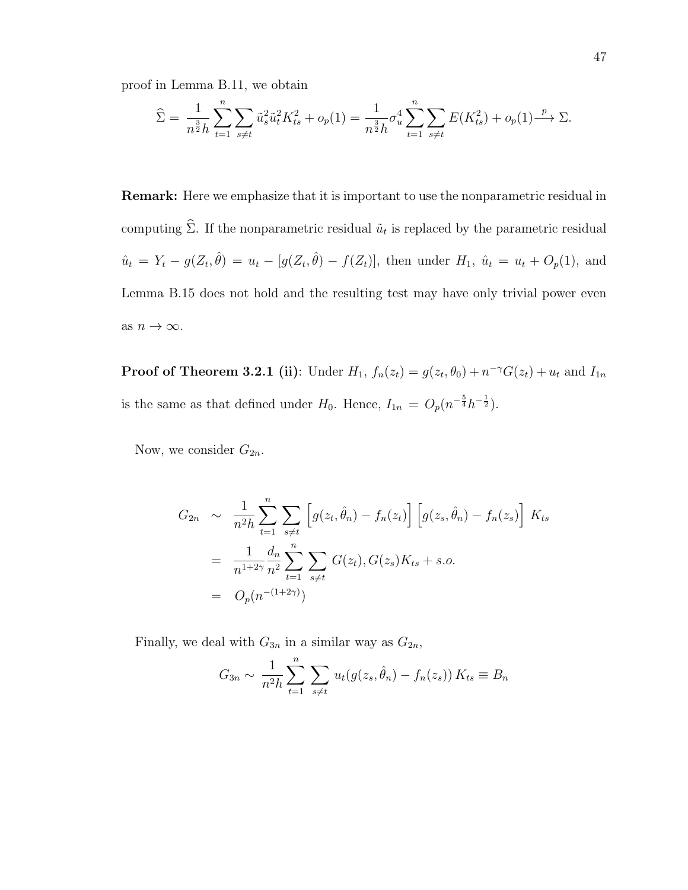proof in Lemma B.11, we obtain

$$\widehat{\Sigma} = \frac{1}{n^{\frac{3}{2}}h}\sum_{t=1}^{n}\sum_{s\neq t}\tilde{u}_s^2\tilde{u}_t^2K_{ts}^2 + o_p(1) = \frac{1}{n^{\frac{3}{2}}h}\sigma_u^4\sum_{t=1}^{n}\sum_{s\neq t}E(K_{ts}^2) + o_p(1)\stackrel{p}{\longrightarrow}\Sigma.$$

**Remark:** Here we emphasize that it is important to use the nonparametric residual in computing $\widehat{\Sigma}$. If the nonparametric residual $\tilde{u}_t$ is replaced by the parametric residual $\hat{u}_t = Y_t - g(Z_t,\hat{\theta}) = u_t - [g(Z_t,\hat{\theta}) - f(Z_t)]$, then under $H_1$, $\hat{u}_t = u_t + O_p(1)$, and Lemma B.15 does not hold and the resulting test may have only trivial power even as $n\to\infty$.

**Proof of Theorem 3.2.1 (ii)**: Under $H_1$, $f_n(z_t) = g(z_t,\theta_0) + n^{-\gamma}G(z_t) + u_t$ and $I_{1n}$ is the same as that defined under $H_0$. Hence, $I_{1n} = O_p(n^{-\frac{5}{4}}h^{-\frac{1}{2}})$.

Now, we consider $G_{2n}$.

$$\begin{aligned}
G_{2n} &\sim \frac{1}{n^2h}\sum_{t=1}^{n}\sum_{s\neq t}\left[g(z_t,\hat{\theta}_n) - f_n(z_t)\right]\left[g(z_s,\hat{\theta}_n) - f_n(z_s)\right]K_{ts} \\
&= \frac{1}{n^{1+2\gamma}}\frac{d_n}{n^2}\sum_{t=1}^{n}\sum_{s\neq t}G(z_t),G(z_s)K_{ts} + s.o. \\
&= O_p(n^{-(1+2\gamma)})
\end{aligned}$$

Finally, we deal with $G_{3n}$ in a similar way as $G_{2n}$,

$$G_{3n} \sim \frac{1}{n^2h}\sum_{t=1}^{n}\sum_{s\neq t}u_t(g(z_s,\hat{\theta}_n) - f_n(z_s))\,K_{ts} \equiv B_n$$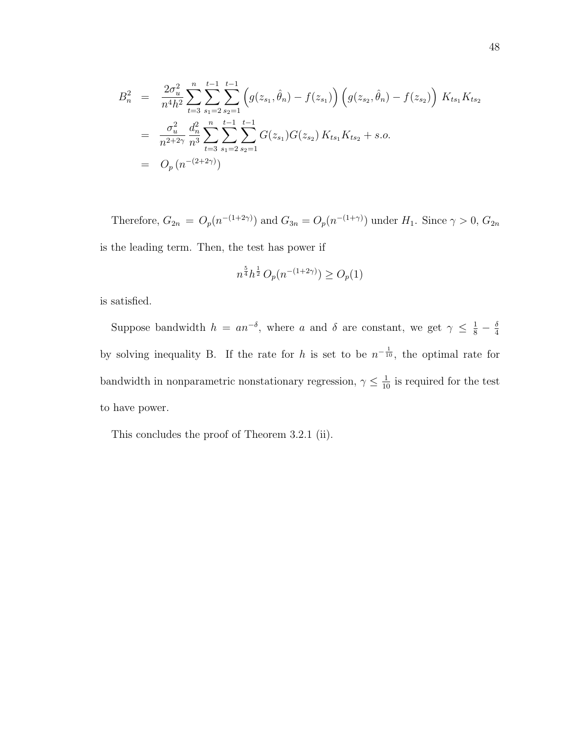$$
\begin{aligned}
B_n^2 &= \frac{2\sigma_u^2}{n^4 h^2} \sum_{t=3}^{n} \sum_{s_1=2}^{t-1} \sum_{s_2=1}^{t-1} \left( g(z_{s_1}, \hat{\theta}_n) - f(z_{s_1}) \right) \left( g(z_{s_2}, \hat{\theta}_n) - f(z_{s_2}) \right) K_{ts_1} K_{ts_2} \\
&= \frac{\sigma_u^2}{n^{2+2\gamma}} \frac{d_n^2}{n^3} \sum_{t=3}^{n} \sum_{s_1=2}^{t-1} \sum_{s_2=1}^{t-1} G(z_{s_1}) G(z_{s_2}) K_{ts_1} K_{ts_2} + s.o. \\
&= O_p\left(n^{-(2+2\gamma)}\right)
\end{aligned}
$$

Therefore, $G_{2n} = O_p(n^{-(1+2\gamma)})$ and $G_{3n} = O_p(n^{-(1+\gamma)})$ under $H_1$. Since $\gamma > 0$, $G_{2n}$ is the leading term. Then, the test has power if

$$
n^{\frac{5}{4}} h^{\frac{1}{2}} \, O_p(n^{-(1+2\gamma)}) \geq O_p(1)
$$

is satisfied.

Suppose bandwidth $h = an^{-\delta}$, where $a$ and $\delta$ are constant, we get $\gamma \leq \frac{1}{8} - \frac{\delta}{4}$ by solving inequality B. If the rate for $h$ is set to be $n^{-\frac{1}{10}}$, the optimal rate for bandwidth in nonparametric nonstationary regression, $\gamma \leq \frac{1}{10}$ is required for the test to have power.

This concludes the proof of Theorem 3.2.1 (ii).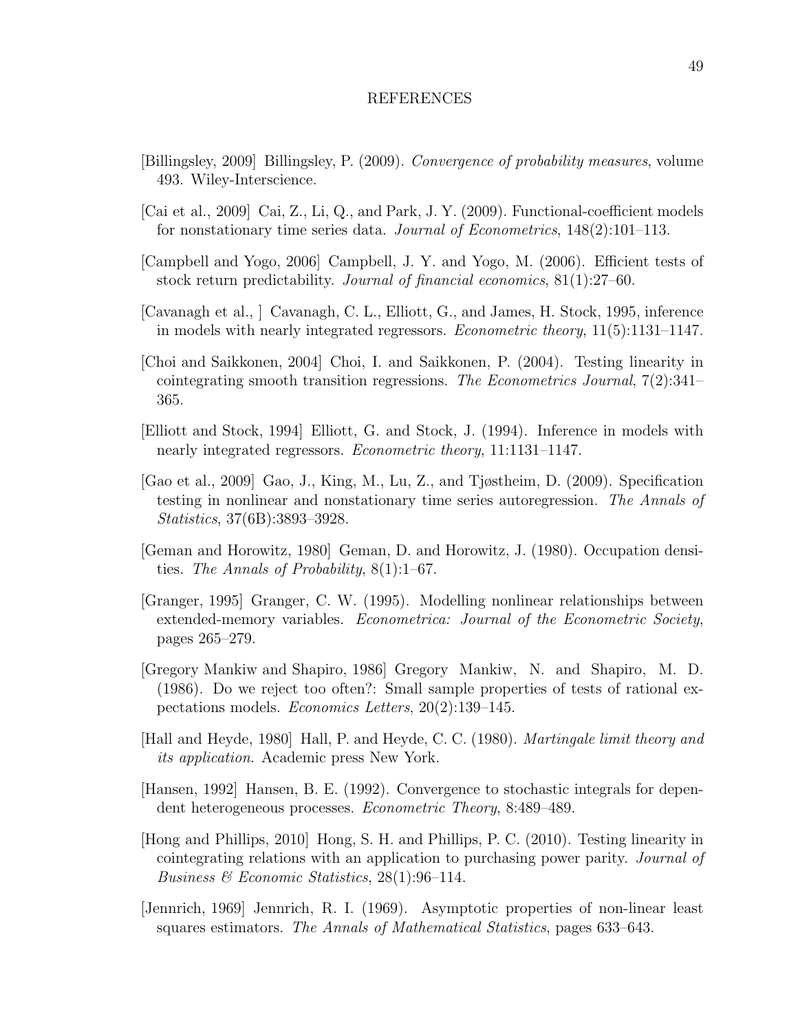# REFERENCES

[Billingsley, 2009] Billingsley, P. (2009). *Convergence of probability measures*, volume 493. Wiley-Interscience.

[Cai et al., 2009] Cai, Z., Li, Q., and Park, J. Y. (2009). Functional-coefficient models for nonstationary time series data. *Journal of Econometrics*, 148(2):101–113.

[Campbell and Yogo, 2006] Campbell, J. Y. and Yogo, M. (2006). Efficient tests of stock return predictability. *Journal of financial economics*, 81(1):27–60.

[Cavanagh et al., ] Cavanagh, C. L., Elliott, G., and James, H. Stock, 1995, inference in models with nearly integrated regressors. *Econometric theory*, 11(5):1131–1147.

[Choi and Saikkonen, 2004] Choi, I. and Saikkonen, P. (2004). Testing linearity in cointegrating smooth transition regressions. *The Econometrics Journal*, 7(2):341–365.

[Elliott and Stock, 1994] Elliott, G. and Stock, J. (1994). Inference in models with nearly integrated regressors. *Econometric theory*, 11:1131–1147.

[Gao et al., 2009] Gao, J., King, M., Lu, Z., and Tjøstheim, D. (2009). Specification testing in nonlinear and nonstationary time series autoregression. *The Annals of Statistics*, 37(6B):3893–3928.

[Geman and Horowitz, 1980] Geman, D. and Horowitz, J. (1980). Occupation densities. *The Annals of Probability*, 8(1):1–67.

[Granger, 1995] Granger, C. W. (1995). Modelling nonlinear relationships between extended-memory variables. *Econometrica: Journal of the Econometric Society*, pages 265–279.

[Gregory Mankiw and Shapiro, 1986] Gregory Mankiw, N. and Shapiro, M. D. (1986). Do we reject too often?: Small sample properties of tests of rational expectations models. *Economics Letters*, 20(2):139–145.

[Hall and Heyde, 1980] Hall, P. and Heyde, C. C. (1980). *Martingale limit theory and its application*. Academic press New York.

[Hansen, 1992] Hansen, B. E. (1992). Convergence to stochastic integrals for dependent heterogeneous processes. *Econometric Theory*, 8:489–489.

[Hong and Phillips, 2010] Hong, S. H. and Phillips, P. C. (2010). Testing linearity in cointegrating relations with an application to purchasing power parity. *Journal of Business & Economic Statistics*, 28(1):96–114.

[Jennrich, 1969] Jennrich, R. I. (1969). Asymptotic properties of non-linear least squares estimators. *The Annals of Mathematical Statistics*, pages 633–643.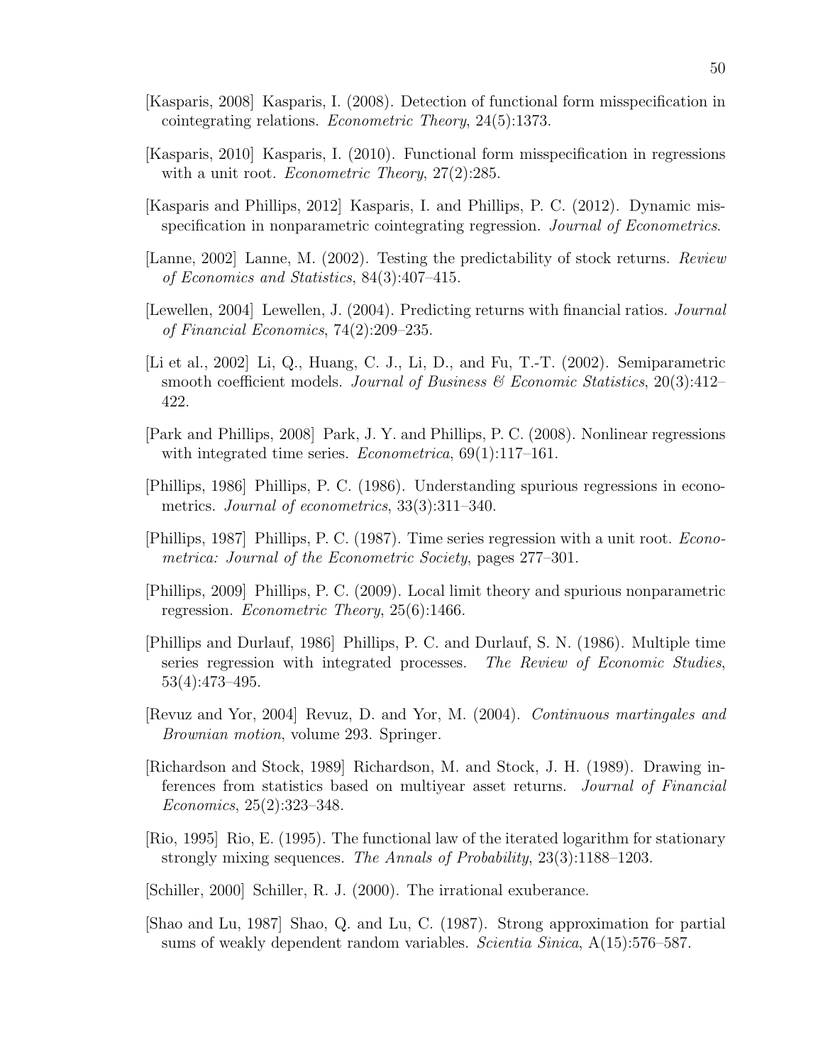[Kasparis, 2008] Kasparis, I. (2008). Detection of functional form misspecification in cointegrating relations. *Econometric Theory*, 24(5):1373.

[Kasparis, 2010] Kasparis, I. (2010). Functional form misspecification in regressions with a unit root. *Econometric Theory*, 27(2):285.

[Kasparis and Phillips, 2012] Kasparis, I. and Phillips, P. C. (2012). Dynamic misspecification in nonparametric cointegrating regression. *Journal of Econometrics*.

[Lanne, 2002] Lanne, M. (2002). Testing the predictability of stock returns. *Review of Economics and Statistics*, 84(3):407–415.

[Lewellen, 2004] Lewellen, J. (2004). Predicting returns with financial ratios. *Journal of Financial Economics*, 74(2):209–235.

[Li et al., 2002] Li, Q., Huang, C. J., Li, D., and Fu, T.-T. (2002). Semiparametric smooth coefficient models. *Journal of Business & Economic Statistics*, 20(3):412–422.

[Park and Phillips, 2008] Park, J. Y. and Phillips, P. C. (2008). Nonlinear regressions with integrated time series. *Econometrica*, 69(1):117–161.

[Phillips, 1986] Phillips, P. C. (1986). Understanding spurious regressions in econometrics. *Journal of econometrics*, 33(3):311–340.

[Phillips, 1987] Phillips, P. C. (1987). Time series regression with a unit root. *Econometrica: Journal of the Econometric Society*, pages 277–301.

[Phillips, 2009] Phillips, P. C. (2009). Local limit theory and spurious nonparametric regression. *Econometric Theory*, 25(6):1466.

[Phillips and Durlauf, 1986] Phillips, P. C. and Durlauf, S. N. (1986). Multiple time series regression with integrated processes. *The Review of Economic Studies*, 53(4):473–495.

[Revuz and Yor, 2004] Revuz, D. and Yor, M. (2004). *Continuous martingales and Brownian motion*, volume 293. Springer.

[Richardson and Stock, 1989] Richardson, M. and Stock, J. H. (1989). Drawing inferences from statistics based on multiyear asset returns. *Journal of Financial Economics*, 25(2):323–348.

[Rio, 1995] Rio, E. (1995). The functional law of the iterated logarithm for stationary strongly mixing sequences. *The Annals of Probability*, 23(3):1188–1203.

[Schiller, 2000] Schiller, R. J. (2000). The irrational exuberance.

[Shao and Lu, 1987] Shao, Q. and Lu, C. (1987). Strong approximation for partial sums of weakly dependent random variables. *Scientia Sinica*, A(15):576–587.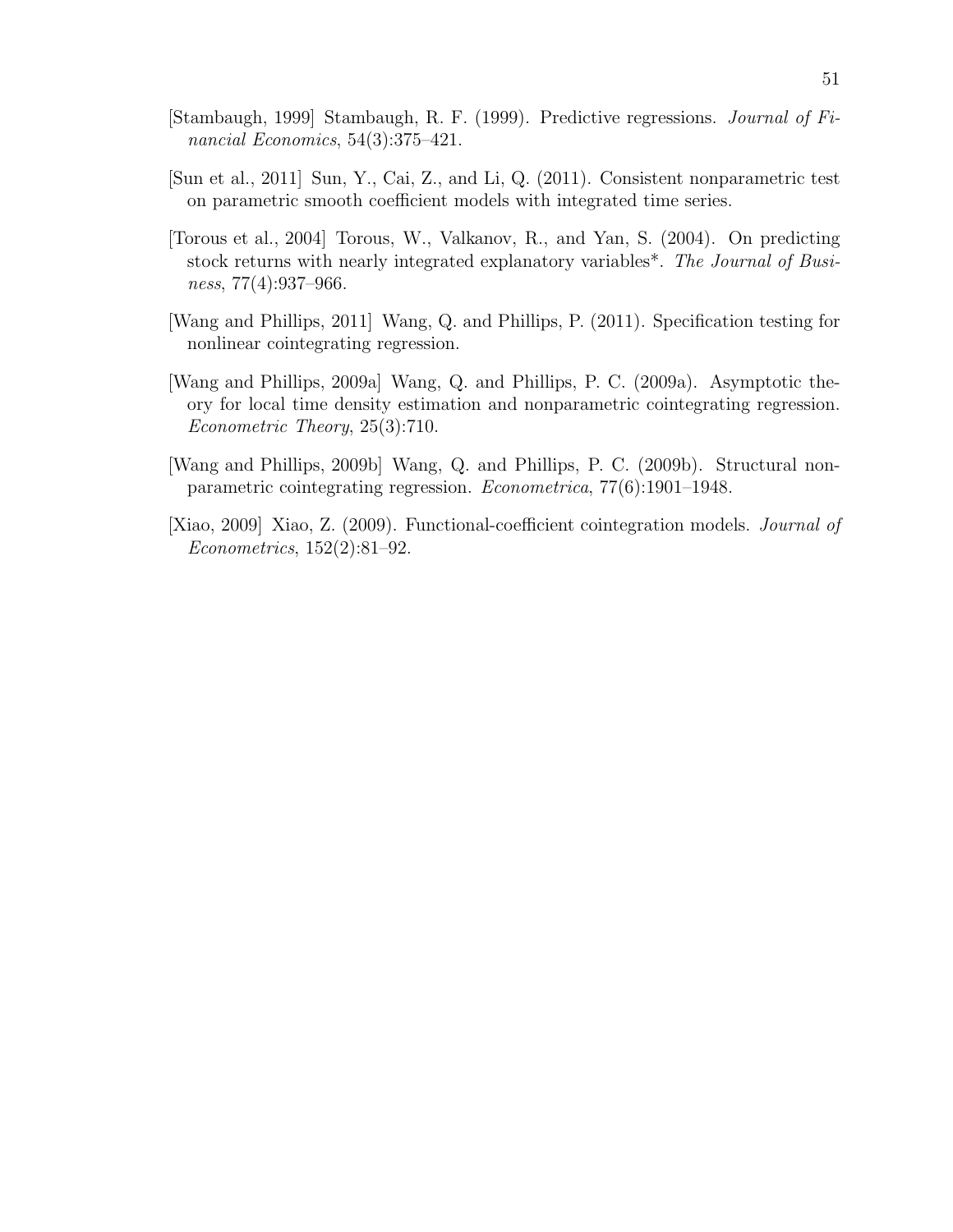[Stambaugh, 1999] Stambaugh, R. F. (1999). Predictive regressions. *Journal of Financial Economics*, 54(3):375–421.

[Sun et al., 2011] Sun, Y., Cai, Z., and Li, Q. (2011). Consistent nonparametric test on parametric smooth coefficient models with integrated time series.

[Torous et al., 2004] Torous, W., Valkanov, R., and Yan, S. (2004). On predicting stock returns with nearly integrated explanatory variables*. *The Journal of Business*, 77(4):937–966.

[Wang and Phillips, 2011] Wang, Q. and Phillips, P. (2011). Specification testing for nonlinear cointegrating regression.

[Wang and Phillips, 2009a] Wang, Q. and Phillips, P. C. (2009a). Asymptotic theory for local time density estimation and nonparametric cointegrating regression. *Econometric Theory*, 25(3):710.

[Wang and Phillips, 2009b] Wang, Q. and Phillips, P. C. (2009b). Structural nonparametric cointegrating regression. *Econometrica*, 77(6):1901–1948.

[Xiao, 2009] Xiao, Z. (2009). Functional-coefficient cointegration models. *Journal of Econometrics*, 152(2):81–92.